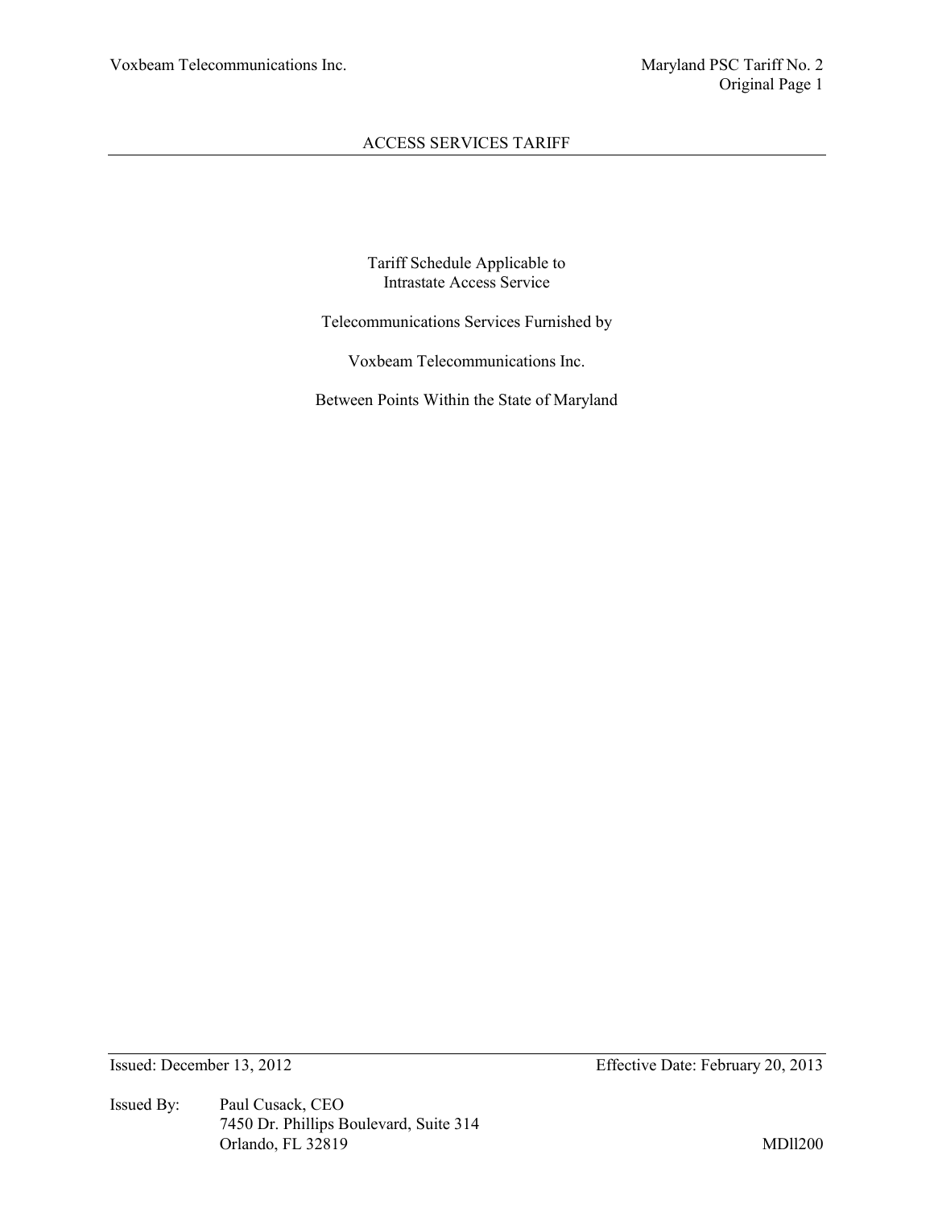# ACCESS SERVICES TARIFF

Tariff Schedule Applicable to
Intrastate Access Service

Telecommunications Services Furnished by

Voxbeam Telecommunications Inc.

Between Points Within the State of Maryland

Issued: December 13, 2012 Effective Date: February 20, 2013

Issued By: Paul Cusack, CEO
7450 Dr. Phillips Boulevard, Suite 314
Orlando, FL 32819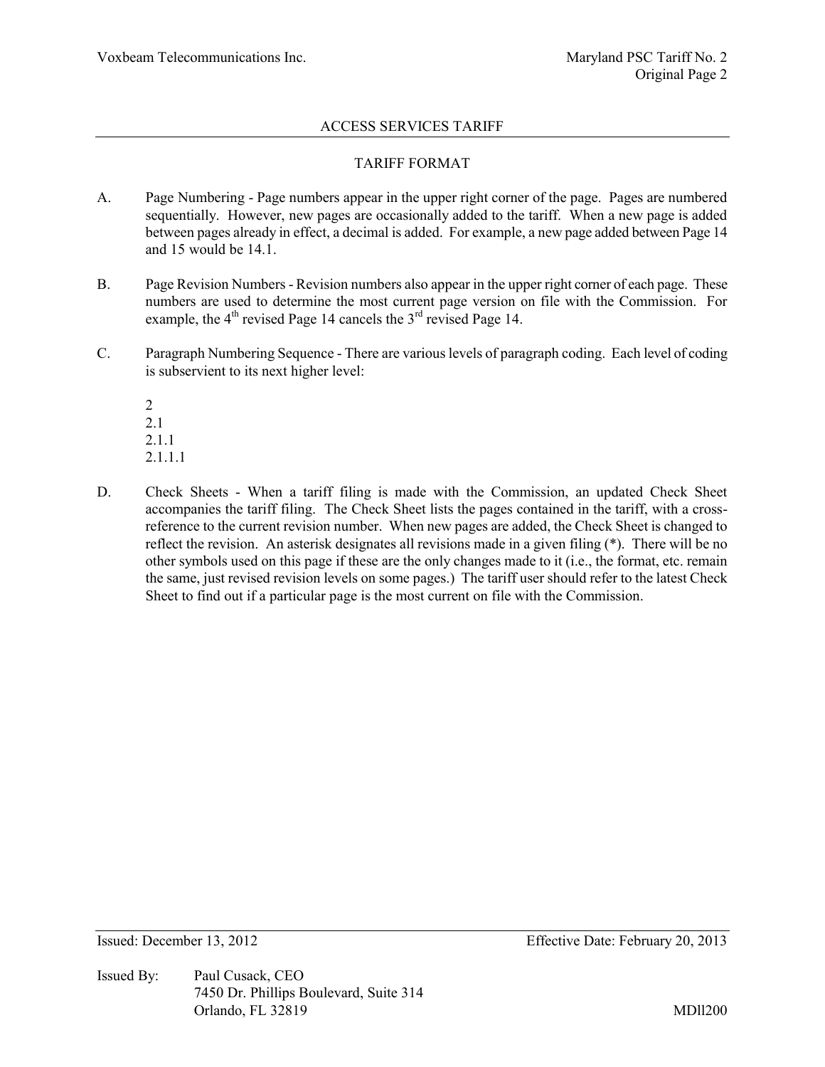## ACCESS SERVICES TARIFF

### TARIFF FORMAT

A. Page Numbering - Page numbers appear in the upper right corner of the page. Pages are numbered sequentially. However, new pages are occasionally added to the tariff. When a new page is added between pages already in effect, a decimal is added. For example, a new page added between Page 14 and 15 would be 14.1.

B. Page Revision Numbers - Revision numbers also appear in the upper right corner of each page. These numbers are used to determine the most current page version on file with the Commission. For example, the 4th revised Page 14 cancels the 3rd revised Page 14.

C. Paragraph Numbering Sequence - There are various levels of paragraph coding. Each level of coding is subservient to its next higher level:

2
2.1
2.1.1
2.1.1.1

D. Check Sheets - When a tariff filing is made with the Commission, an updated Check Sheet accompanies the tariff filing. The Check Sheet lists the pages contained in the tariff, with a cross-reference to the current revision number. When new pages are added, the Check Sheet is changed to reflect the revision. An asterisk designates all revisions made in a given filing (*). There will be no other symbols used on this page if these are the only changes made to it (i.e., the format, etc. remain the same, just revised revision levels on some pages.) The tariff user should refer to the latest Check Sheet to find out if a particular page is the most current on file with the Commission.

Issued: December 13, 2012 Effective Date: February 20, 2013

Issued By: Paul Cusack, CEO
7450 Dr. Phillips Boulevard, Suite 314
Orlando, FL 32819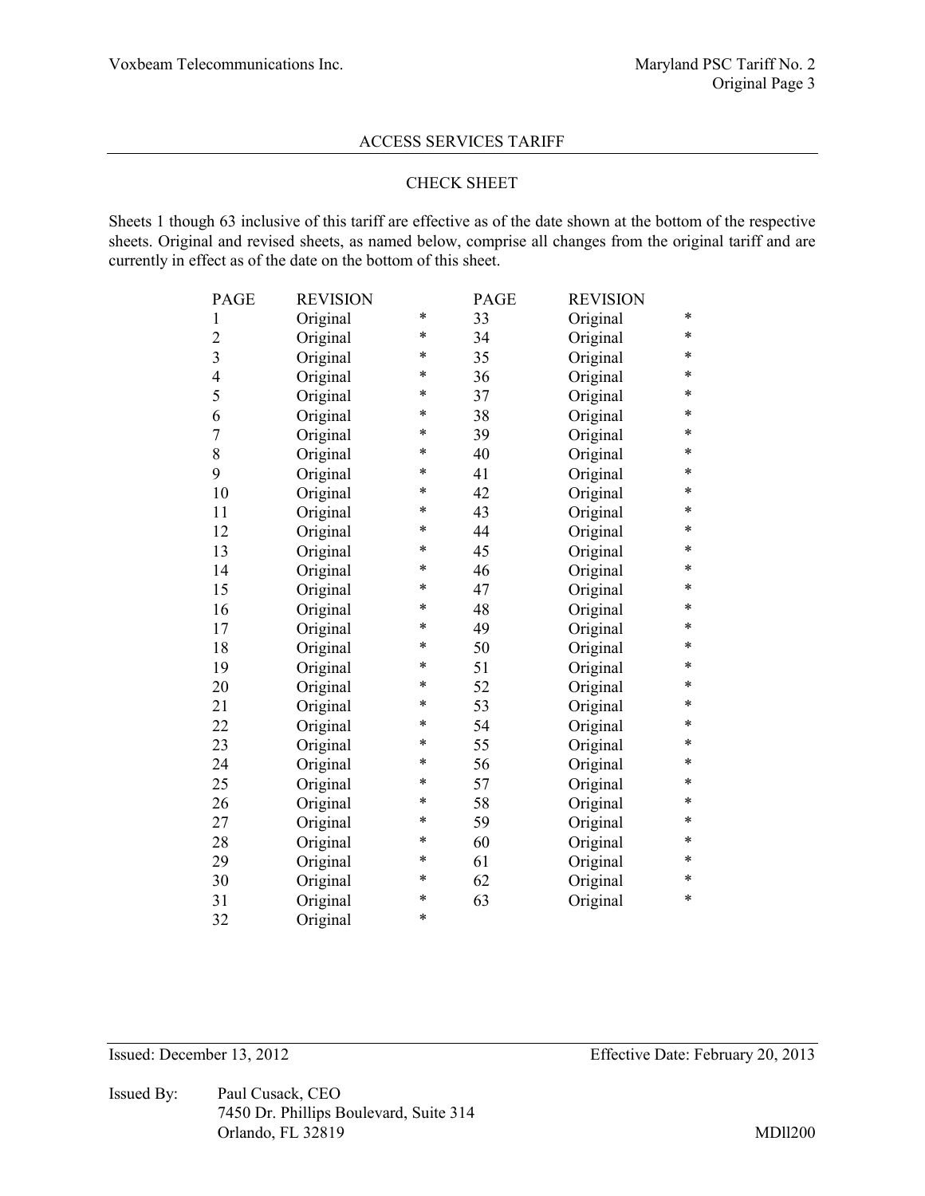ACCESS SERVICES TARIFF

## CHECK SHEET

Sheets 1 though 63 inclusive of this tariff are effective as of the date shown at the bottom of the respective sheets. Original and revised sheets, as named below, comprise all changes from the original tariff and are currently in effect as of the date on the bottom of this sheet.

| PAGE | REVISION | | PAGE | REVISION | |
|---|---|---|---|---|---|
| 1 | Original | * | 33 | Original | * |
| 2 | Original | * | 34 | Original | * |
| 3 | Original | * | 35 | Original | * |
| 4 | Original | * | 36 | Original | * |
| 5 | Original | * | 37 | Original | * |
| 6 | Original | * | 38 | Original | * |
| 7 | Original | * | 39 | Original | * |
| 8 | Original | * | 40 | Original | * |
| 9 | Original | * | 41 | Original | * |
| 10 | Original | * | 42 | Original | * |
| 11 | Original | * | 43 | Original | * |
| 12 | Original | * | 44 | Original | * |
| 13 | Original | * | 45 | Original | * |
| 14 | Original | * | 46 | Original | * |
| 15 | Original | * | 47 | Original | * |
| 16 | Original | * | 48 | Original | * |
| 17 | Original | * | 49 | Original | * |
| 18 | Original | * | 50 | Original | * |
| 19 | Original | * | 51 | Original | * |
| 20 | Original | * | 52 | Original | * |
| 21 | Original | * | 53 | Original | * |
| 22 | Original | * | 54 | Original | * |
| 23 | Original | * | 55 | Original | * |
| 24 | Original | * | 56 | Original | * |
| 25 | Original | * | 57 | Original | * |
| 26 | Original | * | 58 | Original | * |
| 27 | Original | * | 59 | Original | * |
| 28 | Original | * | 60 | Original | * |
| 29 | Original | * | 61 | Original | * |
| 30 | Original | * | 62 | Original | * |
| 31 | Original | * | 63 | Original | * |
| 32 | Original | * | | | |

Issued: December 13, 2012 Effective Date: February 20, 2013

Issued By: Paul Cusack, CEO
7450 Dr. Phillips Boulevard, Suite 314
Orlando, FL 32819

MDll200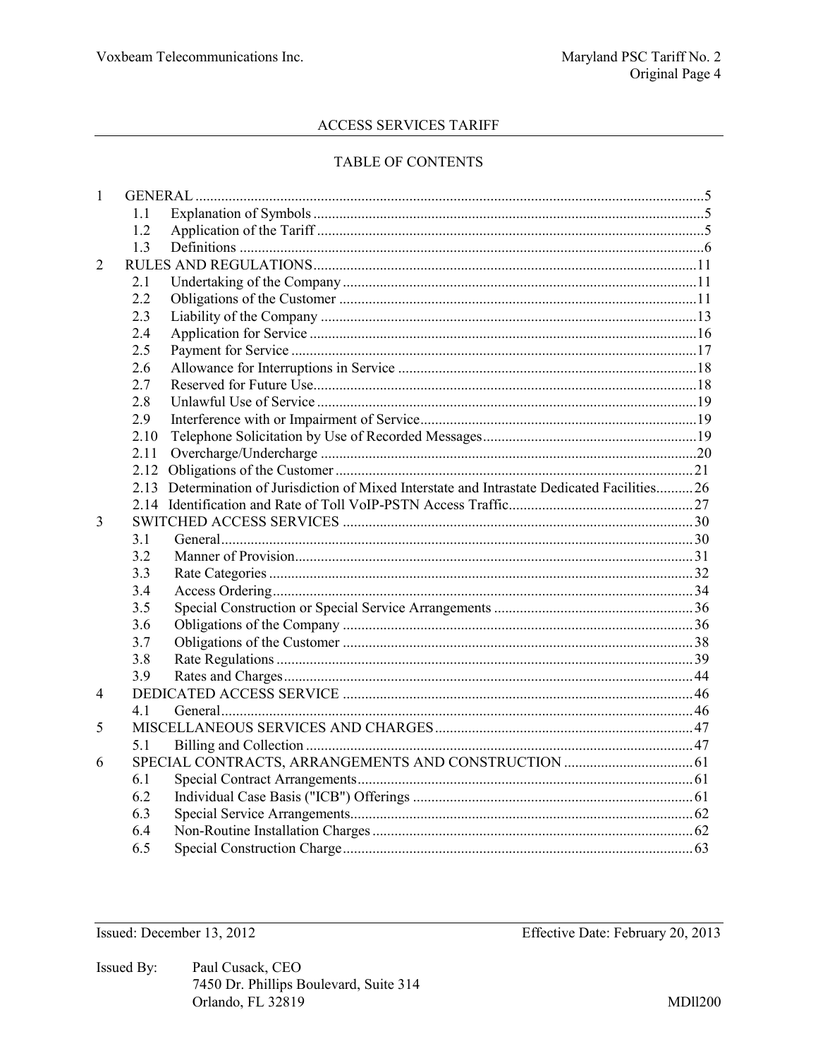## ACCESS SERVICES TARIFF

### TABLE OF CONTENTS

| | | | |
|---|---|---|---|
| 1 | | GENERAL | 5 |
| | 1.1 | Explanation of Symbols | 5 |
| | 1.2 | Application of the Tariff | 5 |
| | 1.3 | Definitions | 6 |
| 2 | | RULES AND REGULATIONS | 11 |
| | 2.1 | Undertaking of the Company | 11 |
| | 2.2 | Obligations of the Customer | 11 |
| | 2.3 | Liability of the Company | 13 |
| | 2.4 | Application for Service | 16 |
| | 2.5 | Payment for Service | 17 |
| | 2.6 | Allowance for Interruptions in Service | 18 |
| | 2.7 | Reserved for Future Use | 18 |
| | 2.8 | Unlawful Use of Service | 19 |
| | 2.9 | Interference with or Impairment of Service | 19 |
| | 2.10 | Telephone Solicitation by Use of Recorded Messages | 19 |
| | 2.11 | Overcharge/Undercharge | 20 |
| | 2.12 | Obligations of the Customer | 21 |
| | 2.13 | Determination of Jurisdiction of Mixed Interstate and Intrastate Dedicated Facilities | 26 |
| | 2.14 | Identification and Rate of Toll VoIP-PSTN Access Traffic | 27 |
| 3 | | SWITCHED ACCESS SERVICES | 30 |
| | 3.1 | General | 30 |
| | 3.2 | Manner of Provision | 31 |
| | 3.3 | Rate Categories | 32 |
| | 3.4 | Access Ordering | 34 |
| | 3.5 | Special Construction or Special Service Arrangements | 36 |
| | 3.6 | Obligations of the Company | 36 |
| | 3.7 | Obligations of the Customer | 38 |
| | 3.8 | Rate Regulations | 39 |
| | 3.9 | Rates and Charges | 44 |
| 4 | | DEDICATED ACCESS SERVICE | 46 |
| | 4.1 | General | 46 |
| 5 | | MISCELLANEOUS SERVICES AND CHARGES | 47 |
| | 5.1 | Billing and Collection | 47 |
| 6 | | SPECIAL CONTRACTS, ARRANGEMENTS AND CONSTRUCTION | 61 |
| | 6.1 | Special Contract Arrangements | 61 |
| | 6.2 | Individual Case Basis ("ICB") Offerings | 61 |
| | 6.3 | Special Service Arrangements | 62 |
| | 6.4 | Non-Routine Installation Charges | 62 |
| | 6.5 | Special Construction Charge | 63 |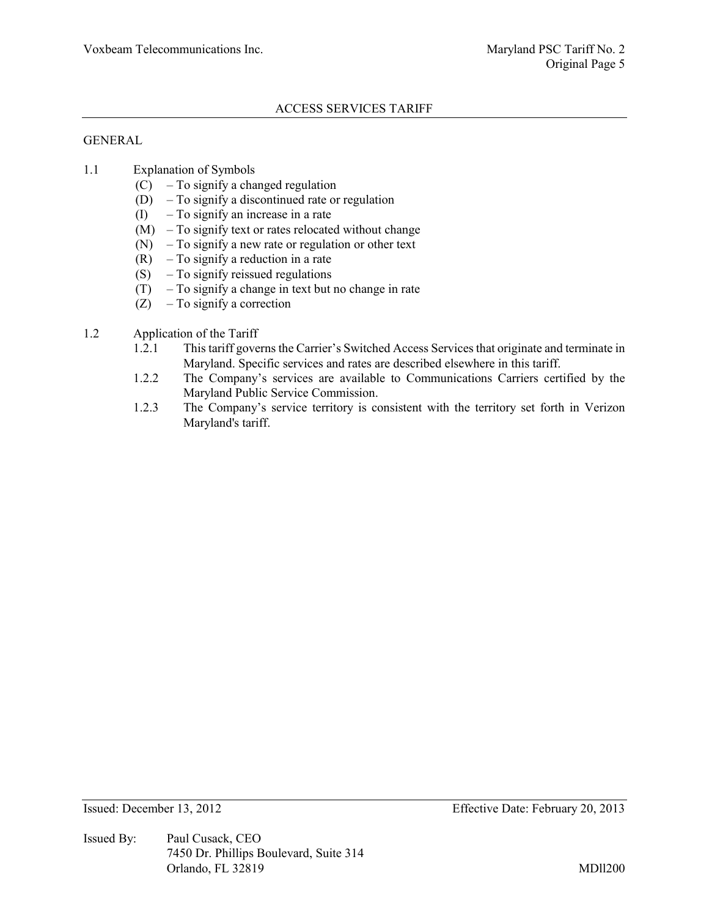## ACCESS SERVICES TARIFF

### GENERAL

**1.1 Explanation of Symbols**

- (C) – To signify a changed regulation
- (D) – To signify a discontinued rate or regulation
- (I) – To signify an increase in a rate
- (M) – To signify text or rates relocated without change
- (N) – To signify a new rate or regulation or other text
- (R) – To signify a reduction in a rate
- (S) – To signify reissued regulations
- (T) – To signify a change in text but no change in rate
- (Z) – To signify a correction

**1.2 Application of the Tariff**

1.2.1 This tariff governs the Carrier's Switched Access Services that originate and terminate in Maryland. Specific services and rates are described elsewhere in this tariff.

1.2.2 The Company's services are available to Communications Carriers certified by the Maryland Public Service Commission.

1.2.3 The Company's service territory is consistent with the territory set forth in Verizon Maryland's tariff.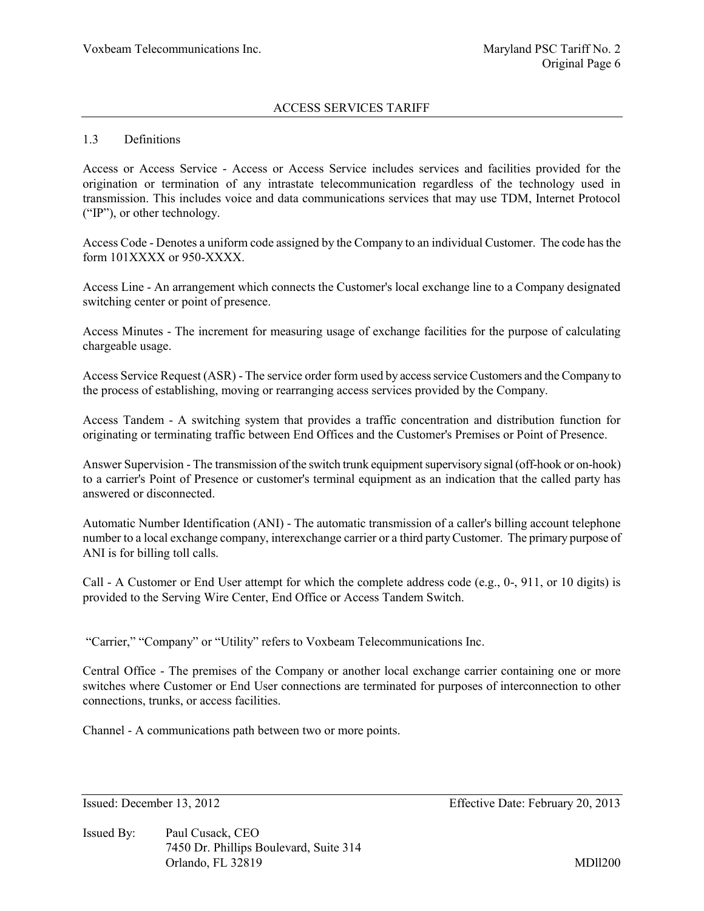## 1.3 Definitions

Access or Access Service - Access or Access Service includes services and facilities provided for the origination or termination of any intrastate telecommunication regardless of the technology used in transmission. This includes voice and data communications services that may use TDM, Internet Protocol ("IP"), or other technology.

Access Code - Denotes a uniform code assigned by the Company to an individual Customer. The code has the form 101XXXX or 950-XXXX.

Access Line - An arrangement which connects the Customer's local exchange line to a Company designated switching center or point of presence.

Access Minutes - The increment for measuring usage of exchange facilities for the purpose of calculating chargeable usage.

Access Service Request (ASR) - The service order form used by access service Customers and the Company to the process of establishing, moving or rearranging access services provided by the Company.

Access Tandem - A switching system that provides a traffic concentration and distribution function for originating or terminating traffic between End Offices and the Customer's Premises or Point of Presence.

Answer Supervision - The transmission of the switch trunk equipment supervisory signal (off-hook or on-hook) to a carrier's Point of Presence or customer's terminal equipment as an indication that the called party has answered or disconnected.

Automatic Number Identification (ANI) - The automatic transmission of a caller's billing account telephone number to a local exchange company, interexchange carrier or a third party Customer. The primary purpose of ANI is for billing toll calls.

Call - A Customer or End User attempt for which the complete address code (e.g., 0-, 911, or 10 digits) is provided to the Serving Wire Center, End Office or Access Tandem Switch.

"Carrier," "Company" or "Utility" refers to Voxbeam Telecommunications Inc.

Central Office - The premises of the Company or another local exchange carrier containing one or more switches where Customer or End User connections are terminated for purposes of interconnection to other connections, trunks, or access facilities.

Channel - A communications path between two or more points.

Issued: December 13, 2012 Effective Date: February 20, 2013

Issued By: Paul Cusack, CEO
7450 Dr. Phillips Boulevard, Suite 314
Orlando, FL 32819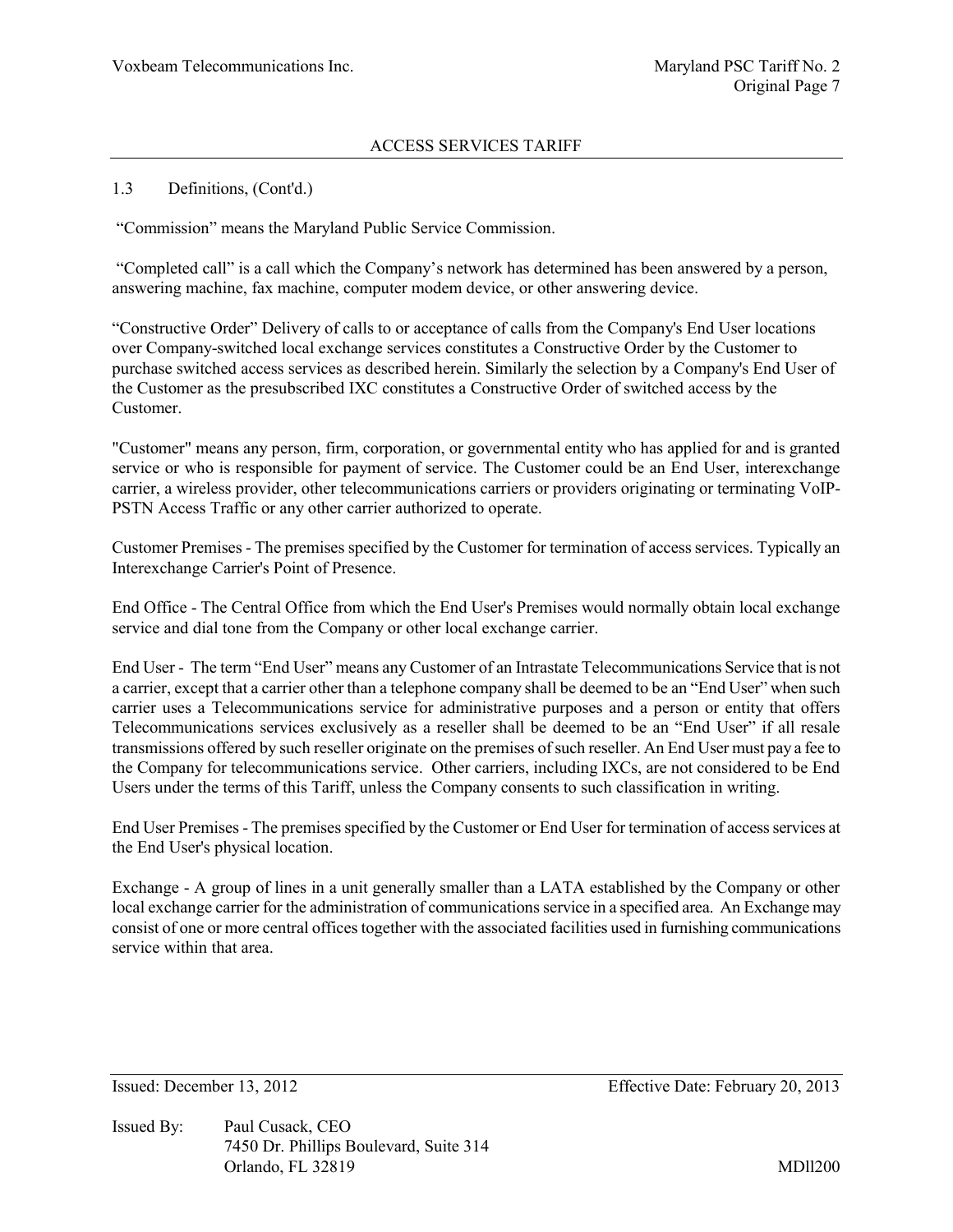## ACCESS SERVICES TARIFF

1.3 Definitions, (Cont'd.)

"Commission" means the Maryland Public Service Commission.

"Completed call" is a call which the Company's network has determined has been answered by a person, answering machine, fax machine, computer modem device, or other answering device.

"Constructive Order" Delivery of calls to or acceptance of calls from the Company's End User locations over Company-switched local exchange services constitutes a Constructive Order by the Customer to purchase switched access services as described herein. Similarly the selection by a Company's End User of the Customer as the presubscribed IXC constitutes a Constructive Order of switched access by the Customer.

"Customer" means any person, firm, corporation, or governmental entity who has applied for and is granted service or who is responsible for payment of service. The Customer could be an End User, interexchange carrier, a wireless provider, other telecommunications carriers or providers originating or terminating VoIP-PSTN Access Traffic or any other carrier authorized to operate.

Customer Premises - The premises specified by the Customer for termination of access services. Typically an Interexchange Carrier's Point of Presence.

End Office - The Central Office from which the End User's Premises would normally obtain local exchange service and dial tone from the Company or other local exchange carrier.

End User - The term "End User" means any Customer of an Intrastate Telecommunications Service that is not a carrier, except that a carrier other than a telephone company shall be deemed to be an "End User" when such carrier uses a Telecommunications service for administrative purposes and a person or entity that offers Telecommunications services exclusively as a reseller shall be deemed to be an "End User" if all resale transmissions offered by such reseller originate on the premises of such reseller. An End User must pay a fee to the Company for telecommunications service. Other carriers, including IXCs, are not considered to be End Users under the terms of this Tariff, unless the Company consents to such classification in writing.

End User Premises - The premises specified by the Customer or End User for termination of access services at the End User's physical location.

Exchange - A group of lines in a unit generally smaller than a LATA established by the Company or other local exchange carrier for the administration of communications service in a specified area. An Exchange may consist of one or more central offices together with the associated facilities used in furnishing communications service within that area.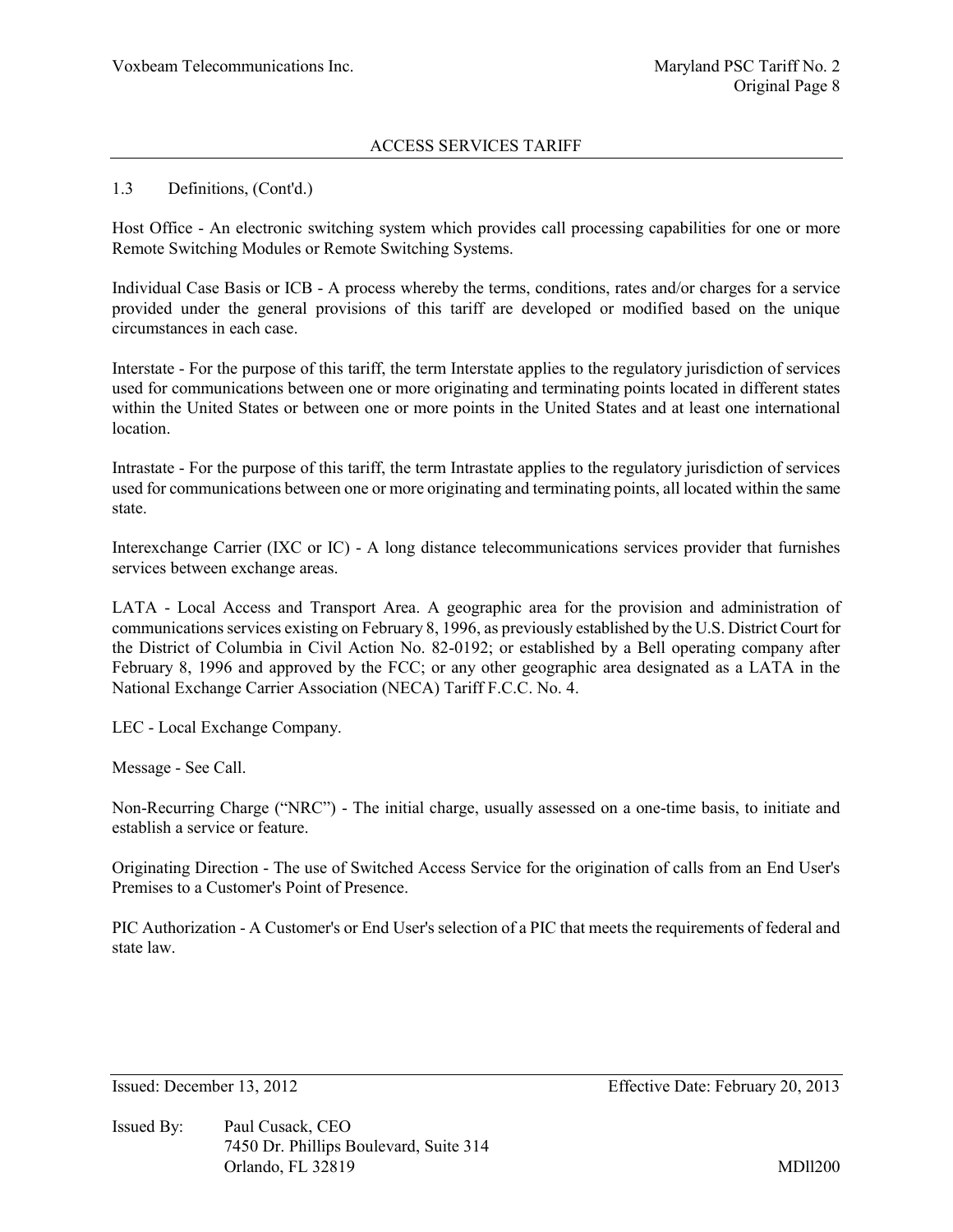1.3 Definitions, (Cont'd.)

Host Office - An electronic switching system which provides call processing capabilities for one or more Remote Switching Modules or Remote Switching Systems.

Individual Case Basis or ICB - A process whereby the terms, conditions, rates and/or charges for a service provided under the general provisions of this tariff are developed or modified based on the unique circumstances in each case.

Interstate - For the purpose of this tariff, the term Interstate applies to the regulatory jurisdiction of services used for communications between one or more originating and terminating points located in different states within the United States or between one or more points in the United States and at least one international location.

Intrastate - For the purpose of this tariff, the term Intrastate applies to the regulatory jurisdiction of services used for communications between one or more originating and terminating points, all located within the same state.

Interexchange Carrier (IXC or IC) - A long distance telecommunications services provider that furnishes services between exchange areas.

LATA - Local Access and Transport Area. A geographic area for the provision and administration of communications services existing on February 8, 1996, as previously established by the U.S. District Court for the District of Columbia in Civil Action No. 82-0192; or established by a Bell operating company after February 8, 1996 and approved by the FCC; or any other geographic area designated as a LATA in the National Exchange Carrier Association (NECA) Tariff F.C.C. No. 4.

LEC - Local Exchange Company.

Message - See Call.

Non-Recurring Charge ("NRC") - The initial charge, usually assessed on a one-time basis, to initiate and establish a service or feature.

Originating Direction - The use of Switched Access Service for the origination of calls from an End User's Premises to a Customer's Point of Presence.

PIC Authorization - A Customer's or End User's selection of a PIC that meets the requirements of federal and state law.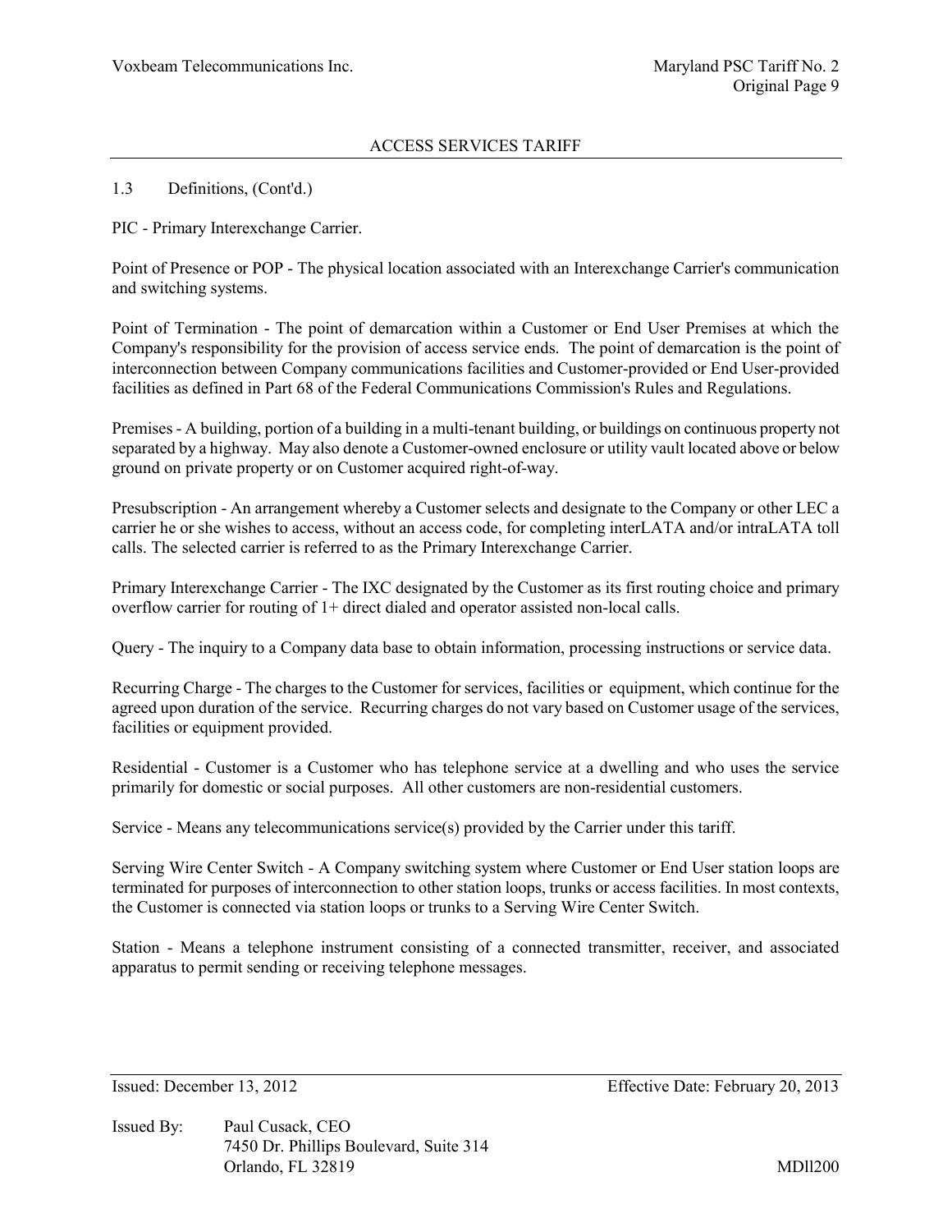ACCESS SERVICES TARIFF

1.3 Definitions, (Cont'd.)

PIC - Primary Interexchange Carrier.

Point of Presence or POP - The physical location associated with an Interexchange Carrier's communication and switching systems.

Point of Termination - The point of demarcation within a Customer or End User Premises at which the Company's responsibility for the provision of access service ends. The point of demarcation is the point of interconnection between Company communications facilities and Customer-provided or End User-provided facilities as defined in Part 68 of the Federal Communications Commission's Rules and Regulations.

Premises - A building, portion of a building in a multi-tenant building, or buildings on continuous property not separated by a highway. May also denote a Customer-owned enclosure or utility vault located above or below ground on private property or on Customer acquired right-of-way.

Presubscription - An arrangement whereby a Customer selects and designate to the Company or other LEC a carrier he or she wishes to access, without an access code, for completing interLATA and/or intraLATA toll calls. The selected carrier is referred to as the Primary Interexchange Carrier.

Primary Interexchange Carrier - The IXC designated by the Customer as its first routing choice and primary overflow carrier for routing of 1+ direct dialed and operator assisted non-local calls.

Query - The inquiry to a Company data base to obtain information, processing instructions or service data.

Recurring Charge - The charges to the Customer for services, facilities or equipment, which continue for the agreed upon duration of the service. Recurring charges do not vary based on Customer usage of the services, facilities or equipment provided.

Residential - Customer is a Customer who has telephone service at a dwelling and who uses the service primarily for domestic or social purposes. All other customers are non-residential customers.

Service - Means any telecommunications service(s) provided by the Carrier under this tariff.

Serving Wire Center Switch - A Company switching system where Customer or End User station loops are terminated for purposes of interconnection to other station loops, trunks or access facilities. In most contexts, the Customer is connected via station loops or trunks to a Serving Wire Center Switch.

Station - Means a telephone instrument consisting of a connected transmitter, receiver, and associated apparatus to permit sending or receiving telephone messages.

Issued: December 13, 2012 Effective Date: February 20, 2013

Issued By: Paul Cusack, CEO
7450 Dr. Phillips Boulevard, Suite 314
Orlando, FL 32819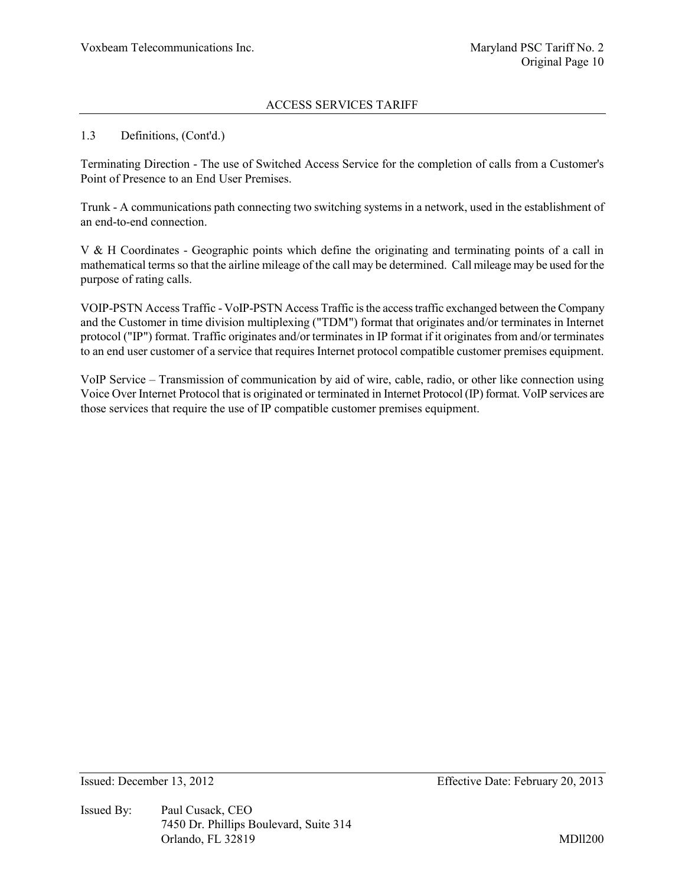1.3 Definitions, (Cont'd.)

Terminating Direction - The use of Switched Access Service for the completion of calls from a Customer's Point of Presence to an End User Premises.

Trunk - A communications path connecting two switching systems in a network, used in the establishment of an end-to-end connection.

V & H Coordinates - Geographic points which define the originating and terminating points of a call in mathematical terms so that the airline mileage of the call may be determined. Call mileage may be used for the purpose of rating calls.

VOIP-PSTN Access Traffic - VoIP-PSTN Access Traffic is the access traffic exchanged between the Company and the Customer in time division multiplexing ("TDM") format that originates and/or terminates in Internet protocol ("IP") format. Traffic originates and/or terminates in IP format if it originates from and/or terminates to an end user customer of a service that requires Internet protocol compatible customer premises equipment.

VoIP Service – Transmission of communication by aid of wire, cable, radio, or other like connection using Voice Over Internet Protocol that is originated or terminated in Internet Protocol (IP) format. VoIP services are those services that require the use of IP compatible customer premises equipment.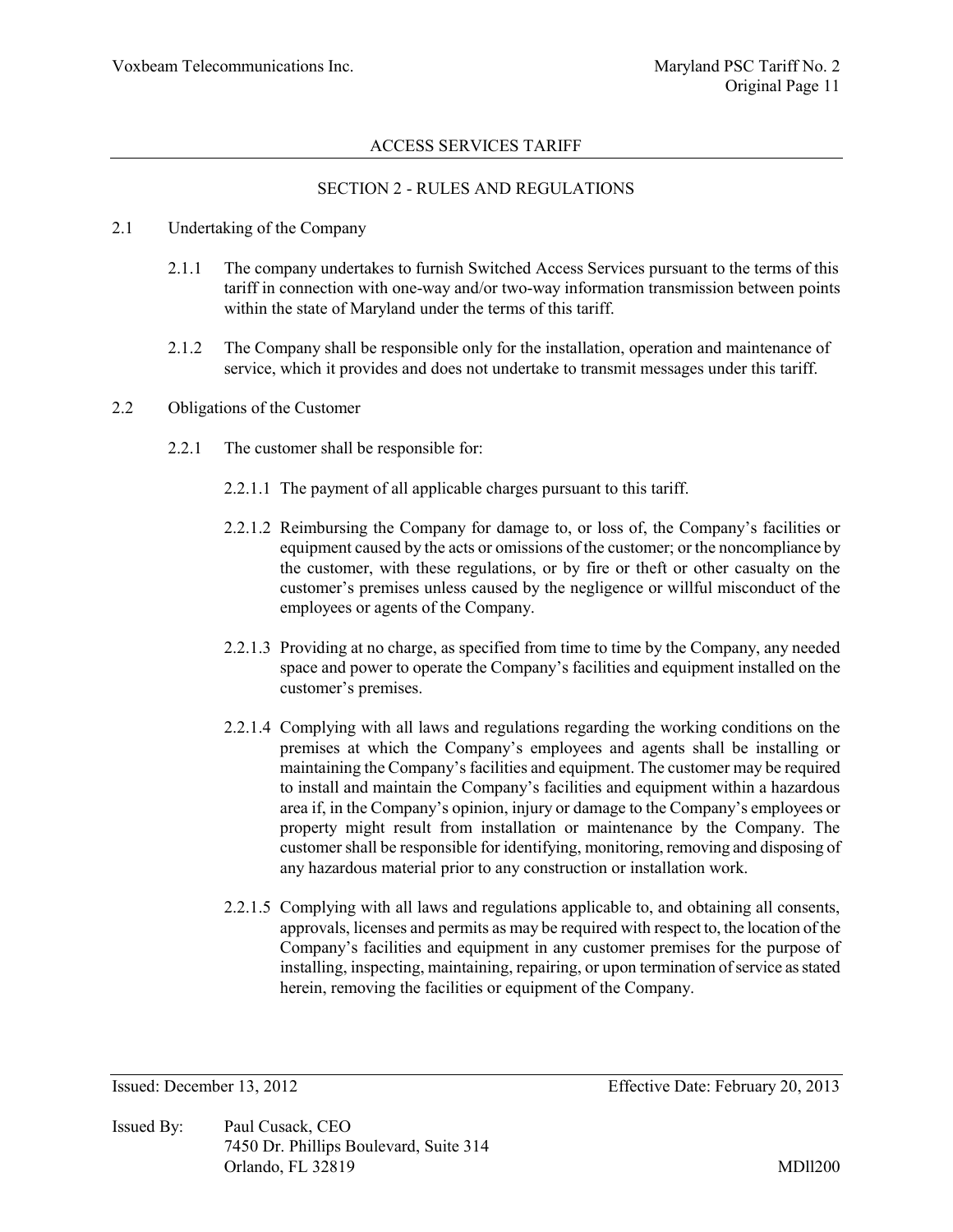## ACCESS SERVICES TARIFF

## SECTION 2 - RULES AND REGULATIONS

2.1 Undertaking of the Company

2.1.1 The company undertakes to furnish Switched Access Services pursuant to the terms of this tariff in connection with one-way and/or two-way information transmission between points within the state of Maryland under the terms of this tariff.

2.1.2 The Company shall be responsible only for the installation, operation and maintenance of service, which it provides and does not undertake to transmit messages under this tariff.

2.2 Obligations of the Customer

2.2.1 The customer shall be responsible for:

2.2.1.1 The payment of all applicable charges pursuant to this tariff.

2.2.1.2 Reimbursing the Company for damage to, or loss of, the Company's facilities or equipment caused by the acts or omissions of the customer; or the noncompliance by the customer, with these regulations, or by fire or theft or other casualty on the customer's premises unless caused by the negligence or willful misconduct of the employees or agents of the Company.

2.2.1.3 Providing at no charge, as specified from time to time by the Company, any needed space and power to operate the Company's facilities and equipment installed on the customer's premises.

2.2.1.4 Complying with all laws and regulations regarding the working conditions on the premises at which the Company's employees and agents shall be installing or maintaining the Company's facilities and equipment. The customer may be required to install and maintain the Company's facilities and equipment within a hazardous area if, in the Company's opinion, injury or damage to the Company's employees or property might result from installation or maintenance by the Company. The customer shall be responsible for identifying, monitoring, removing and disposing of any hazardous material prior to any construction or installation work.

2.2.1.5 Complying with all laws and regulations applicable to, and obtaining all consents, approvals, licenses and permits as may be required with respect to, the location of the Company's facilities and equipment in any customer premises for the purpose of installing, inspecting, maintaining, repairing, or upon termination of service as stated herein, removing the facilities or equipment of the Company.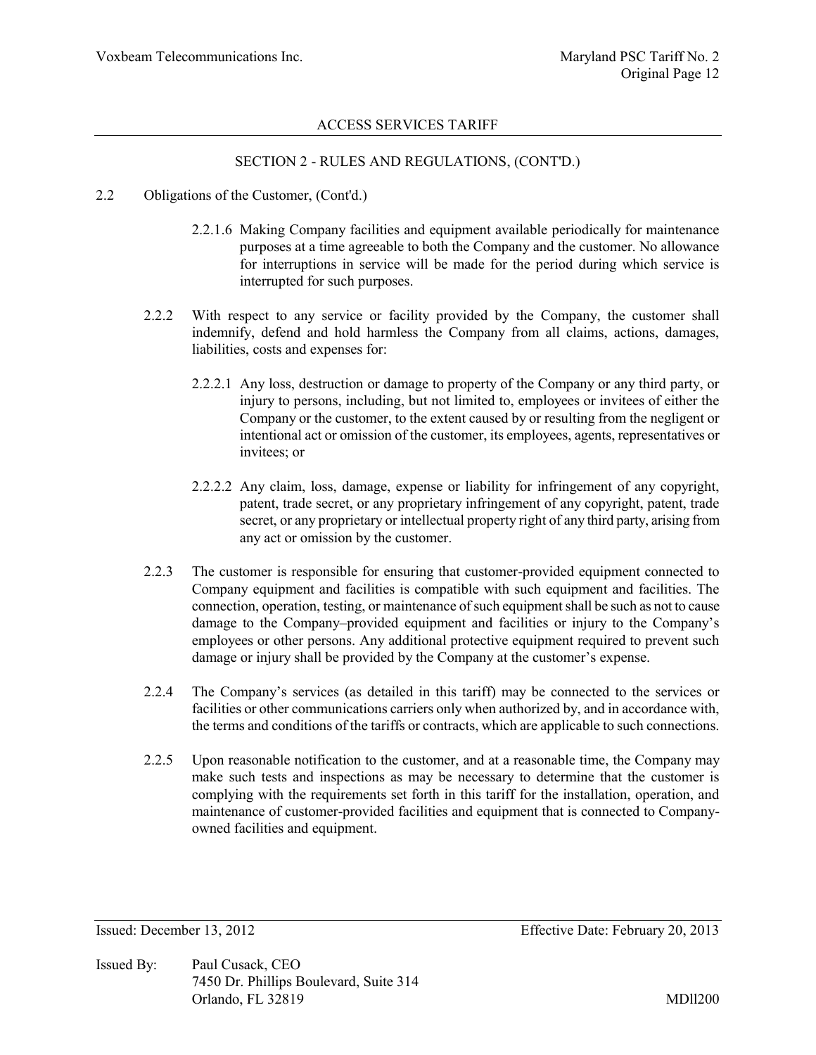## ACCESS SERVICES TARIFF

### SECTION 2 - RULES AND REGULATIONS, (CONT'D.)

2.2 Obligations of the Customer, (Cont'd.)

2.2.1.6 Making Company facilities and equipment available periodically for maintenance purposes at a time agreeable to both the Company and the customer. No allowance for interruptions in service will be made for the period during which service is interrupted for such purposes.

2.2.2 With respect to any service or facility provided by the Company, the customer shall indemnify, defend and hold harmless the Company from all claims, actions, damages, liabilities, costs and expenses for:

2.2.2.1 Any loss, destruction or damage to property of the Company or any third party, or injury to persons, including, but not limited to, employees or invitees of either the Company or the customer, to the extent caused by or resulting from the negligent or intentional act or omission of the customer, its employees, agents, representatives or invitees; or

2.2.2.2 Any claim, loss, damage, expense or liability for infringement of any copyright, patent, trade secret, or any proprietary infringement of any copyright, patent, trade secret, or any proprietary or intellectual property right of any third party, arising from any act or omission by the customer.

2.2.3 The customer is responsible for ensuring that customer-provided equipment connected to Company equipment and facilities is compatible with such equipment and facilities. The connection, operation, testing, or maintenance of such equipment shall be such as not to cause damage to the Company–provided equipment and facilities or injury to the Company's employees or other persons. Any additional protective equipment required to prevent such damage or injury shall be provided by the Company at the customer's expense.

2.2.4 The Company's services (as detailed in this tariff) may be connected to the services or facilities or other communications carriers only when authorized by, and in accordance with, the terms and conditions of the tariffs or contracts, which are applicable to such connections.

2.2.5 Upon reasonable notification to the customer, and at a reasonable time, the Company may make such tests and inspections as may be necessary to determine that the customer is complying with the requirements set forth in this tariff for the installation, operation, and maintenance of customer-provided facilities and equipment that is connected to Company-owned facilities and equipment.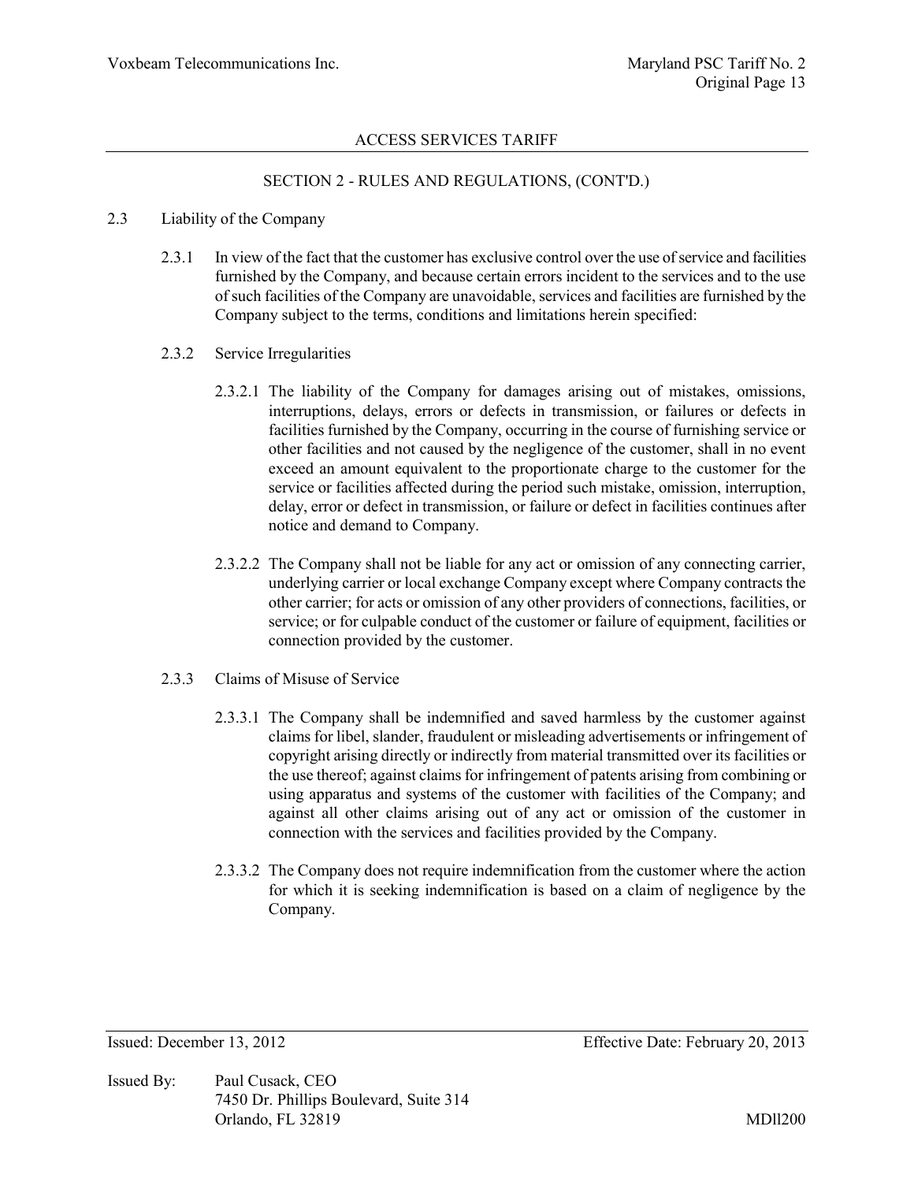## SECTION 2 - RULES AND REGULATIONS, (CONT'D.)

2.3 Liability of the Company

2.3.1 In view of the fact that the customer has exclusive control over the use of service and facilities furnished by the Company, and because certain errors incident to the services and to the use of such facilities of the Company are unavoidable, services and facilities are furnished by the Company subject to the terms, conditions and limitations herein specified:

2.3.2 Service Irregularities

2.3.2.1 The liability of the Company for damages arising out of mistakes, omissions, interruptions, delays, errors or defects in transmission, or failures or defects in facilities furnished by the Company, occurring in the course of furnishing service or other facilities and not caused by the negligence of the customer, shall in no event exceed an amount equivalent to the proportionate charge to the customer for the service or facilities affected during the period such mistake, omission, interruption, delay, error or defect in transmission, or failure or defect in facilities continues after notice and demand to Company.

2.3.2.2 The Company shall not be liable for any act or omission of any connecting carrier, underlying carrier or local exchange Company except where Company contracts the other carrier; for acts or omission of any other providers of connections, facilities, or service; or for culpable conduct of the customer or failure of equipment, facilities or connection provided by the customer.

2.3.3 Claims of Misuse of Service

2.3.3.1 The Company shall be indemnified and saved harmless by the customer against claims for libel, slander, fraudulent or misleading advertisements or infringement of copyright arising directly or indirectly from material transmitted over its facilities or the use thereof; against claims for infringement of patents arising from combining or using apparatus and systems of the customer with facilities of the Company; and against all other claims arising out of any act or omission of the customer in connection with the services and facilities provided by the Company.

2.3.3.2 The Company does not require indemnification from the customer where the action for which it is seeking indemnification is based on a claim of negligence by the Company.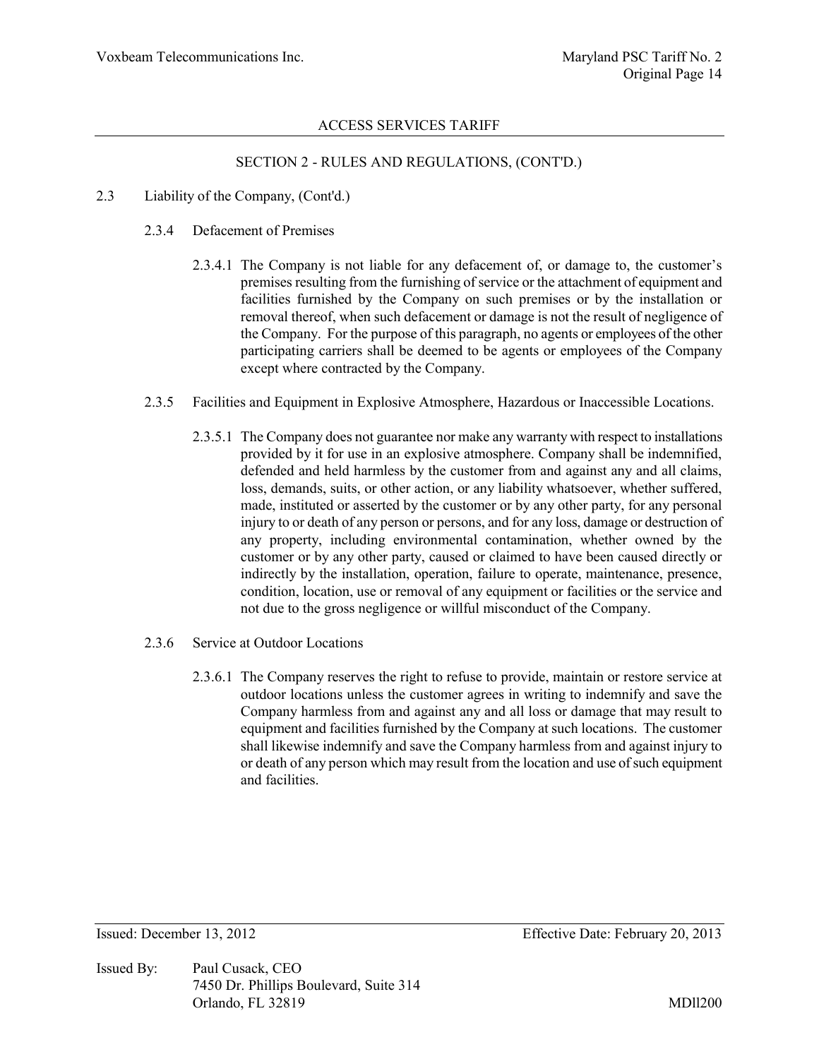## SECTION 2 - RULES AND REGULATIONS, (CONT'D.)

2.3 Liability of the Company, (Cont'd.)

2.3.4 Defacement of Premises

2.3.4.1 The Company is not liable for any defacement of, or damage to, the customer's premises resulting from the furnishing of service or the attachment of equipment and facilities furnished by the Company on such premises or by the installation or removal thereof, when such defacement or damage is not the result of negligence of the Company. For the purpose of this paragraph, no agents or employees of the other participating carriers shall be deemed to be agents or employees of the Company except where contracted by the Company.

2.3.5 Facilities and Equipment in Explosive Atmosphere, Hazardous or Inaccessible Locations.

2.3.5.1 The Company does not guarantee nor make any warranty with respect to installations provided by it for use in an explosive atmosphere. Company shall be indemnified, defended and held harmless by the customer from and against any and all claims, loss, demands, suits, or other action, or any liability whatsoever, whether suffered, made, instituted or asserted by the customer or by any other party, for any personal injury to or death of any person or persons, and for any loss, damage or destruction of any property, including environmental contamination, whether owned by the customer or by any other party, caused or claimed to have been caused directly or indirectly by the installation, operation, failure to operate, maintenance, presence, condition, location, use or removal of any equipment or facilities or the service and not due to the gross negligence or willful misconduct of the Company.

2.3.6 Service at Outdoor Locations

2.3.6.1 The Company reserves the right to refuse to provide, maintain or restore service at outdoor locations unless the customer agrees in writing to indemnify and save the Company harmless from and against any and all loss or damage that may result to equipment and facilities furnished by the Company at such locations. The customer shall likewise indemnify and save the Company harmless from and against injury to or death of any person which may result from the location and use of such equipment and facilities.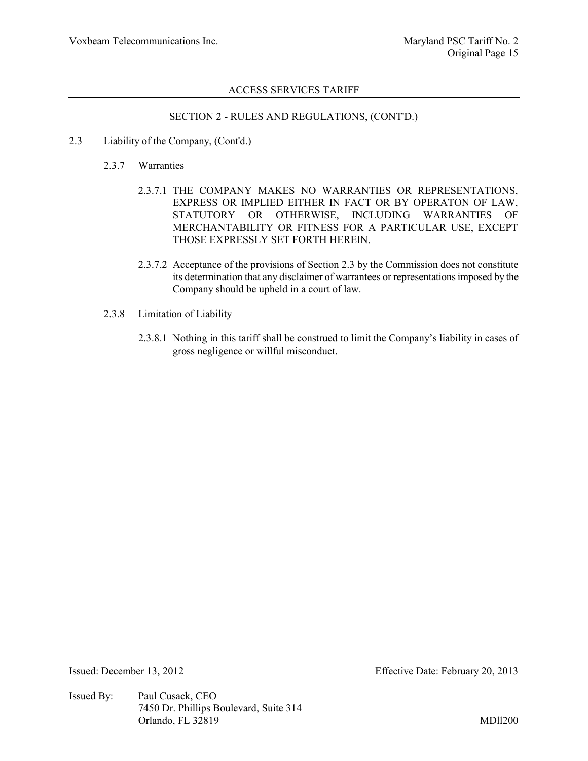## ACCESS SERVICES TARIFF

### SECTION 2 - RULES AND REGULATIONS, (CONT'D.)

2.3 Liability of the Company, (Cont'd.)

2.3.7 Warranties

2.3.7.1 THE COMPANY MAKES NO WARRANTIES OR REPRESENTATIONS, EXPRESS OR IMPLIED EITHER IN FACT OR BY OPERATON OF LAW, STATUTORY OR OTHERWISE, INCLUDING WARRANTIES OF MERCHANTABILITY OR FITNESS FOR A PARTICULAR USE, EXCEPT THOSE EXPRESSLY SET FORTH HEREIN.

2.3.7.2 Acceptance of the provisions of Section 2.3 by the Commission does not constitute its determination that any disclaimer of warrantees or representations imposed by the Company should be upheld in a court of law.

2.3.8 Limitation of Liability

2.3.8.1 Nothing in this tariff shall be construed to limit the Company's liability in cases of gross negligence or willful misconduct.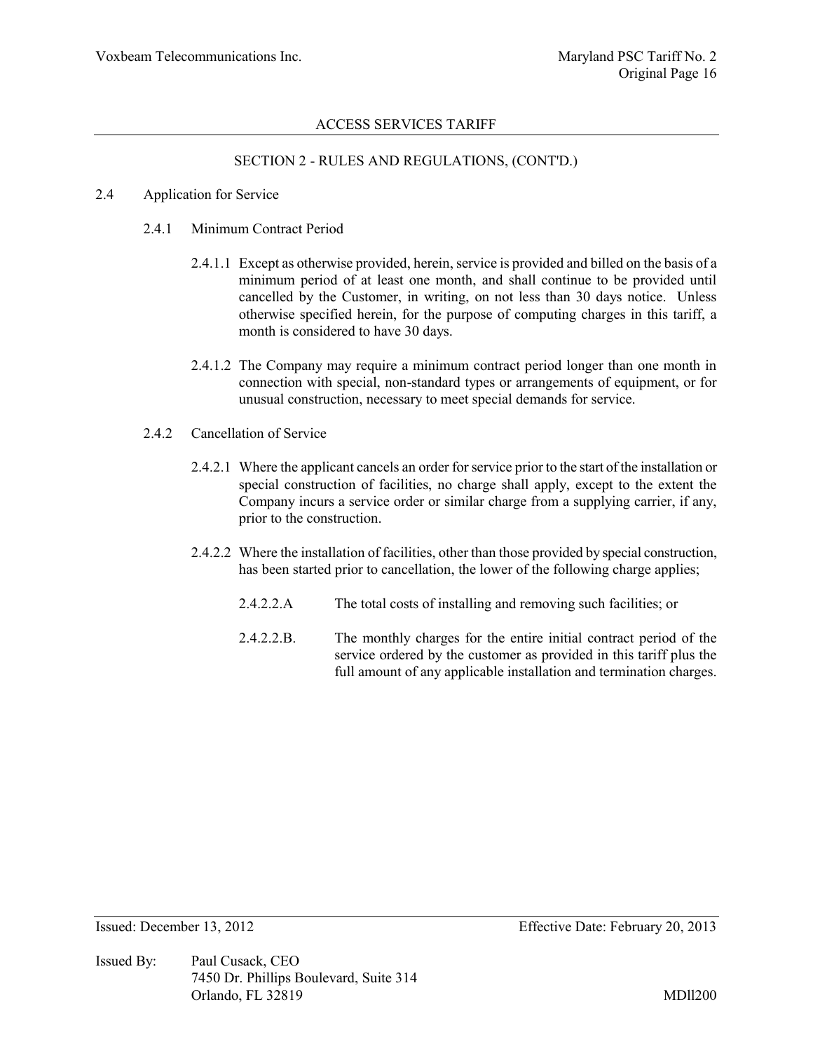## SECTION 2 - RULES AND REGULATIONS, (CONT'D.)

### 2.4 Application for Service

#### 2.4.1 Minimum Contract Period

2.4.1.1 Except as otherwise provided, herein, service is provided and billed on the basis of a minimum period of at least one month, and shall continue to be provided until cancelled by the Customer, in writing, on not less than 30 days notice. Unless otherwise specified herein, for the purpose of computing charges in this tariff, a month is considered to have 30 days.

2.4.1.2 The Company may require a minimum contract period longer than one month in connection with special, non-standard types or arrangements of equipment, or for unusual construction, necessary to meet special demands for service.

#### 2.4.2 Cancellation of Service

2.4.2.1 Where the applicant cancels an order for service prior to the start of the installation or special construction of facilities, no charge shall apply, except to the extent the Company incurs a service order or similar charge from a supplying carrier, if any, prior to the construction.

2.4.2.2 Where the installation of facilities, other than those provided by special construction, has been started prior to cancellation, the lower of the following charge applies;

2.4.2.2.A The total costs of installing and removing such facilities; or

2.4.2.2.B. The monthly charges for the entire initial contract period of the service ordered by the customer as provided in this tariff plus the full amount of any applicable installation and termination charges.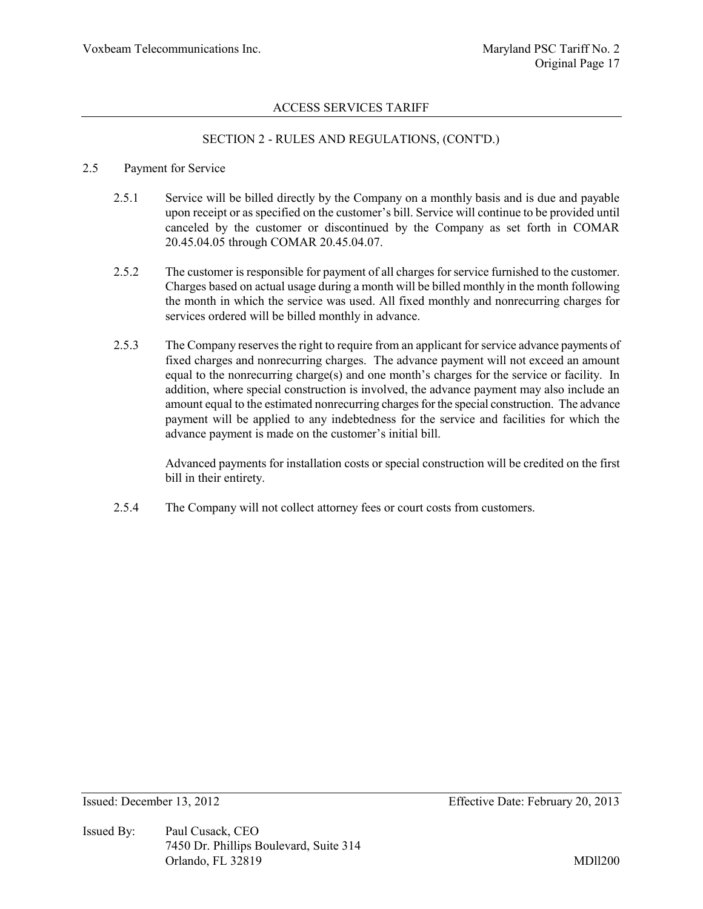## SECTION 2 - RULES AND REGULATIONS, (CONT'D.)

2.5 Payment for Service

2.5.1 Service will be billed directly by the Company on a monthly basis and is due and payable upon receipt or as specified on the customer's bill. Service will continue to be provided until canceled by the customer or discontinued by the Company as set forth in COMAR 20.45.04.05 through COMAR 20.45.04.07.

2.5.2 The customer is responsible for payment of all charges for service furnished to the customer. Charges based on actual usage during a month will be billed monthly in the month following the month in which the service was used. All fixed monthly and nonrecurring charges for services ordered will be billed monthly in advance.

2.5.3 The Company reserves the right to require from an applicant for service advance payments of fixed charges and nonrecurring charges. The advance payment will not exceed an amount equal to the nonrecurring charge(s) and one month's charges for the service or facility. In addition, where special construction is involved, the advance payment may also include an amount equal to the estimated nonrecurring charges for the special construction. The advance payment will be applied to any indebtedness for the service and facilities for which the advance payment is made on the customer's initial bill.

Advanced payments for installation costs or special construction will be credited on the first bill in their entirety.

2.5.4 The Company will not collect attorney fees or court costs from customers.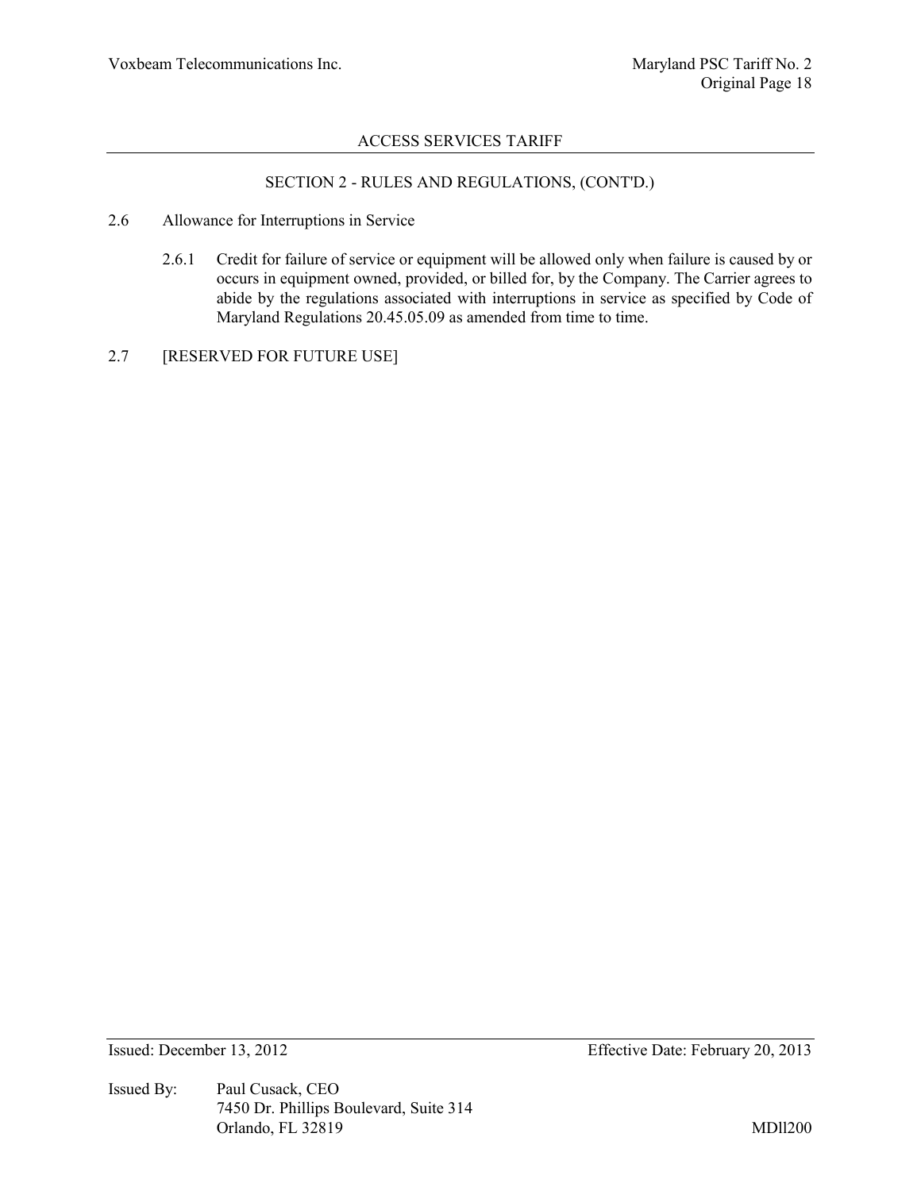## SECTION 2 - RULES AND REGULATIONS, (CONT'D.)

2.6 Allowance for Interruptions in Service

2.6.1 Credit for failure of service or equipment will be allowed only when failure is caused by or occurs in equipment owned, provided, or billed for, by the Company. The Carrier agrees to abide by the regulations associated with interruptions in service as specified by Code of Maryland Regulations 20.45.05.09 as amended from time to time.

2.7 [RESERVED FOR FUTURE USE]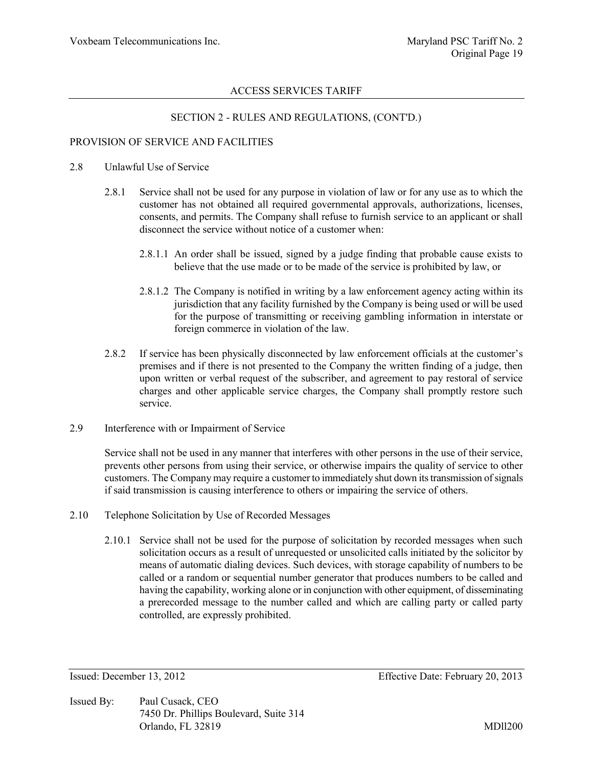ACCESS SERVICES TARIFF

SECTION 2 - RULES AND REGULATIONS, (CONT'D.)

PROVISION OF SERVICE AND FACILITIES

2.8 Unlawful Use of Service

2.8.1 Service shall not be used for any purpose in violation of law or for any use as to which the customer has not obtained all required governmental approvals, authorizations, licenses, consents, and permits. The Company shall refuse to furnish service to an applicant or shall disconnect the service without notice of a customer when:

2.8.1.1 An order shall be issued, signed by a judge finding that probable cause exists to believe that the use made or to be made of the service is prohibited by law, or

2.8.1.2 The Company is notified in writing by a law enforcement agency acting within its jurisdiction that any facility furnished by the Company is being used or will be used for the purpose of transmitting or receiving gambling information in interstate or foreign commerce in violation of the law.

2.8.2 If service has been physically disconnected by law enforcement officials at the customer's premises and if there is not presented to the Company the written finding of a judge, then upon written or verbal request of the subscriber, and agreement to pay restoral of service charges and other applicable service charges, the Company shall promptly restore such service.

2.9 Interference with or Impairment of Service

Service shall not be used in any manner that interferes with other persons in the use of their service, prevents other persons from using their service, or otherwise impairs the quality of service to other customers. The Company may require a customer to immediately shut down its transmission of signals if said transmission is causing interference to others or impairing the service of others.

2.10 Telephone Solicitation by Use of Recorded Messages

2.10.1 Service shall not be used for the purpose of solicitation by recorded messages when such solicitation occurs as a result of unrequested or unsolicited calls initiated by the solicitor by means of automatic dialing devices. Such devices, with storage capability of numbers to be called or a random or sequential number generator that produces numbers to be called and having the capability, working alone or in conjunction with other equipment, of disseminating a prerecorded message to the number called and which are calling party or called party controlled, are expressly prohibited.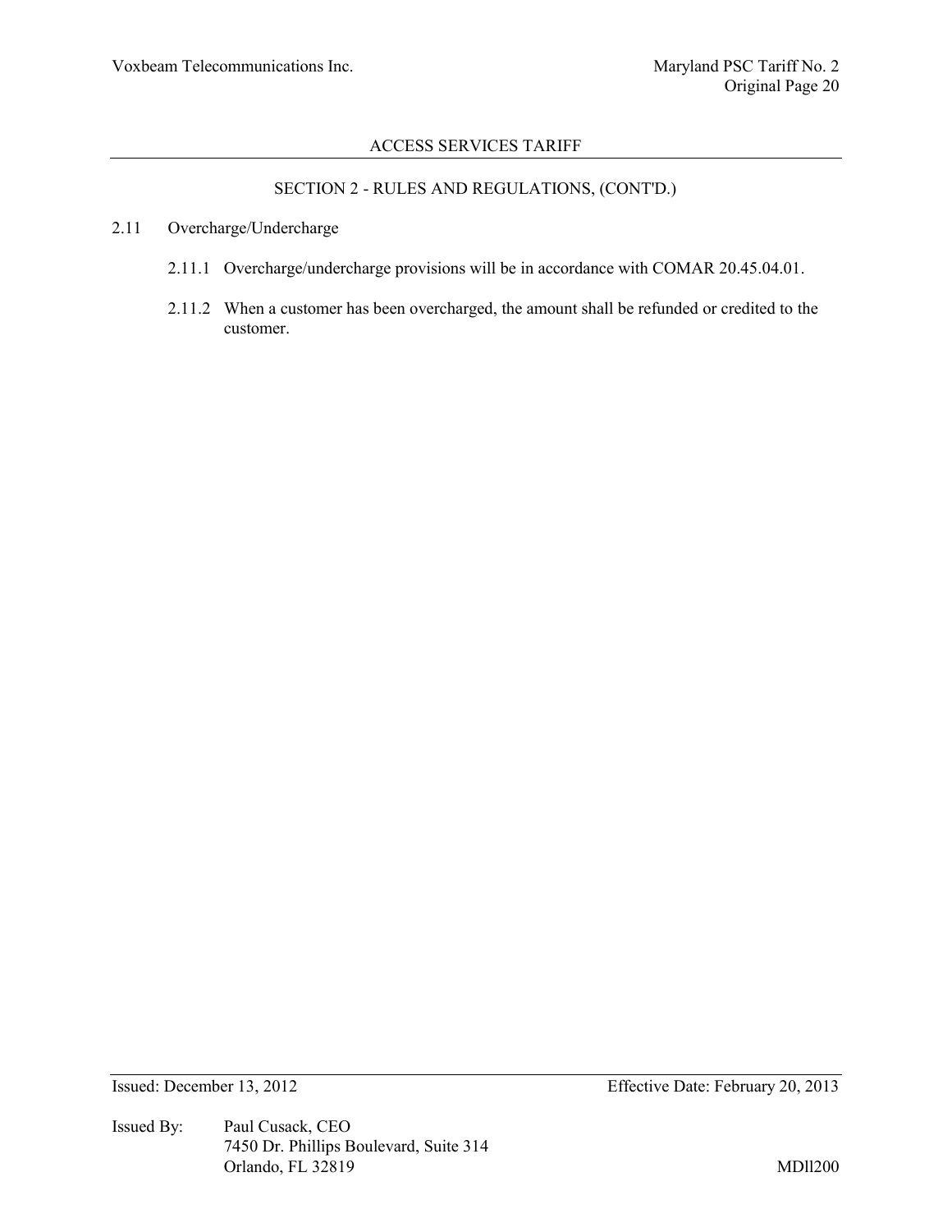## SECTION 2 - RULES AND REGULATIONS, (CONT'D.)

### 2.11 Overcharge/Undercharge

2.11.1 Overcharge/undercharge provisions will be in accordance with COMAR 20.45.04.01.

2.11.2 When a customer has been overcharged, the amount shall be refunded or credited to the customer.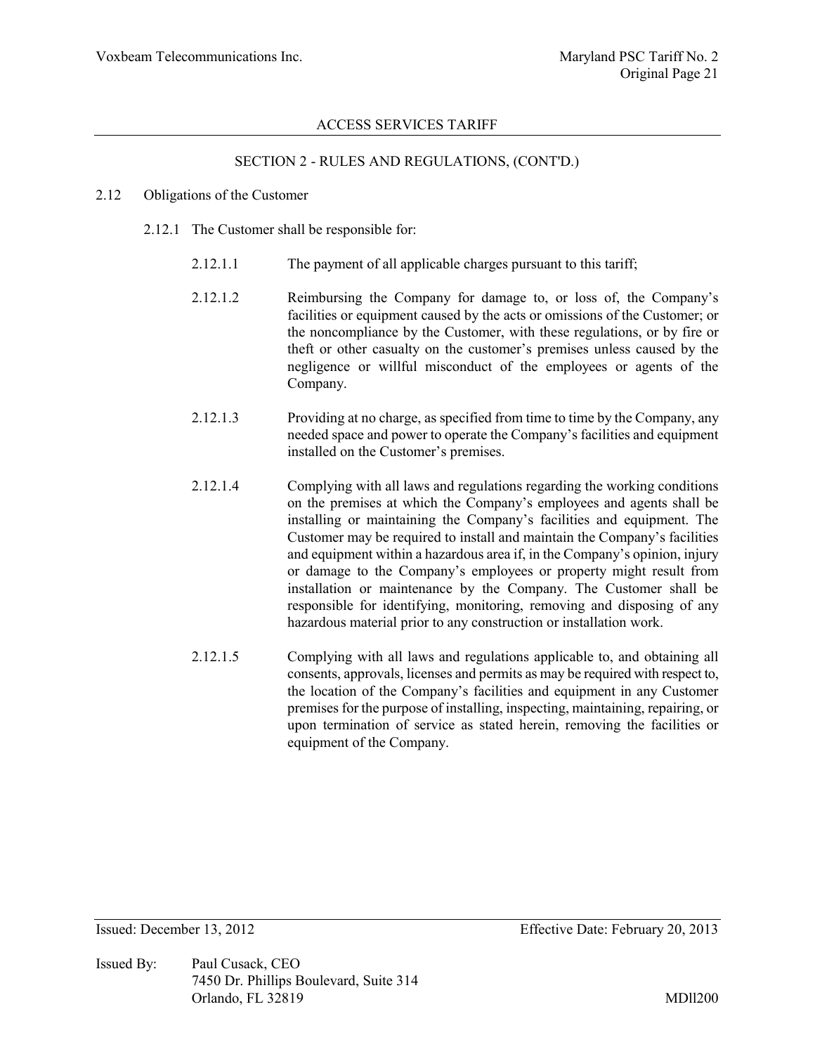ACCESS SERVICES TARIFF

SECTION 2 - RULES AND REGULATIONS, (CONT'D.)

2.12 Obligations of the Customer

2.12.1 The Customer shall be responsible for:

2.12.1.1 The payment of all applicable charges pursuant to this tariff;

2.12.1.2 Reimbursing the Company for damage to, or loss of, the Company's facilities or equipment caused by the acts or omissions of the Customer; or the noncompliance by the Customer, with these regulations, or by fire or theft or other casualty on the customer's premises unless caused by the negligence or willful misconduct of the employees or agents of the Company.

2.12.1.3 Providing at no charge, as specified from time to time by the Company, any needed space and power to operate the Company's facilities and equipment installed on the Customer's premises.

2.12.1.4 Complying with all laws and regulations regarding the working conditions on the premises at which the Company's employees and agents shall be installing or maintaining the Company's facilities and equipment. The Customer may be required to install and maintain the Company's facilities and equipment within a hazardous area if, in the Company's opinion, injury or damage to the Company's employees or property might result from installation or maintenance by the Company. The Customer shall be responsible for identifying, monitoring, removing and disposing of any hazardous material prior to any construction or installation work.

2.12.1.5 Complying with all laws and regulations applicable to, and obtaining all consents, approvals, licenses and permits as may be required with respect to, the location of the Company's facilities and equipment in any Customer premises for the purpose of installing, inspecting, maintaining, repairing, or upon termination of service as stated herein, removing the facilities or equipment of the Company.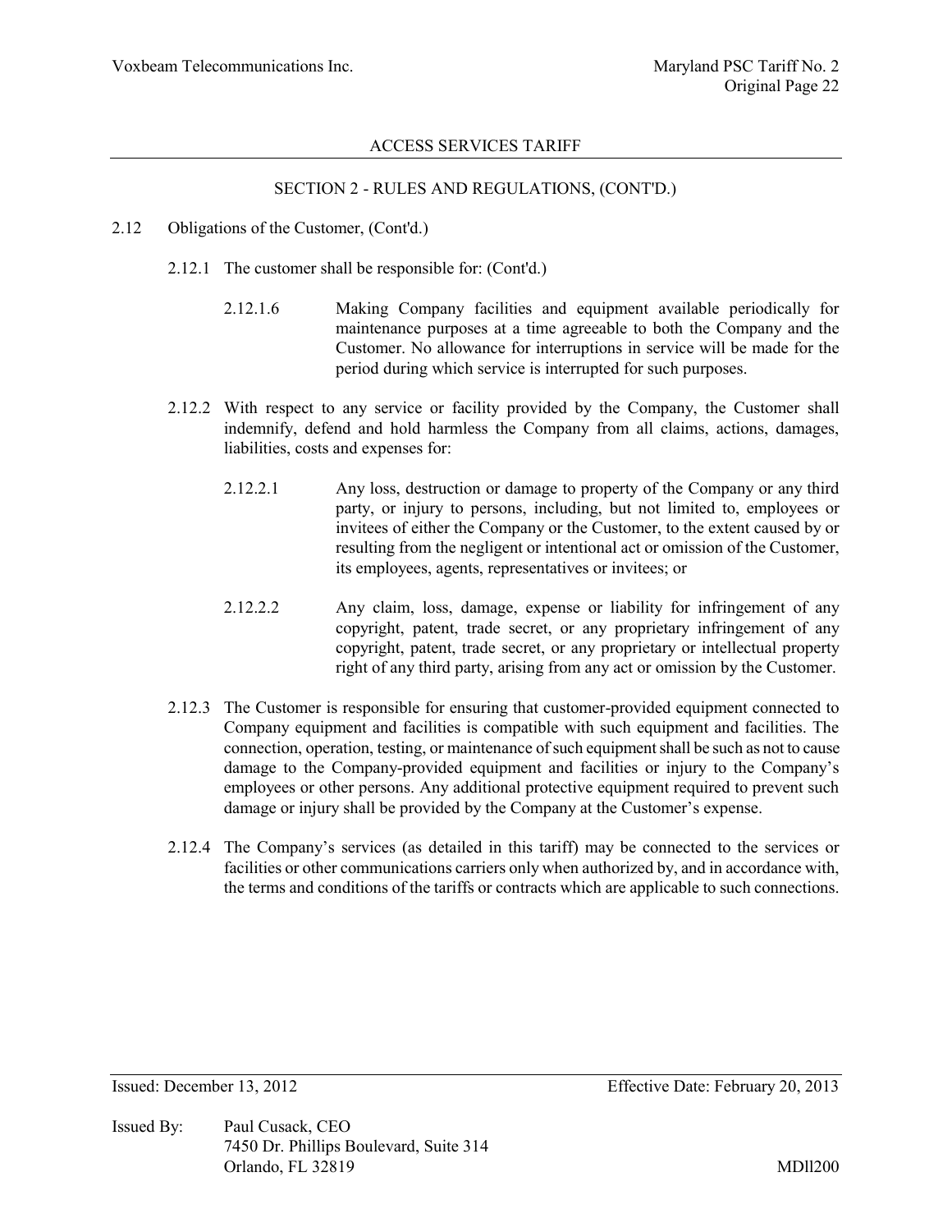## SECTION 2 - RULES AND REGULATIONS, (CONT'D.)

2.12 Obligations of the Customer, (Cont'd.)

2.12.1 The customer shall be responsible for: (Cont'd.)

2.12.1.6 Making Company facilities and equipment available periodically for maintenance purposes at a time agreeable to both the Company and the Customer. No allowance for interruptions in service will be made for the period during which service is interrupted for such purposes.

2.12.2 With respect to any service or facility provided by the Company, the Customer shall indemnify, defend and hold harmless the Company from all claims, actions, damages, liabilities, costs and expenses for:

2.12.2.1 Any loss, destruction or damage to property of the Company or any third party, or injury to persons, including, but not limited to, employees or invitees of either the Company or the Customer, to the extent caused by or resulting from the negligent or intentional act or omission of the Customer, its employees, agents, representatives or invitees; or

2.12.2.2 Any claim, loss, damage, expense or liability for infringement of any copyright, patent, trade secret, or any proprietary infringement of any copyright, patent, trade secret, or any proprietary or intellectual property right of any third party, arising from any act or omission by the Customer.

2.12.3 The Customer is responsible for ensuring that customer-provided equipment connected to Company equipment and facilities is compatible with such equipment and facilities. The connection, operation, testing, or maintenance of such equipment shall be such as not to cause damage to the Company-provided equipment and facilities or injury to the Company's employees or other persons. Any additional protective equipment required to prevent such damage or injury shall be provided by the Company at the Customer's expense.

2.12.4 The Company's services (as detailed in this tariff) may be connected to the services or facilities or other communications carriers only when authorized by, and in accordance with, the terms and conditions of the tariffs or contracts which are applicable to such connections.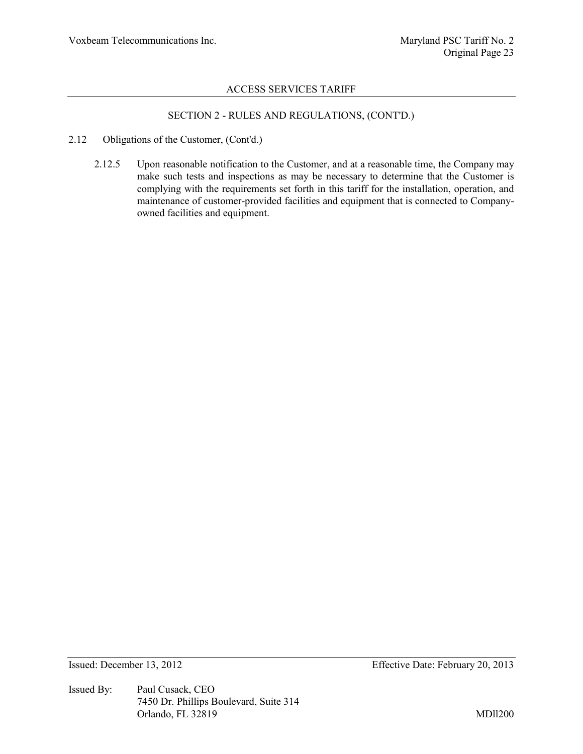## SECTION 2 - RULES AND REGULATIONS, (CONT'D.)

2.12 Obligations of the Customer, (Cont'd.)

2.12.5 Upon reasonable notification to the Customer, and at a reasonable time, the Company may make such tests and inspections as may be necessary to determine that the Customer is complying with the requirements set forth in this tariff for the installation, operation, and maintenance of customer-provided facilities and equipment that is connected to Company-owned facilities and equipment.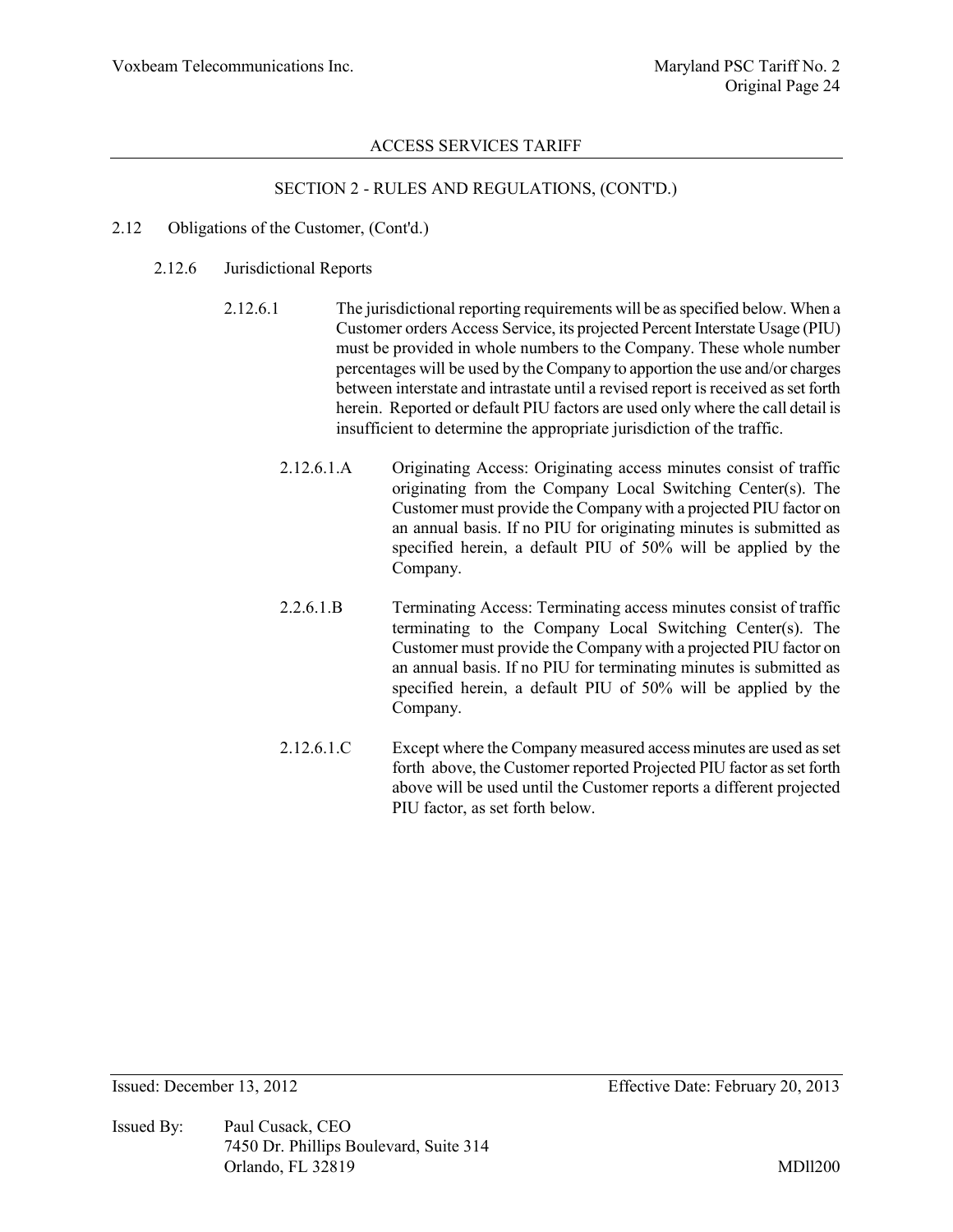## SECTION 2 - RULES AND REGULATIONS, (CONT'D.)

2.12 Obligations of the Customer, (Cont'd.)

2.12.6 Jurisdictional Reports

2.12.6.1 The jurisdictional reporting requirements will be as specified below. When a Customer orders Access Service, its projected Percent Interstate Usage (PIU) must be provided in whole numbers to the Company. These whole number percentages will be used by the Company to apportion the use and/or charges between interstate and intrastate until a revised report is received as set forth herein. Reported or default PIU factors are used only where the call detail is insufficient to determine the appropriate jurisdiction of the traffic.

2.12.6.1.A Originating Access: Originating access minutes consist of traffic originating from the Company Local Switching Center(s). The Customer must provide the Company with a projected PIU factor on an annual basis. If no PIU for originating minutes is submitted as specified herein, a default PIU of 50% will be applied by the Company.

2.2.6.1.B Terminating Access: Terminating access minutes consist of traffic terminating to the Company Local Switching Center(s). The Customer must provide the Company with a projected PIU factor on an annual basis. If no PIU for terminating minutes is submitted as specified herein, a default PIU of 50% will be applied by the Company.

2.12.6.1.C Except where the Company measured access minutes are used as set forth above, the Customer reported Projected PIU factor as set forth above will be used until the Customer reports a different projected PIU factor, as set forth below.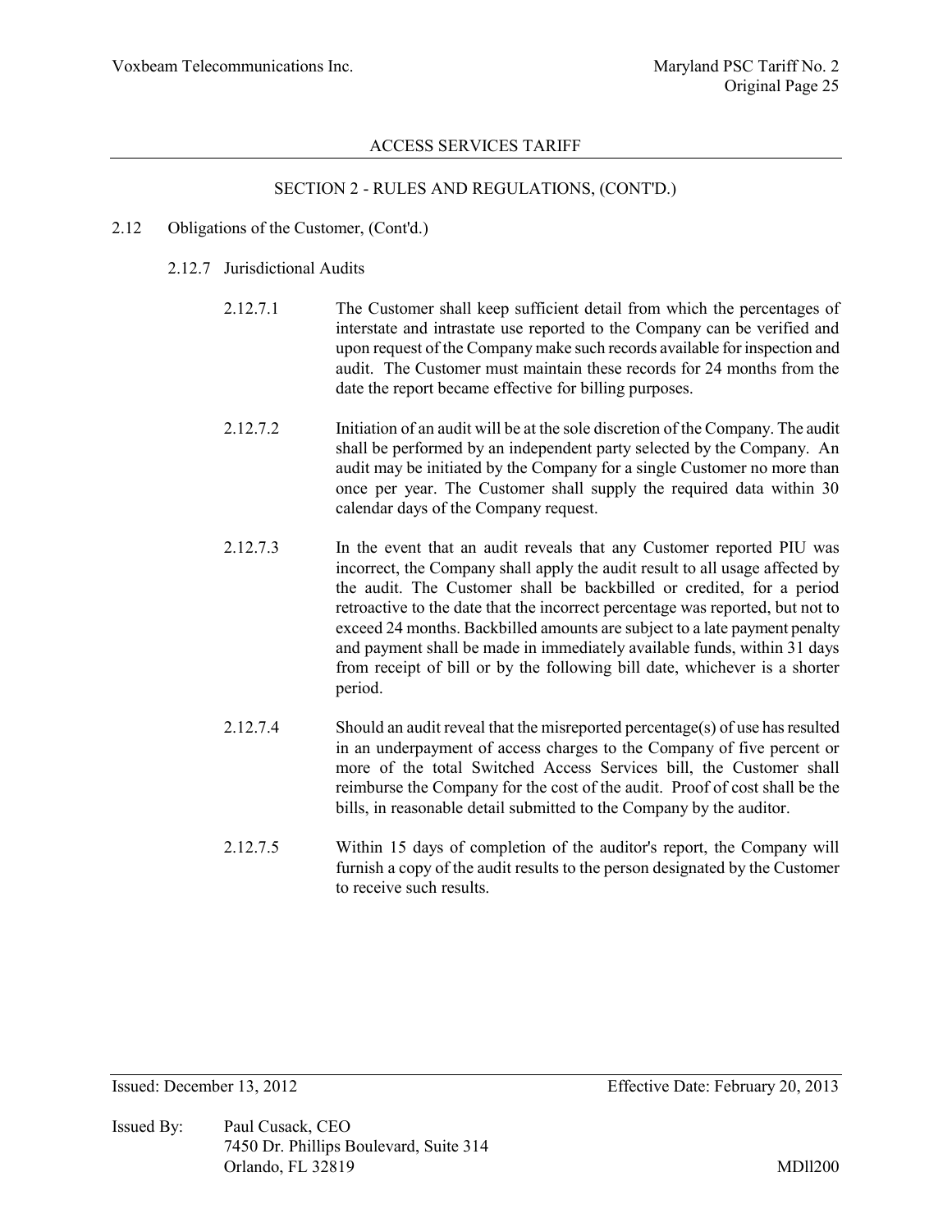## SECTION 2 - RULES AND REGULATIONS, (CONT'D.)

2.12 Obligations of the Customer, (Cont'd.)

2.12.7 Jurisdictional Audits

2.12.7.1 The Customer shall keep sufficient detail from which the percentages of interstate and intrastate use reported to the Company can be verified and upon request of the Company make such records available for inspection and audit. The Customer must maintain these records for 24 months from the date the report became effective for billing purposes.

2.12.7.2 Initiation of an audit will be at the sole discretion of the Company. The audit shall be performed by an independent party selected by the Company. An audit may be initiated by the Company for a single Customer no more than once per year. The Customer shall supply the required data within 30 calendar days of the Company request.

2.12.7.3 In the event that an audit reveals that any Customer reported PIU was incorrect, the Company shall apply the audit result to all usage affected by the audit. The Customer shall be backbilled or credited, for a period retroactive to the date that the incorrect percentage was reported, but not to exceed 24 months. Backbilled amounts are subject to a late payment penalty and payment shall be made in immediately available funds, within 31 days from receipt of bill or by the following bill date, whichever is a shorter period.

2.12.7.4 Should an audit reveal that the misreported percentage(s) of use has resulted in an underpayment of access charges to the Company of five percent or more of the total Switched Access Services bill, the Customer shall reimburse the Company for the cost of the audit. Proof of cost shall be the bills, in reasonable detail submitted to the Company by the auditor.

2.12.7.5 Within 15 days of completion of the auditor's report, the Company will furnish a copy of the audit results to the person designated by the Customer to receive such results.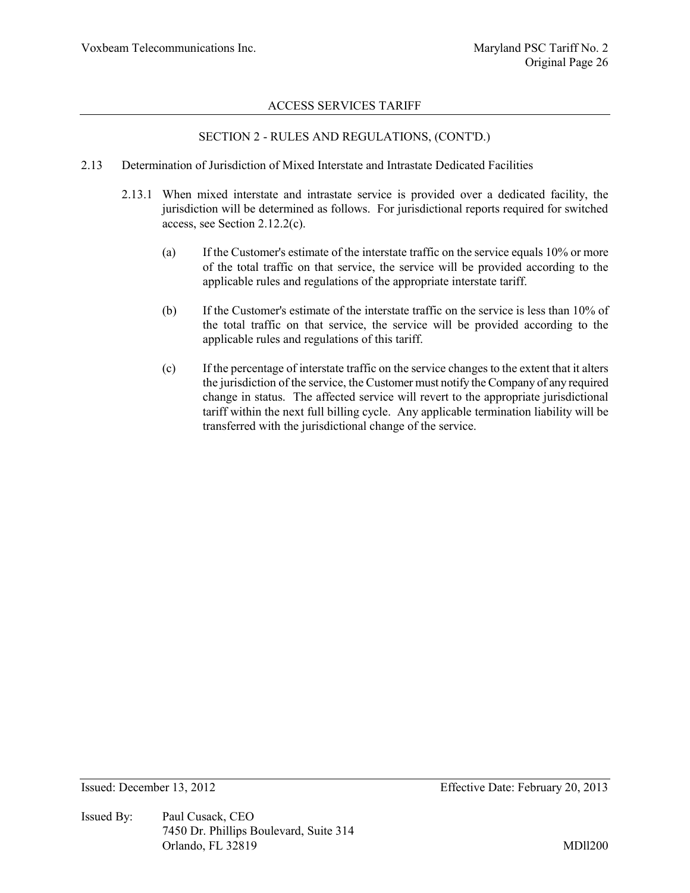## SECTION 2 - RULES AND REGULATIONS, (CONT'D.)

2.13 Determination of Jurisdiction of Mixed Interstate and Intrastate Dedicated Facilities

2.13.1 When mixed interstate and intrastate service is provided over a dedicated facility, the jurisdiction will be determined as follows. For jurisdictional reports required for switched access, see Section 2.12.2(c).

(a) If the Customer's estimate of the interstate traffic on the service equals 10% or more of the total traffic on that service, the service will be provided according to the applicable rules and regulations of the appropriate interstate tariff.

(b) If the Customer's estimate of the interstate traffic on the service is less than 10% of the total traffic on that service, the service will be provided according to the applicable rules and regulations of this tariff.

(c) If the percentage of interstate traffic on the service changes to the extent that it alters the jurisdiction of the service, the Customer must notify the Company of any required change in status. The affected service will revert to the appropriate jurisdictional tariff within the next full billing cycle. Any applicable termination liability will be transferred with the jurisdictional change of the service.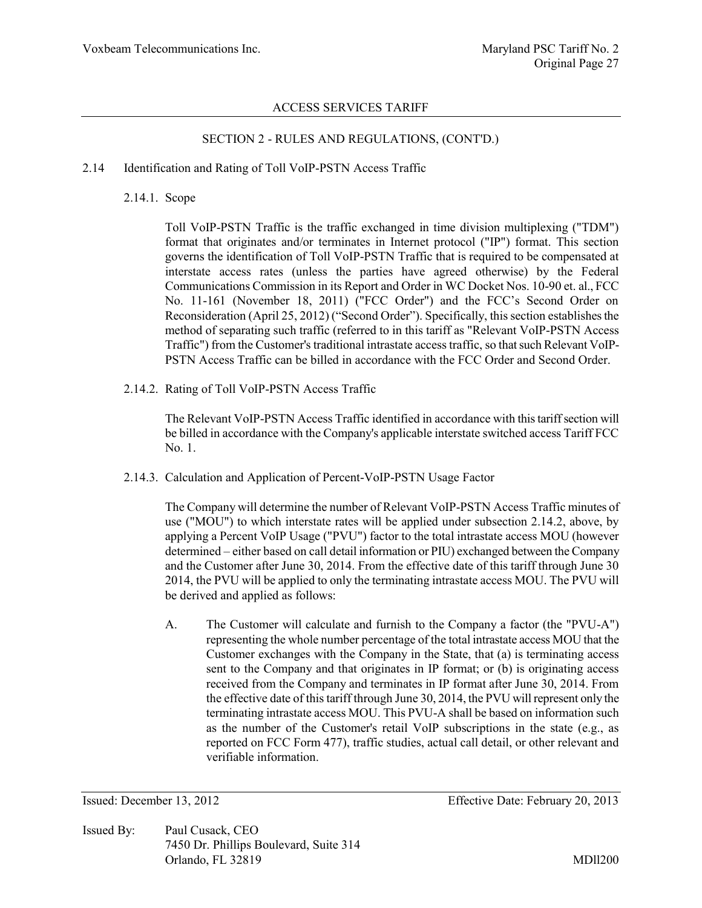ACCESS SERVICES TARIFF

SECTION 2 - RULES AND REGULATIONS, (CONT'D.)

## 2.14 Identification and Rating of Toll VoIP-PSTN Access Traffic

### 2.14.1. Scope

Toll VoIP-PSTN Traffic is the traffic exchanged in time division multiplexing ("TDM") format that originates and/or terminates in Internet protocol ("IP") format. This section governs the identification of Toll VoIP-PSTN Traffic that is required to be compensated at interstate access rates (unless the parties have agreed otherwise) by the Federal Communications Commission in its Report and Order in WC Docket Nos. 10-90 et. al., FCC No. 11-161 (November 18, 2011) ("FCC Order") and the FCC's Second Order on Reconsideration (April 25, 2012) ("Second Order"). Specifically, this section establishes the method of separating such traffic (referred to in this tariff as "Relevant VoIP-PSTN Access Traffic") from the Customer's traditional intrastate access traffic, so that such Relevant VoIP-PSTN Access Traffic can be billed in accordance with the FCC Order and Second Order.

### 2.14.2. Rating of Toll VoIP-PSTN Access Traffic

The Relevant VoIP-PSTN Access Traffic identified in accordance with this tariff section will be billed in accordance with the Company's applicable interstate switched access Tariff FCC No. 1.

### 2.14.3. Calculation and Application of Percent-VoIP-PSTN Usage Factor

The Company will determine the number of Relevant VoIP-PSTN Access Traffic minutes of use ("MOU") to which interstate rates will be applied under subsection 2.14.2, above, by applying a Percent VoIP Usage ("PVU") factor to the total intrastate access MOU (however determined – either based on call detail information or PIU) exchanged between the Company and the Customer after June 30, 2014. From the effective date of this tariff through June 30 2014, the PVU will be applied to only the terminating intrastate access MOU. The PVU will be derived and applied as follows:

A. The Customer will calculate and furnish to the Company a factor (the "PVU-A") representing the whole number percentage of the total intrastate access MOU that the Customer exchanges with the Company in the State, that (a) is terminating access sent to the Company and that originates in IP format; or (b) is originating access received from the Company and terminates in IP format after June 30, 2014. From the effective date of this tariff through June 30, 2014, the PVU will represent only the terminating intrastate access MOU. This PVU-A shall be based on information such as the number of the Customer's retail VoIP subscriptions in the state (e.g., as reported on FCC Form 477), traffic studies, actual call detail, or other relevant and verifiable information.

Issued: December 13, 2012 | Effective Date: February 20, 2013

Issued By: Paul Cusack, CEO
7450 Dr. Phillips Boulevard, Suite 314
Orlando, FL 32819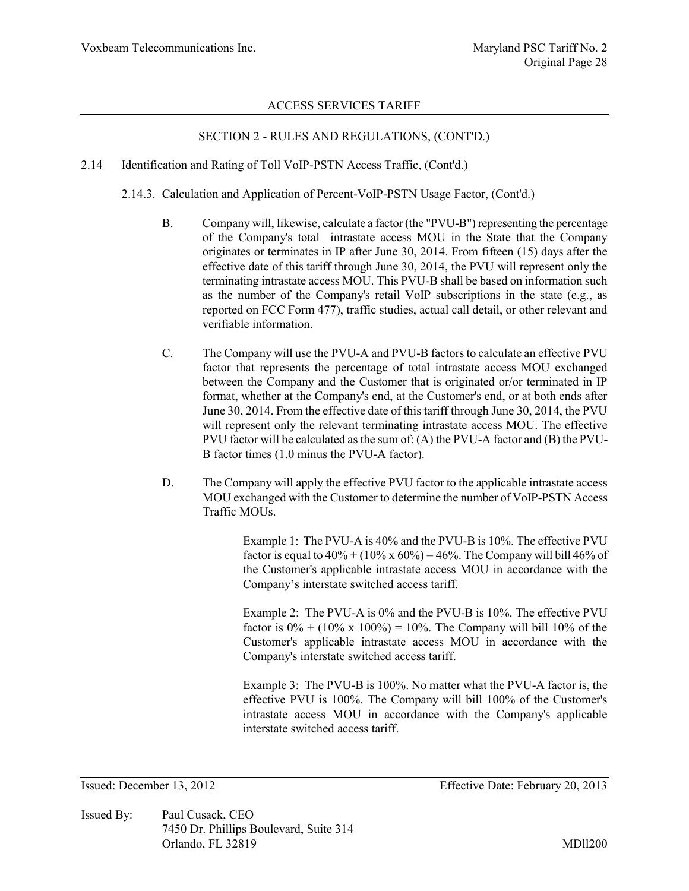## ACCESS SERVICES TARIFF

### SECTION 2 - RULES AND REGULATIONS, (CONT'D.)

2.14 Identification and Rating of Toll VoIP-PSTN Access Traffic, (Cont'd.)

2.14.3. Calculation and Application of Percent-VoIP-PSTN Usage Factor, (Cont'd.)

B. Company will, likewise, calculate a factor (the "PVU-B") representing the percentage of the Company's total intrastate access MOU in the State that the Company originates or terminates in IP after June 30, 2014. From fifteen (15) days after the effective date of this tariff through June 30, 2014, the PVU will represent only the terminating intrastate access MOU. This PVU-B shall be based on information such as the number of the Company's retail VoIP subscriptions in the state (e.g., as reported on FCC Form 477), traffic studies, actual call detail, or other relevant and verifiable information.

C. The Company will use the PVU-A and PVU-B factors to calculate an effective PVU factor that represents the percentage of total intrastate access MOU exchanged between the Company and the Customer that is originated or/or terminated in IP format, whether at the Company's end, at the Customer's end, or at both ends after June 30, 2014. From the effective date of this tariff through June 30, 2014, the PVU will represent only the relevant terminating intrastate access MOU. The effective PVU factor will be calculated as the sum of: (A) the PVU-A factor and (B) the PVU-B factor times (1.0 minus the PVU-A factor).

D. The Company will apply the effective PVU factor to the applicable intrastate access MOU exchanged with the Customer to determine the number of VoIP-PSTN Access Traffic MOUs.

Example 1: The PVU-A is 40% and the PVU-B is 10%. The effective PVU factor is equal to 40% + (10% x 60%) = 46%. The Company will bill 46% of the Customer's applicable intrastate access MOU in accordance with the Company's interstate switched access tariff.

Example 2: The PVU-A is 0% and the PVU-B is 10%. The effective PVU factor is 0% + (10% x 100%) = 10%. The Company will bill 10% of the Customer's applicable intrastate access MOU in accordance with the Company's interstate switched access tariff.

Example 3: The PVU-B is 100%. No matter what the PVU-A factor is, the effective PVU is 100%. The Company will bill 100% of the Customer's intrastate access MOU in accordance with the Company's applicable interstate switched access tariff.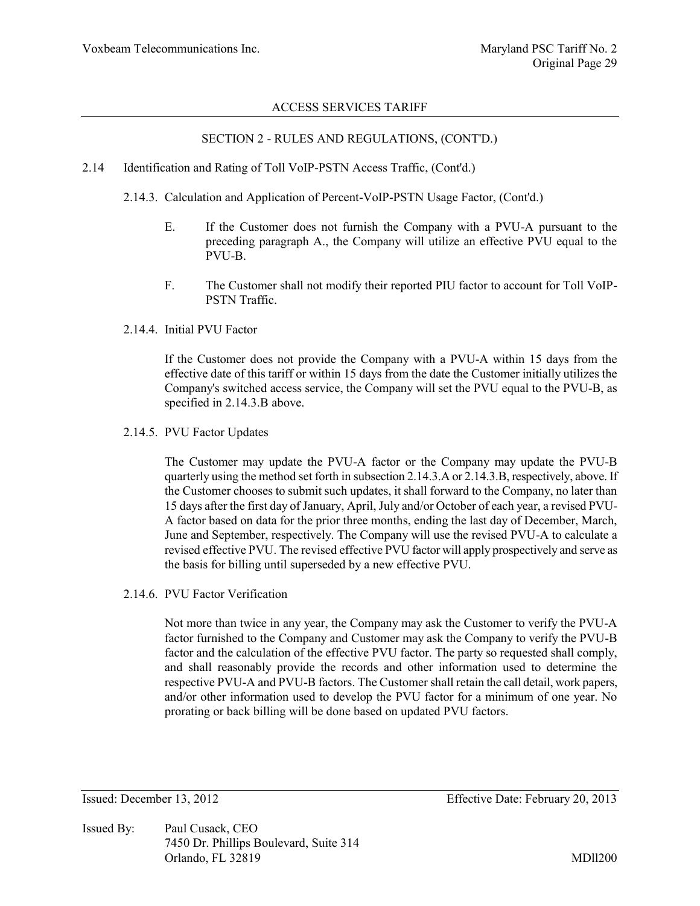## SECTION 2 - RULES AND REGULATIONS, (CONT'D.)

2.14 Identification and Rating of Toll VoIP-PSTN Access Traffic, (Cont'd.)

2.14.3. Calculation and Application of Percent-VoIP-PSTN Usage Factor, (Cont'd.)

E. If the Customer does not furnish the Company with a PVU-A pursuant to the preceding paragraph A., the Company will utilize an effective PVU equal to the PVU-B.

F. The Customer shall not modify their reported PIU factor to account for Toll VoIP-PSTN Traffic.

2.14.4. Initial PVU Factor

If the Customer does not provide the Company with a PVU-A within 15 days from the effective date of this tariff or within 15 days from the date the Customer initially utilizes the Company's switched access service, the Company will set the PVU equal to the PVU-B, as specified in 2.14.3.B above.

2.14.5. PVU Factor Updates

The Customer may update the PVU-A factor or the Company may update the PVU-B quarterly using the method set forth in subsection 2.14.3.A or 2.14.3.B, respectively, above. If the Customer chooses to submit such updates, it shall forward to the Company, no later than 15 days after the first day of January, April, July and/or October of each year, a revised PVU-A factor based on data for the prior three months, ending the last day of December, March, June and September, respectively. The Company will use the revised PVU-A to calculate a revised effective PVU. The revised effective PVU factor will apply prospectively and serve as the basis for billing until superseded by a new effective PVU.

2.14.6. PVU Factor Verification

Not more than twice in any year, the Company may ask the Customer to verify the PVU-A factor furnished to the Company and Customer may ask the Company to verify the PVU-B factor and the calculation of the effective PVU factor. The party so requested shall comply, and shall reasonably provide the records and other information used to determine the respective PVU-A and PVU-B factors. The Customer shall retain the call detail, work papers, and/or other information used to develop the PVU factor for a minimum of one year. No prorating or back billing will be done based on updated PVU factors.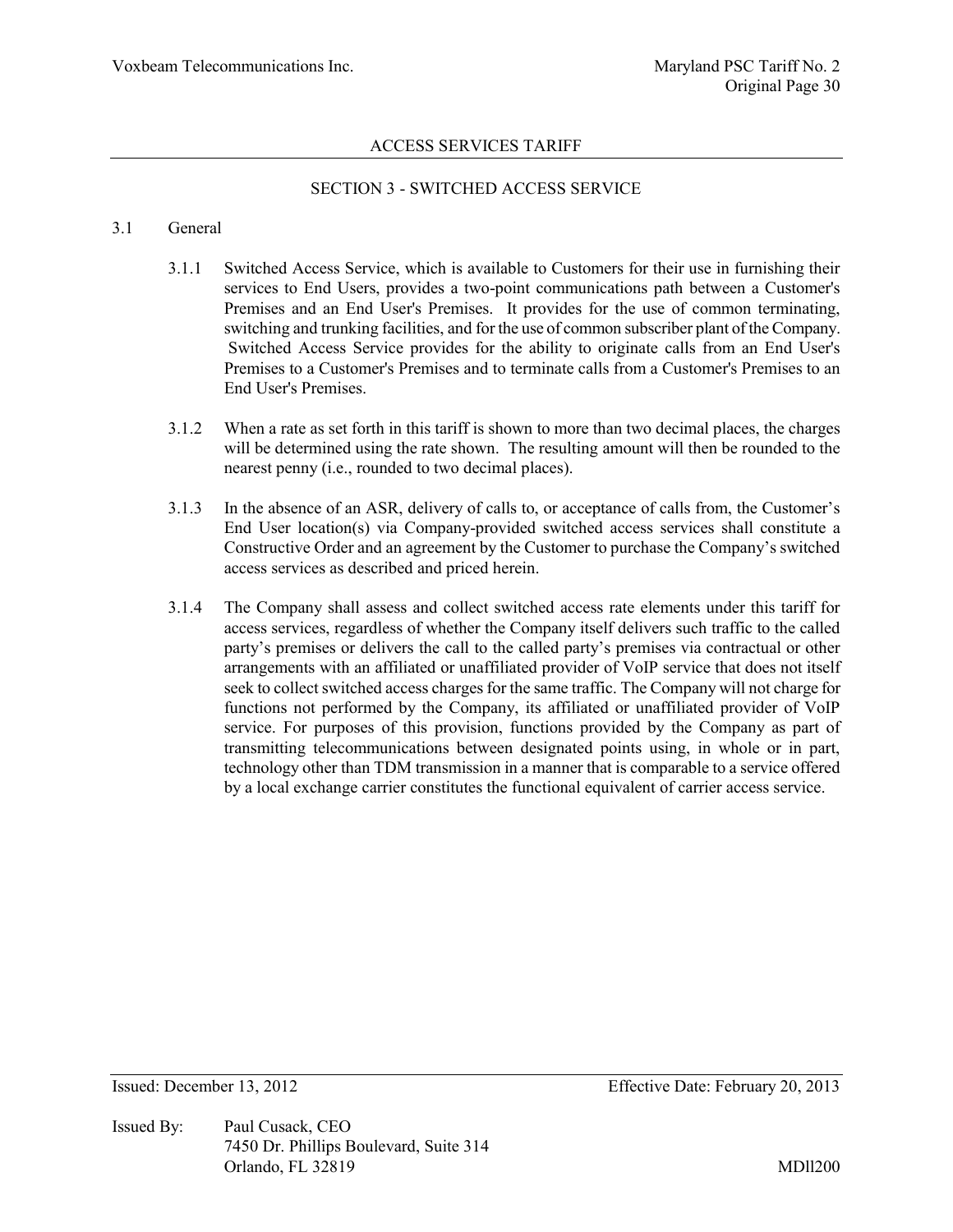## SECTION 3 - SWITCHED ACCESS SERVICE

### 3.1 General

3.1.1 Switched Access Service, which is available to Customers for their use in furnishing their services to End Users, provides a two-point communications path between a Customer's Premises and an End User's Premises. It provides for the use of common terminating, switching and trunking facilities, and for the use of common subscriber plant of the Company. Switched Access Service provides for the ability to originate calls from an End User's Premises to a Customer's Premises and to terminate calls from a Customer's Premises to an End User's Premises.

3.1.2 When a rate as set forth in this tariff is shown to more than two decimal places, the charges will be determined using the rate shown. The resulting amount will then be rounded to the nearest penny (i.e., rounded to two decimal places).

3.1.3 In the absence of an ASR, delivery of calls to, or acceptance of calls from, the Customer's End User location(s) via Company-provided switched access services shall constitute a Constructive Order and an agreement by the Customer to purchase the Company's switched access services as described and priced herein.

3.1.4 The Company shall assess and collect switched access rate elements under this tariff for access services, regardless of whether the Company itself delivers such traffic to the called party's premises or delivers the call to the called party's premises via contractual or other arrangements with an affiliated or unaffiliated provider of VoIP service that does not itself seek to collect switched access charges for the same traffic. The Company will not charge for functions not performed by the Company, its affiliated or unaffiliated provider of VoIP service. For purposes of this provision, functions provided by the Company as part of transmitting telecommunications between designated points using, in whole or in part, technology other than TDM transmission in a manner that is comparable to a service offered by a local exchange carrier constitutes the functional equivalent of carrier access service.

Issued: December 13, 2012 Effective Date: February 20, 2013

Issued By: Paul Cusack, CEO
7450 Dr. Phillips Boulevard, Suite 314
Orlando, FL 32819

MDll200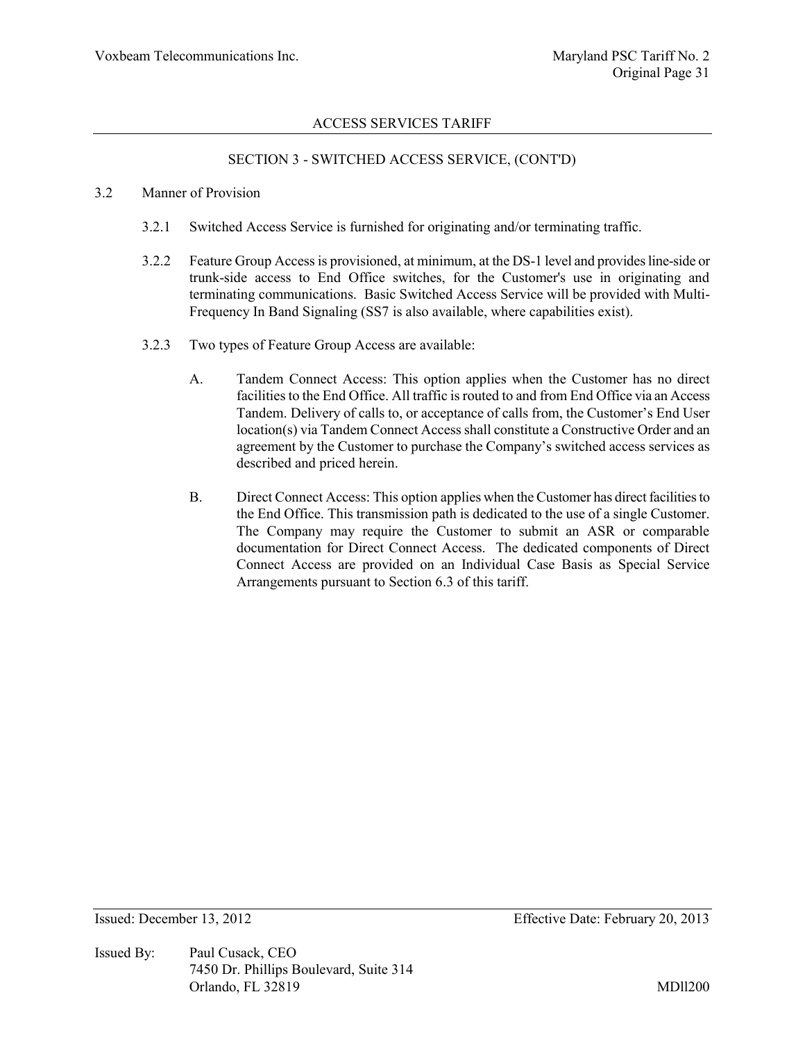## SECTION 3 - SWITCHED ACCESS SERVICE, (CONT'D)

3.2 Manner of Provision

3.2.1 Switched Access Service is furnished for originating and/or terminating traffic.

3.2.2 Feature Group Access is provisioned, at minimum, at the DS-1 level and provides line-side or trunk-side access to End Office switches, for the Customer's use in originating and terminating communications. Basic Switched Access Service will be provided with Multi-Frequency In Band Signaling (SS7 is also available, where capabilities exist).

3.2.3 Two types of Feature Group Access are available:

A. Tandem Connect Access: This option applies when the Customer has no direct facilities to the End Office. All traffic is routed to and from End Office via an Access Tandem. Delivery of calls to, or acceptance of calls from, the Customer's End User location(s) via Tandem Connect Access shall constitute a Constructive Order and an agreement by the Customer to purchase the Company's switched access services as described and priced herein.

B. Direct Connect Access: This option applies when the Customer has direct facilities to the End Office. This transmission path is dedicated to the use of a single Customer. The Company may require the Customer to submit an ASR or comparable documentation for Direct Connect Access. The dedicated components of Direct Connect Access are provided on an Individual Case Basis as Special Service Arrangements pursuant to Section 6.3 of this tariff.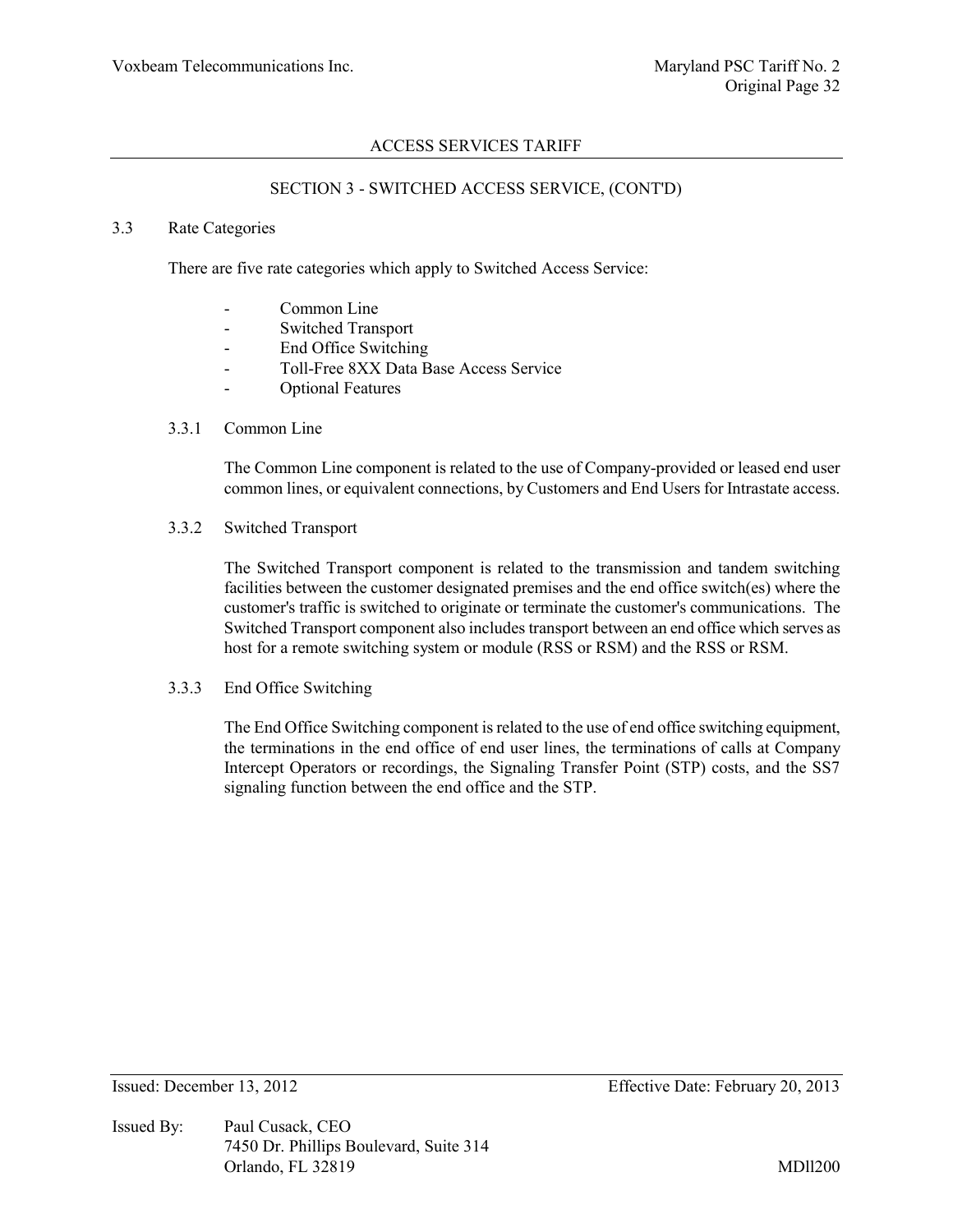## SECTION 3 - SWITCHED ACCESS SERVICE, (CONT'D)

### 3.3 Rate Categories

There are five rate categories which apply to Switched Access Service:

- Common Line
- Switched Transport
- End Office Switching
- Toll-Free 8XX Data Base Access Service
- Optional Features

#### 3.3.1 Common Line

The Common Line component is related to the use of Company-provided or leased end user common lines, or equivalent connections, by Customers and End Users for Intrastate access.

#### 3.3.2 Switched Transport

The Switched Transport component is related to the transmission and tandem switching facilities between the customer designated premises and the end office switch(es) where the customer's traffic is switched to originate or terminate the customer's communications. The Switched Transport component also includes transport between an end office which serves as host for a remote switching system or module (RSS or RSM) and the RSS or RSM.

#### 3.3.3 End Office Switching

The End Office Switching component is related to the use of end office switching equipment, the terminations in the end office of end user lines, the terminations of calls at Company Intercept Operators or recordings, the Signaling Transfer Point (STP) costs, and the SS7 signaling function between the end office and the STP.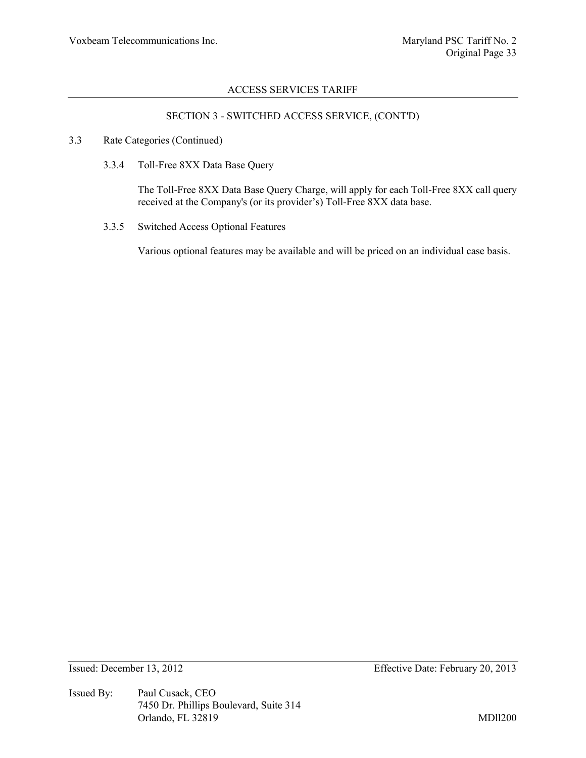## SECTION 3 - SWITCHED ACCESS SERVICE, (CONT'D)

3.3 Rate Categories (Continued)

3.3.4 Toll-Free 8XX Data Base Query

The Toll-Free 8XX Data Base Query Charge, will apply for each Toll-Free 8XX call query received at the Company's (or its provider's) Toll-Free 8XX data base.

3.3.5 Switched Access Optional Features

Various optional features may be available and will be priced on an individual case basis.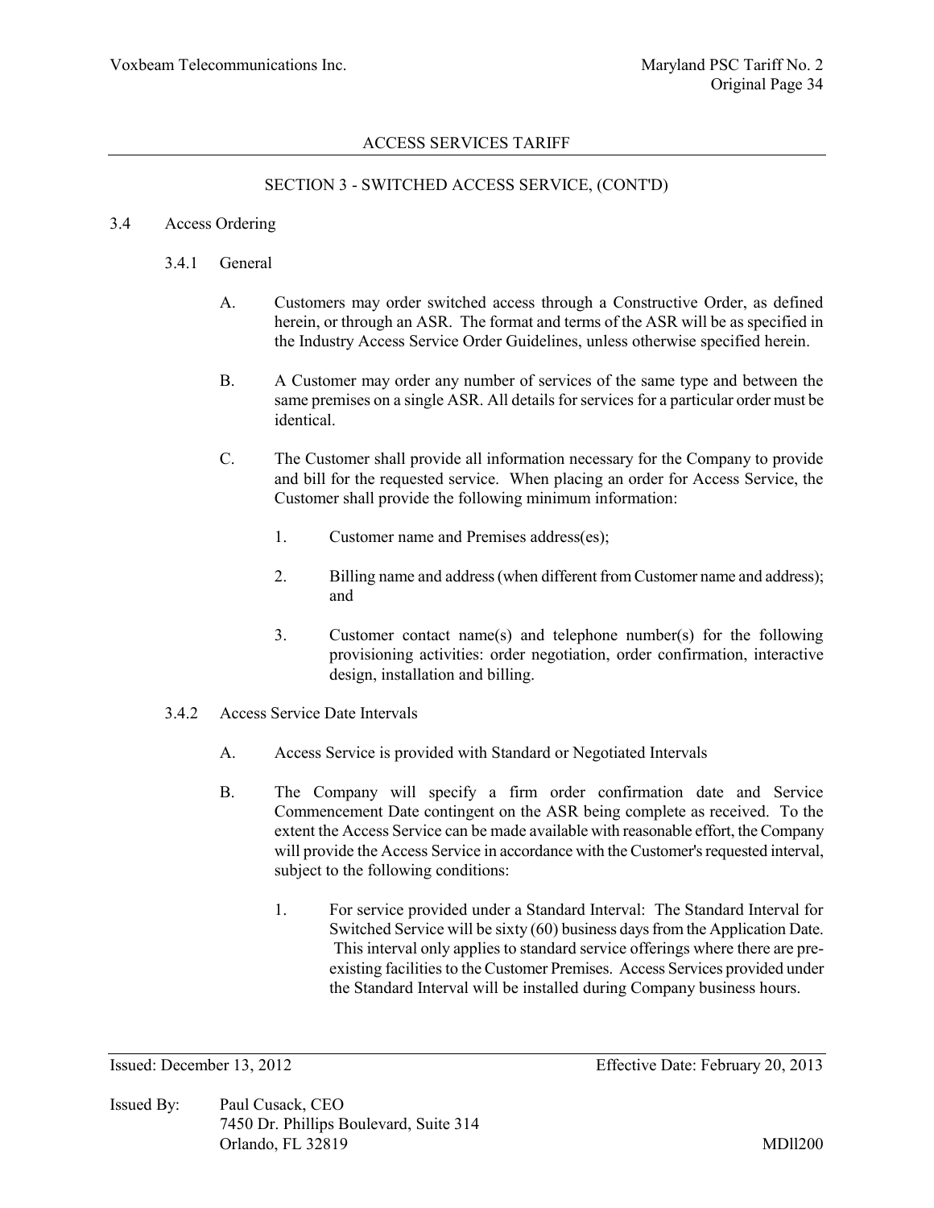ACCESS SERVICES TARIFF

SECTION 3 - SWITCHED ACCESS SERVICE, (CONT'D)

3.4 Access Ordering

3.4.1 General

A. Customers may order switched access through a Constructive Order, as defined herein, or through an ASR. The format and terms of the ASR will be as specified in the Industry Access Service Order Guidelines, unless otherwise specified herein.

B. A Customer may order any number of services of the same type and between the same premises on a single ASR. All details for services for a particular order must be identical.

C. The Customer shall provide all information necessary for the Company to provide and bill for the requested service. When placing an order for Access Service, the Customer shall provide the following minimum information:

1. Customer name and Premises address(es);

2. Billing name and address (when different from Customer name and address); and

3. Customer contact name(s) and telephone number(s) for the following provisioning activities: order negotiation, order confirmation, interactive design, installation and billing.

3.4.2 Access Service Date Intervals

A. Access Service is provided with Standard or Negotiated Intervals

B. The Company will specify a firm order confirmation date and Service Commencement Date contingent on the ASR being complete as received. To the extent the Access Service can be made available with reasonable effort, the Company will provide the Access Service in accordance with the Customer's requested interval, subject to the following conditions:

1. For service provided under a Standard Interval: The Standard Interval for Switched Service will be sixty (60) business days from the Application Date. This interval only applies to standard service offerings where there are pre-existing facilities to the Customer Premises. Access Services provided under the Standard Interval will be installed during Company business hours.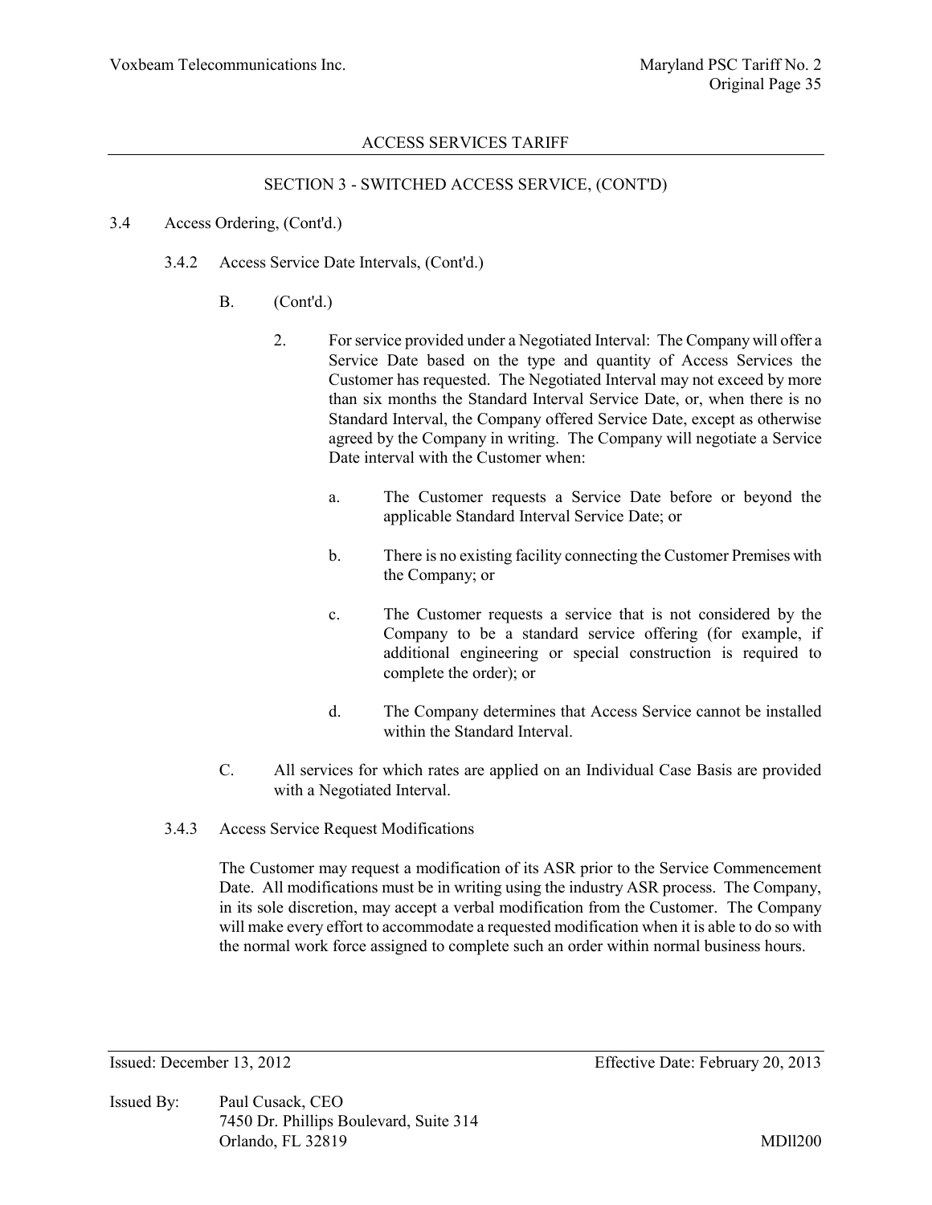## SECTION 3 - SWITCHED ACCESS SERVICE, (CONT'D)

3.4 Access Ordering, (Cont'd.)

3.4.2 Access Service Date Intervals, (Cont'd.)

B. (Cont'd.)

2. For service provided under a Negotiated Interval: The Company will offer a Service Date based on the type and quantity of Access Services the Customer has requested. The Negotiated Interval may not exceed by more than six months the Standard Interval Service Date, or, when there is no Standard Interval, the Company offered Service Date, except as otherwise agreed by the Company in writing. The Company will negotiate a Service Date interval with the Customer when:

a. The Customer requests a Service Date before or beyond the applicable Standard Interval Service Date; or

b. There is no existing facility connecting the Customer Premises with the Company; or

c. The Customer requests a service that is not considered by the Company to be a standard service offering (for example, if additional engineering or special construction is required to complete the order); or

d. The Company determines that Access Service cannot be installed within the Standard Interval.

C. All services for which rates are applied on an Individual Case Basis are provided with a Negotiated Interval.

3.4.3 Access Service Request Modifications

The Customer may request a modification of its ASR prior to the Service Commencement Date. All modifications must be in writing using the industry ASR process. The Company, in its sole discretion, may accept a verbal modification from the Customer. The Company will make every effort to accommodate a requested modification when it is able to do so with the normal work force assigned to complete such an order within normal business hours.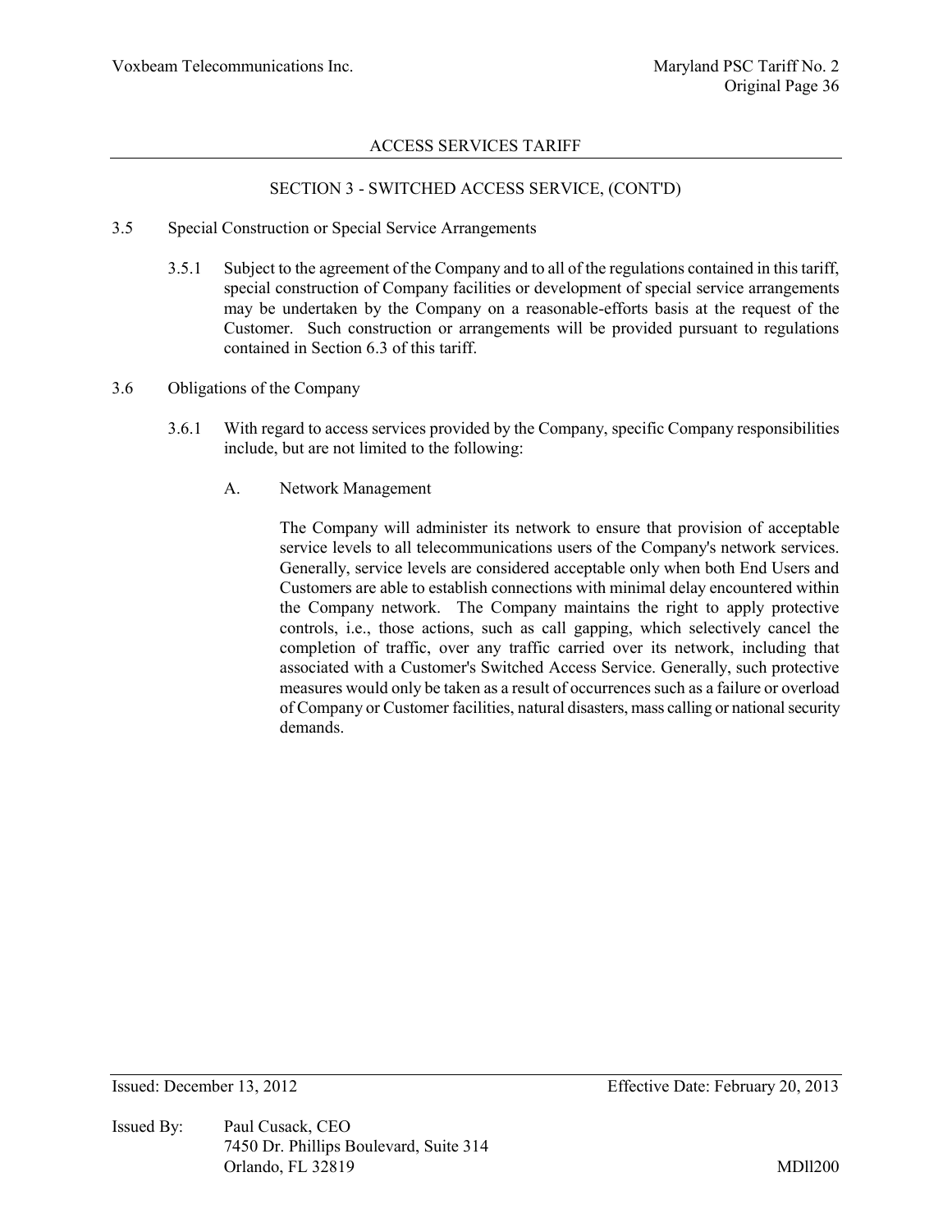# ACCESS SERVICES TARIFF

## SECTION 3 - SWITCHED ACCESS SERVICE, (CONT'D)

3.5 Special Construction or Special Service Arrangements

3.5.1 Subject to the agreement of the Company and to all of the regulations contained in this tariff, special construction of Company facilities or development of special service arrangements may be undertaken by the Company on a reasonable-efforts basis at the request of the Customer. Such construction or arrangements will be provided pursuant to regulations contained in Section 6.3 of this tariff.

3.6 Obligations of the Company

3.6.1 With regard to access services provided by the Company, specific Company responsibilities include, but are not limited to the following:

A. Network Management

The Company will administer its network to ensure that provision of acceptable service levels to all telecommunications users of the Company's network services. Generally, service levels are considered acceptable only when both End Users and Customers are able to establish connections with minimal delay encountered within the Company network. The Company maintains the right to apply protective controls, i.e., those actions, such as call gapping, which selectively cancel the completion of traffic, over any traffic carried over its network, including that associated with a Customer's Switched Access Service. Generally, such protective measures would only be taken as a result of occurrences such as a failure or overload of Company or Customer facilities, natural disasters, mass calling or national security demands.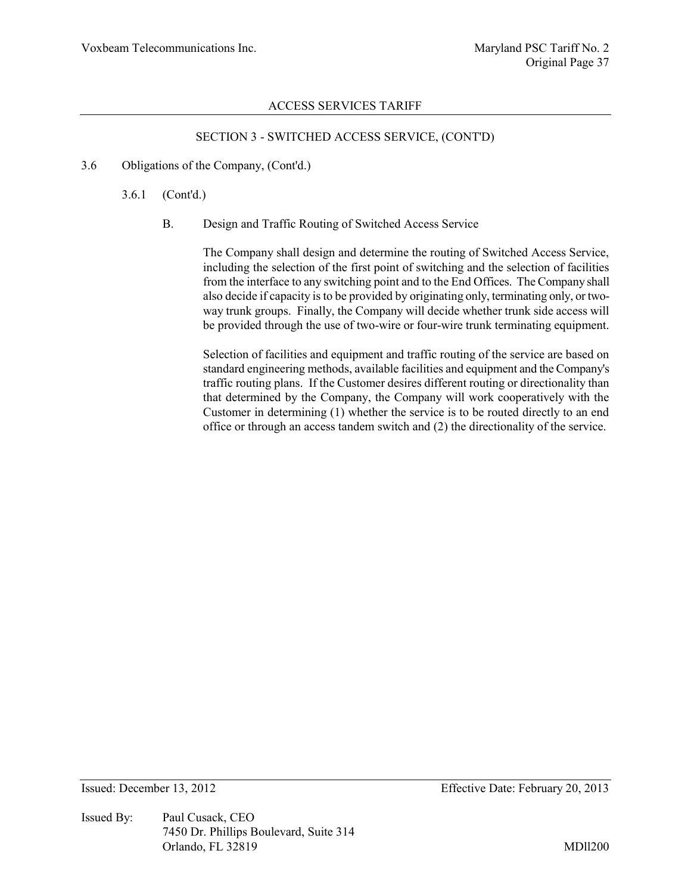## ACCESS SERVICES TARIFF

### SECTION 3 - SWITCHED ACCESS SERVICE, (CONT'D)

3.6 Obligations of the Company, (Cont'd.)

3.6.1 (Cont'd.)

B. Design and Traffic Routing of Switched Access Service

The Company shall design and determine the routing of Switched Access Service, including the selection of the first point of switching and the selection of facilities from the interface to any switching point and to the End Offices. The Company shall also decide if capacity is to be provided by originating only, terminating only, or two-way trunk groups. Finally, the Company will decide whether trunk side access will be provided through the use of two-wire or four-wire trunk terminating equipment.

Selection of facilities and equipment and traffic routing of the service are based on standard engineering methods, available facilities and equipment and the Company's traffic routing plans. If the Customer desires different routing or directionality than that determined by the Company, the Company will work cooperatively with the Customer in determining (1) whether the service is to be routed directly to an end office or through an access tandem switch and (2) the directionality of the service.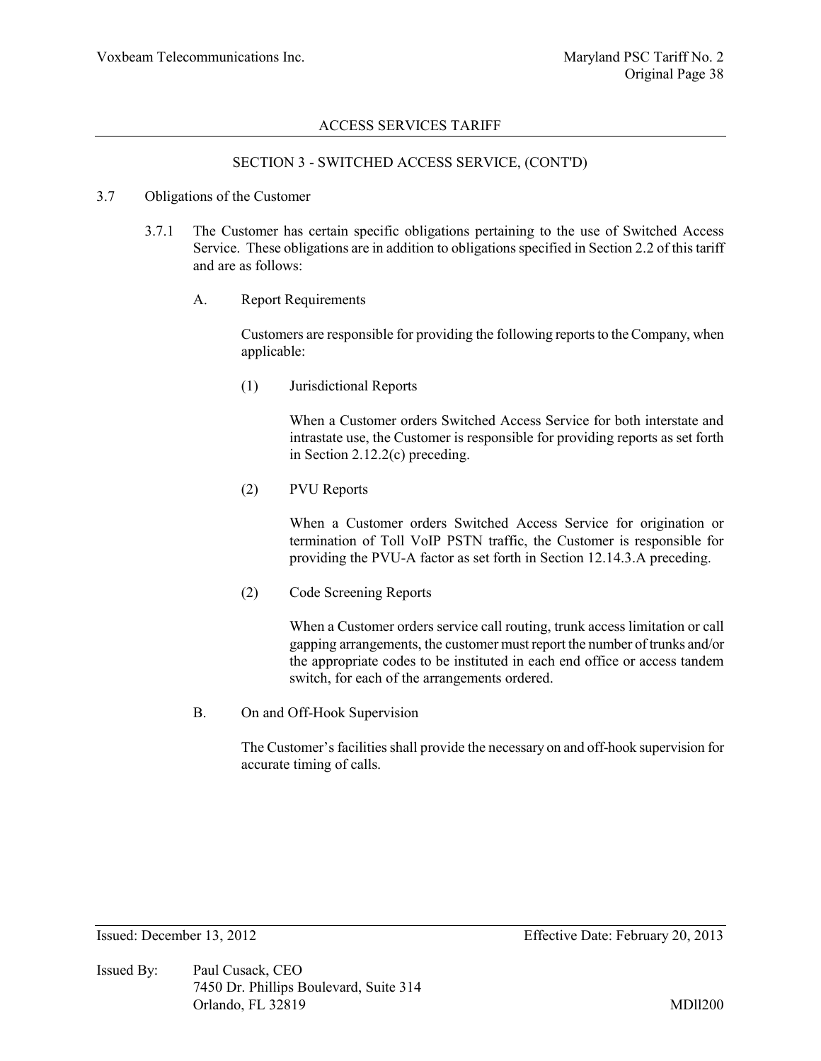ACCESS SERVICES TARIFF

SECTION 3 - SWITCHED ACCESS SERVICE, (CONT'D)

3.7 Obligations of the Customer

3.7.1 The Customer has certain specific obligations pertaining to the use of Switched Access Service. These obligations are in addition to obligations specified in Section 2.2 of this tariff and are as follows:

A. Report Requirements

Customers are responsible for providing the following reports to the Company, when applicable:

(1) Jurisdictional Reports

When a Customer orders Switched Access Service for both interstate and intrastate use, the Customer is responsible for providing reports as set forth in Section 2.12.2(c) preceding.

(2) PVU Reports

When a Customer orders Switched Access Service for origination or termination of Toll VoIP PSTN traffic, the Customer is responsible for providing the PVU-A factor as set forth in Section 12.14.3.A preceding.

(2) Code Screening Reports

When a Customer orders service call routing, trunk access limitation or call gapping arrangements, the customer must report the number of trunks and/or the appropriate codes to be instituted in each end office or access tandem switch, for each of the arrangements ordered.

B. On and Off-Hook Supervision

The Customer's facilities shall provide the necessary on and off-hook supervision for accurate timing of calls.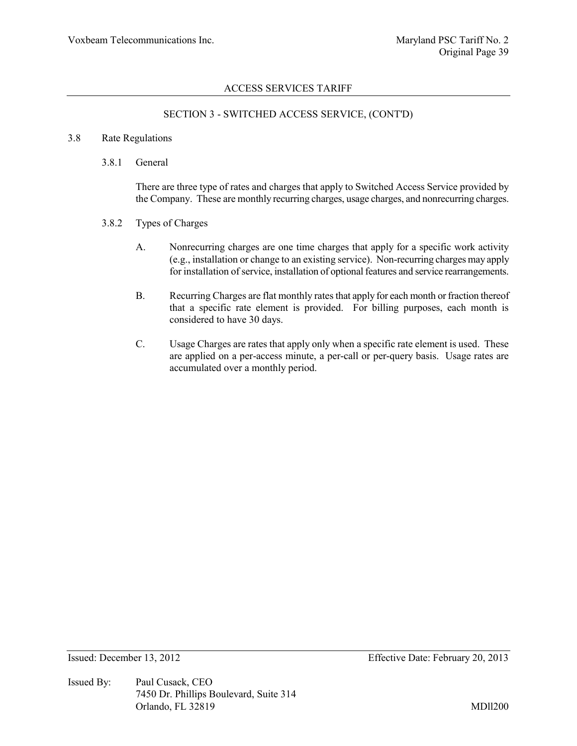## SECTION 3 - SWITCHED ACCESS SERVICE, (CONT'D)

### 3.8 Rate Regulations

#### 3.8.1 General

There are three type of rates and charges that apply to Switched Access Service provided by the Company. These are monthly recurring charges, usage charges, and nonrecurring charges.

#### 3.8.2 Types of Charges

A. Nonrecurring charges are one time charges that apply for a specific work activity (e.g., installation or change to an existing service). Non-recurring charges may apply for installation of service, installation of optional features and service rearrangements.

B. Recurring Charges are flat monthly rates that apply for each month or fraction thereof that a specific rate element is provided. For billing purposes, each month is considered to have 30 days.

C. Usage Charges are rates that apply only when a specific rate element is used. These are applied on a per-access minute, a per-call or per-query basis. Usage rates are accumulated over a monthly period.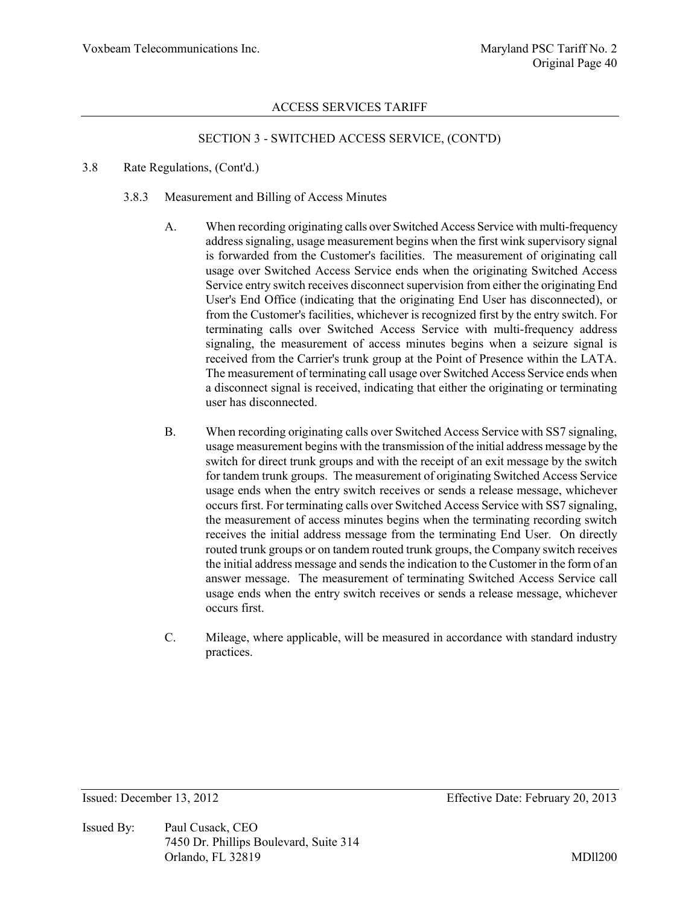## ACCESS SERVICES TARIFF

### SECTION 3 - SWITCHED ACCESS SERVICE, (CONT'D)

3.8 Rate Regulations, (Cont'd.)

3.8.3 Measurement and Billing of Access Minutes

A. When recording originating calls over Switched Access Service with multi-frequency address signaling, usage measurement begins when the first wink supervisory signal is forwarded from the Customer's facilities. The measurement of originating call usage over Switched Access Service ends when the originating Switched Access Service entry switch receives disconnect supervision from either the originating End User's End Office (indicating that the originating End User has disconnected), or from the Customer's facilities, whichever is recognized first by the entry switch. For terminating calls over Switched Access Service with multi-frequency address signaling, the measurement of access minutes begins when a seizure signal is received from the Carrier's trunk group at the Point of Presence within the LATA. The measurement of terminating call usage over Switched Access Service ends when a disconnect signal is received, indicating that either the originating or terminating user has disconnected.

B. When recording originating calls over Switched Access Service with SS7 signaling, usage measurement begins with the transmission of the initial address message by the switch for direct trunk groups and with the receipt of an exit message by the switch for tandem trunk groups. The measurement of originating Switched Access Service usage ends when the entry switch receives or sends a release message, whichever occurs first. For terminating calls over Switched Access Service with SS7 signaling, the measurement of access minutes begins when the terminating recording switch receives the initial address message from the terminating End User. On directly routed trunk groups or on tandem routed trunk groups, the Company switch receives the initial address message and sends the indication to the Customer in the form of an answer message. The measurement of terminating Switched Access Service call usage ends when the entry switch receives or sends a release message, whichever occurs first.

C. Mileage, where applicable, will be measured in accordance with standard industry practices.

Issued: December 13, 2012 Effective Date: February 20, 2013

Issued By: Paul Cusack, CEO
7450 Dr. Phillips Boulevard, Suite 314
Orlando, FL 32819

MDll200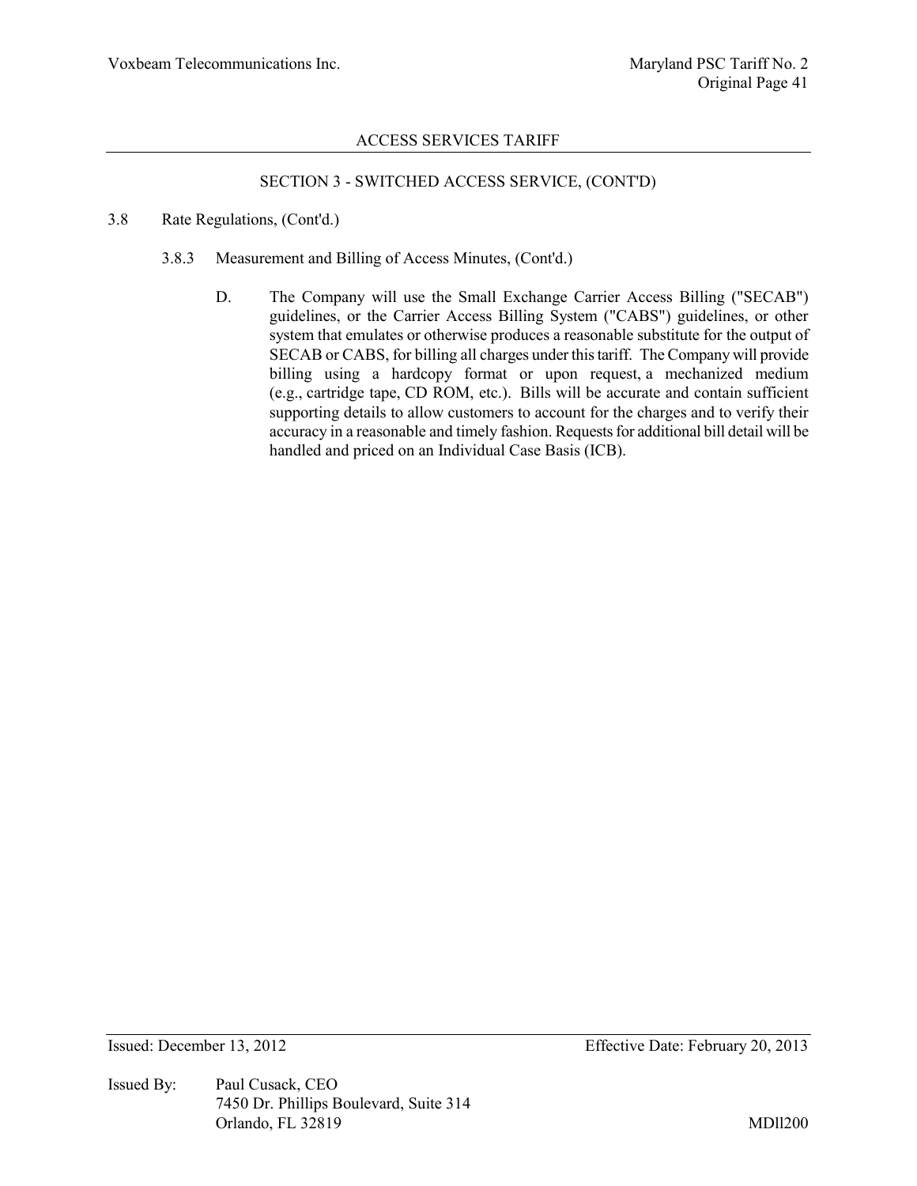## SECTION 3 - SWITCHED ACCESS SERVICE, (CONT'D)

3.8 Rate Regulations, (Cont'd.)

3.8.3 Measurement and Billing of Access Minutes, (Cont'd.)

D. The Company will use the Small Exchange Carrier Access Billing ("SECAB") guidelines, or the Carrier Access Billing System ("CABS") guidelines, or other system that emulates or otherwise produces a reasonable substitute for the output of SECAB or CABS, for billing all charges under this tariff. The Company will provide billing using a hardcopy format or upon request, a mechanized medium (e.g., cartridge tape, CD ROM, etc.). Bills will be accurate and contain sufficient supporting details to allow customers to account for the charges and to verify their accuracy in a reasonable and timely fashion. Requests for additional bill detail will be handled and priced on an Individual Case Basis (ICB).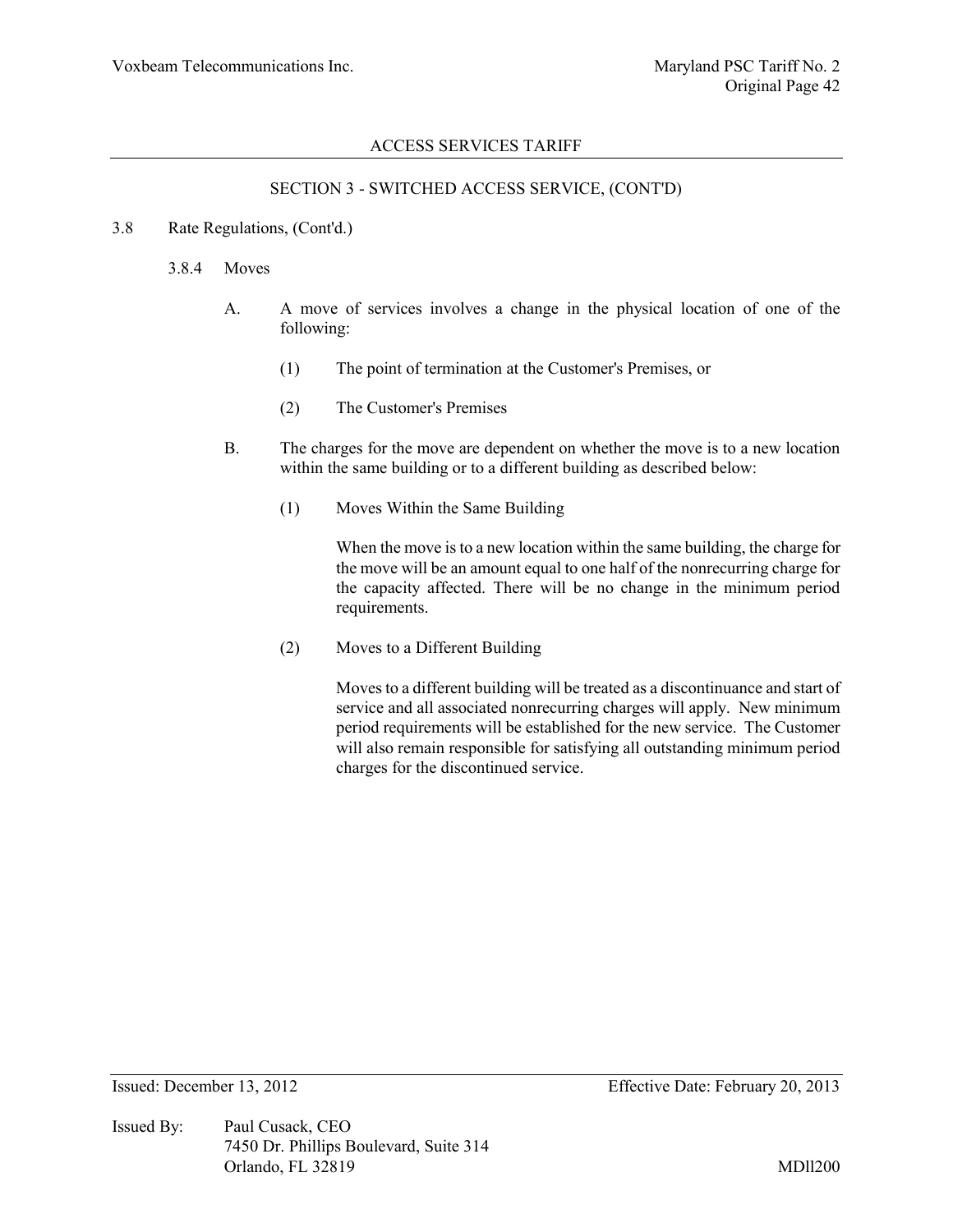## ACCESS SERVICES TARIFF

## SECTION 3 - SWITCHED ACCESS SERVICE, (CONT'D)

3.8 Rate Regulations, (Cont'd.)

3.8.4 Moves

A. A move of services involves a change in the physical location of one of the following:

(1) The point of termination at the Customer's Premises, or

(2) The Customer's Premises

B. The charges for the move are dependent on whether the move is to a new location within the same building or to a different building as described below:

(1) Moves Within the Same Building

When the move is to a new location within the same building, the charge for the move will be an amount equal to one half of the nonrecurring charge for the capacity affected. There will be no change in the minimum period requirements.

(2) Moves to a Different Building

Moves to a different building will be treated as a discontinuance and start of service and all associated nonrecurring charges will apply. New minimum period requirements will be established for the new service. The Customer will also remain responsible for satisfying all outstanding minimum period charges for the discontinued service.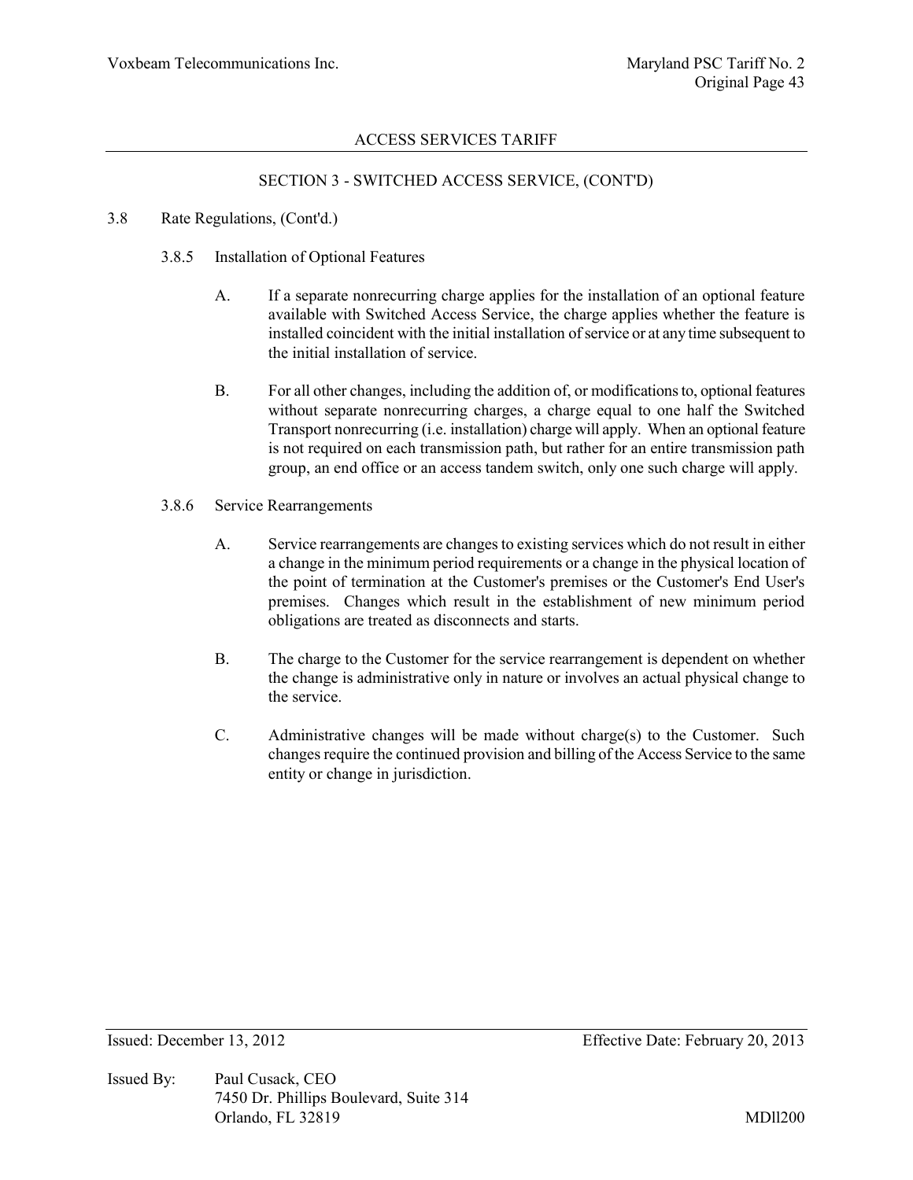## SECTION 3 - SWITCHED ACCESS SERVICE, (CONT'D)

3.8 Rate Regulations, (Cont'd.)

3.8.5 Installation of Optional Features

A. If a separate nonrecurring charge applies for the installation of an optional feature available with Switched Access Service, the charge applies whether the feature is installed coincident with the initial installation of service or at any time subsequent to the initial installation of service.

B. For all other changes, including the addition of, or modifications to, optional features without separate nonrecurring charges, a charge equal to one half the Switched Transport nonrecurring (i.e. installation) charge will apply. When an optional feature is not required on each transmission path, but rather for an entire transmission path group, an end office or an access tandem switch, only one such charge will apply.

3.8.6 Service Rearrangements

A. Service rearrangements are changes to existing services which do not result in either a change in the minimum period requirements or a change in the physical location of the point of termination at the Customer's premises or the Customer's End User's premises. Changes which result in the establishment of new minimum period obligations are treated as disconnects and starts.

B. The charge to the Customer for the service rearrangement is dependent on whether the change is administrative only in nature or involves an actual physical change to the service.

C. Administrative changes will be made without charge(s) to the Customer. Such changes require the continued provision and billing of the Access Service to the same entity or change in jurisdiction.

Issued: December 13, 2012 Effective Date: February 20, 2013

Issued By: Paul Cusack, CEO
7450 Dr. Phillips Boulevard, Suite 314
Orlando, FL 32819
MDll200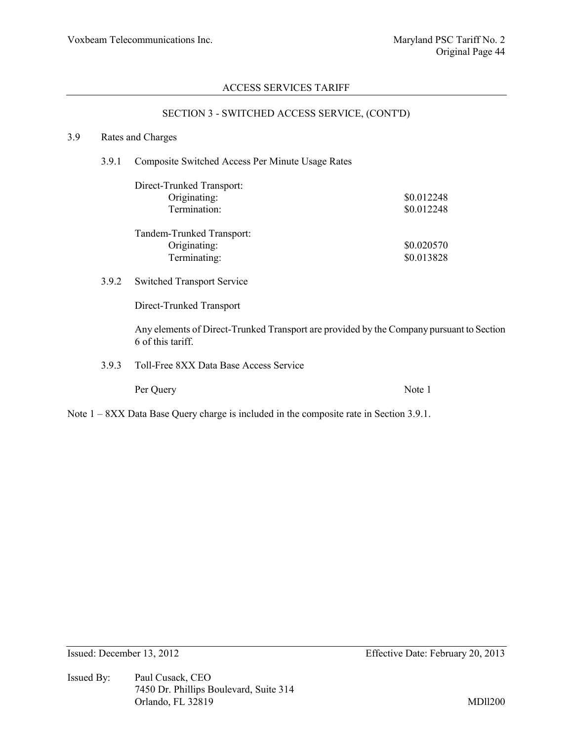## ACCESS SERVICES TARIFF

### SECTION 3 - SWITCHED ACCESS SERVICE, (CONT'D)

3.9 Rates and Charges

3.9.1 Composite Switched Access Per Minute Usage Rates

| | |
|---|---|
| Direct-Trunked Transport: | |
| Originating: | $0.012248 |
| Termination: | $0.012248 |
| Tandem-Trunked Transport: | |
| Originating: | $0.020570 |
| Terminating: | $0.013828 |

3.9.2 Switched Transport Service

Direct-Trunked Transport

Any elements of Direct-Trunked Transport are provided by the Company pursuant to Section 6 of this tariff.

3.9.3 Toll-Free 8XX Data Base Access Service

| | |
|---|---|
| Per Query | Note 1 |

Note 1 – 8XX Data Base Query charge is included in the composite rate in Section 3.9.1.

Issued: December 13, 2012 Effective Date: February 20, 2013

Issued By: Paul Cusack, CEO
7450 Dr. Phillips Boulevard, Suite 314
Orlando, FL 32819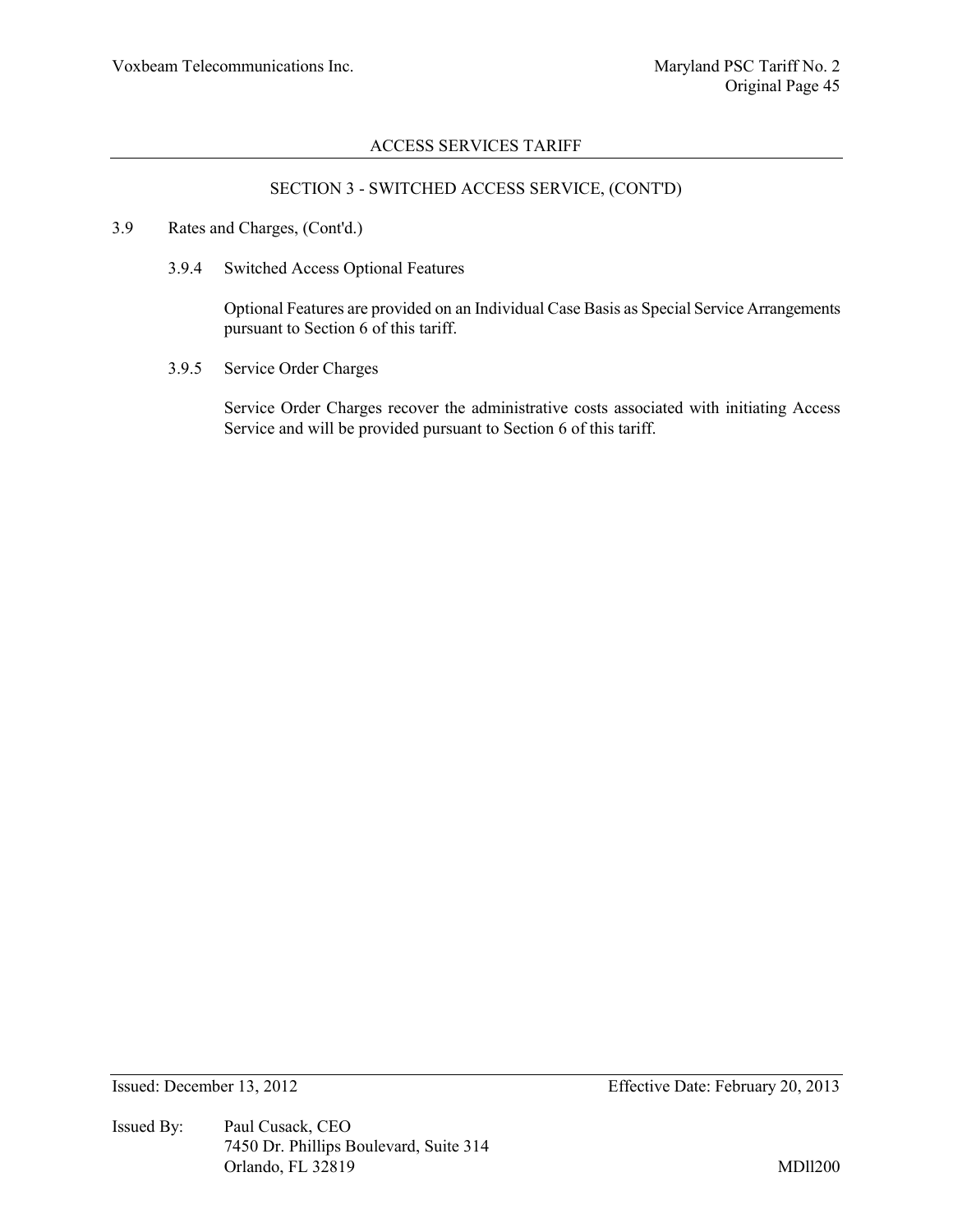## SECTION 3 - SWITCHED ACCESS SERVICE, (CONT'D)

3.9 Rates and Charges, (Cont'd.)

3.9.4 Switched Access Optional Features

Optional Features are provided on an Individual Case Basis as Special Service Arrangements pursuant to Section 6 of this tariff.

3.9.5 Service Order Charges

Service Order Charges recover the administrative costs associated with initiating Access Service and will be provided pursuant to Section 6 of this tariff.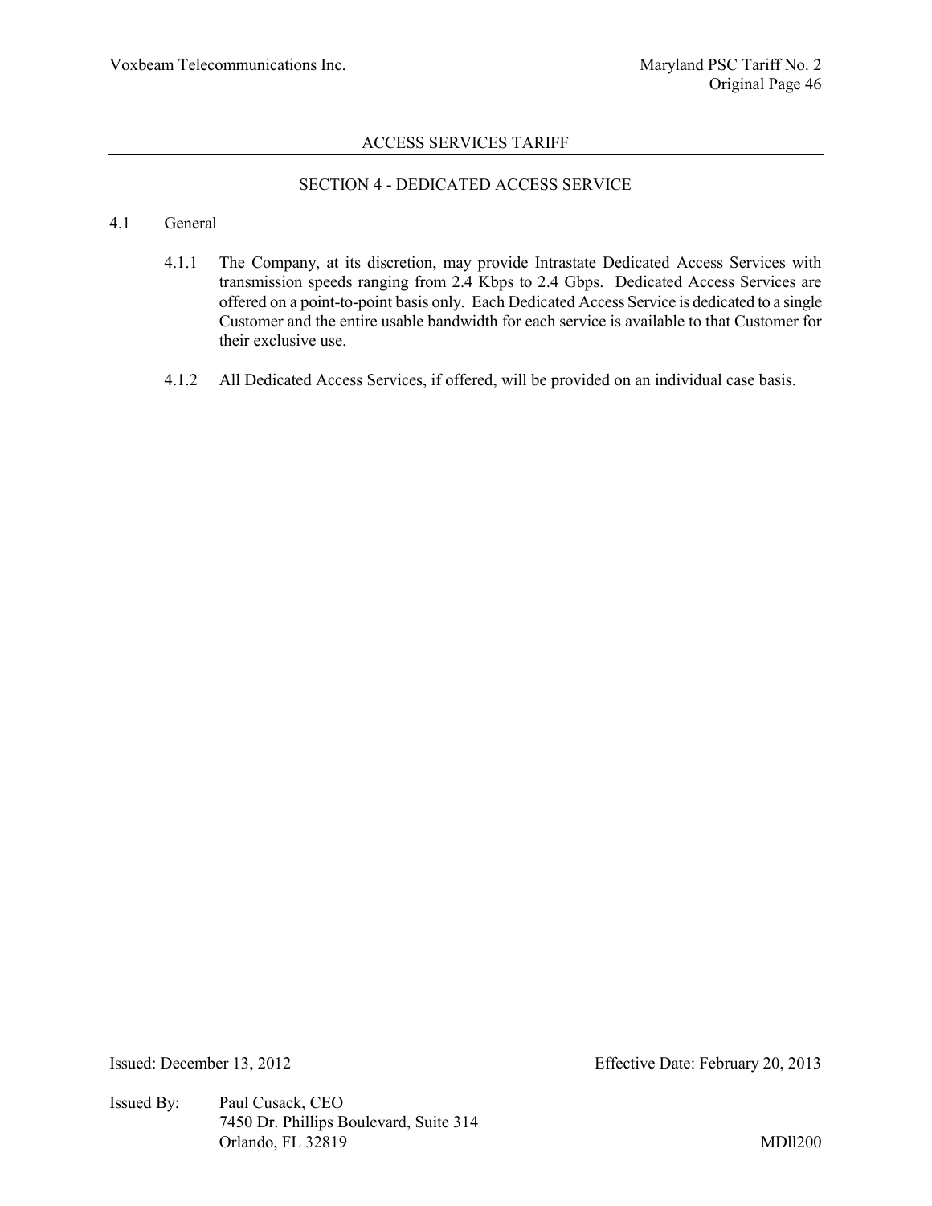## ACCESS SERVICES TARIFF

## SECTION 4 - DEDICATED ACCESS SERVICE

### 4.1 General

4.1.1 The Company, at its discretion, may provide Intrastate Dedicated Access Services with transmission speeds ranging from 2.4 Kbps to 2.4 Gbps. Dedicated Access Services are offered on a point-to-point basis only. Each Dedicated Access Service is dedicated to a single Customer and the entire usable bandwidth for each service is available to that Customer for their exclusive use.

4.1.2 All Dedicated Access Services, if offered, will be provided on an individual case basis.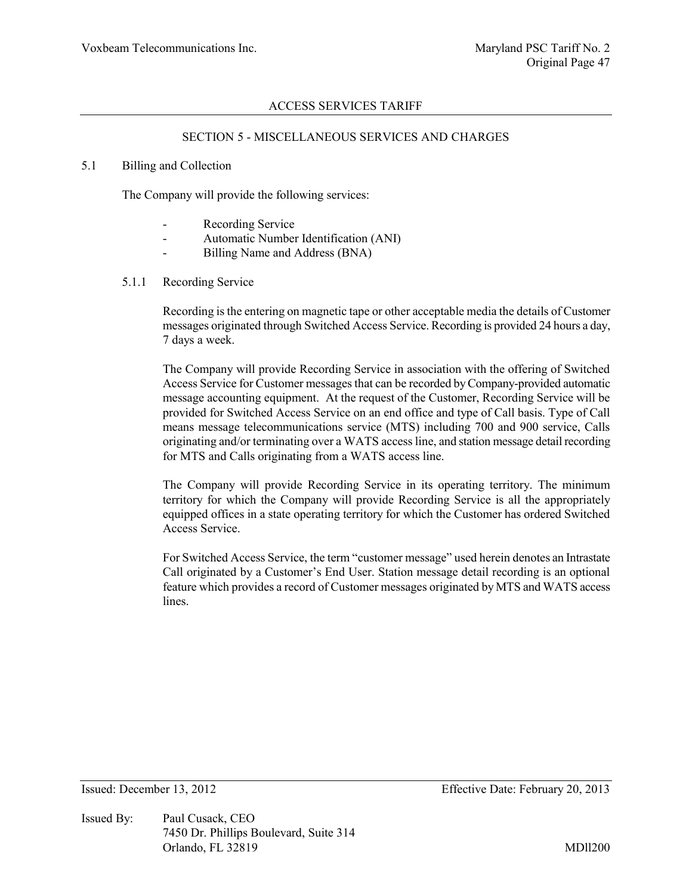# ACCESS SERVICES TARIFF

## SECTION 5 - MISCELLANEOUS SERVICES AND CHARGES

### 5.1 Billing and Collection

The Company will provide the following services:

- Recording Service
- Automatic Number Identification (ANI)
- Billing Name and Address (BNA)

#### 5.1.1 Recording Service

Recording is the entering on magnetic tape or other acceptable media the details of Customer messages originated through Switched Access Service. Recording is provided 24 hours a day, 7 days a week.

The Company will provide Recording Service in association with the offering of Switched Access Service for Customer messages that can be recorded by Company-provided automatic message accounting equipment. At the request of the Customer, Recording Service will be provided for Switched Access Service on an end office and type of Call basis. Type of Call means message telecommunications service (MTS) including 700 and 900 service, Calls originating and/or terminating over a WATS access line, and station message detail recording for MTS and Calls originating from a WATS access line.

The Company will provide Recording Service in its operating territory. The minimum territory for which the Company will provide Recording Service is all the appropriately equipped offices in a state operating territory for which the Customer has ordered Switched Access Service.

For Switched Access Service, the term "customer message" used herein denotes an Intrastate Call originated by a Customer's End User. Station message detail recording is an optional feature which provides a record of Customer messages originated by MTS and WATS access lines.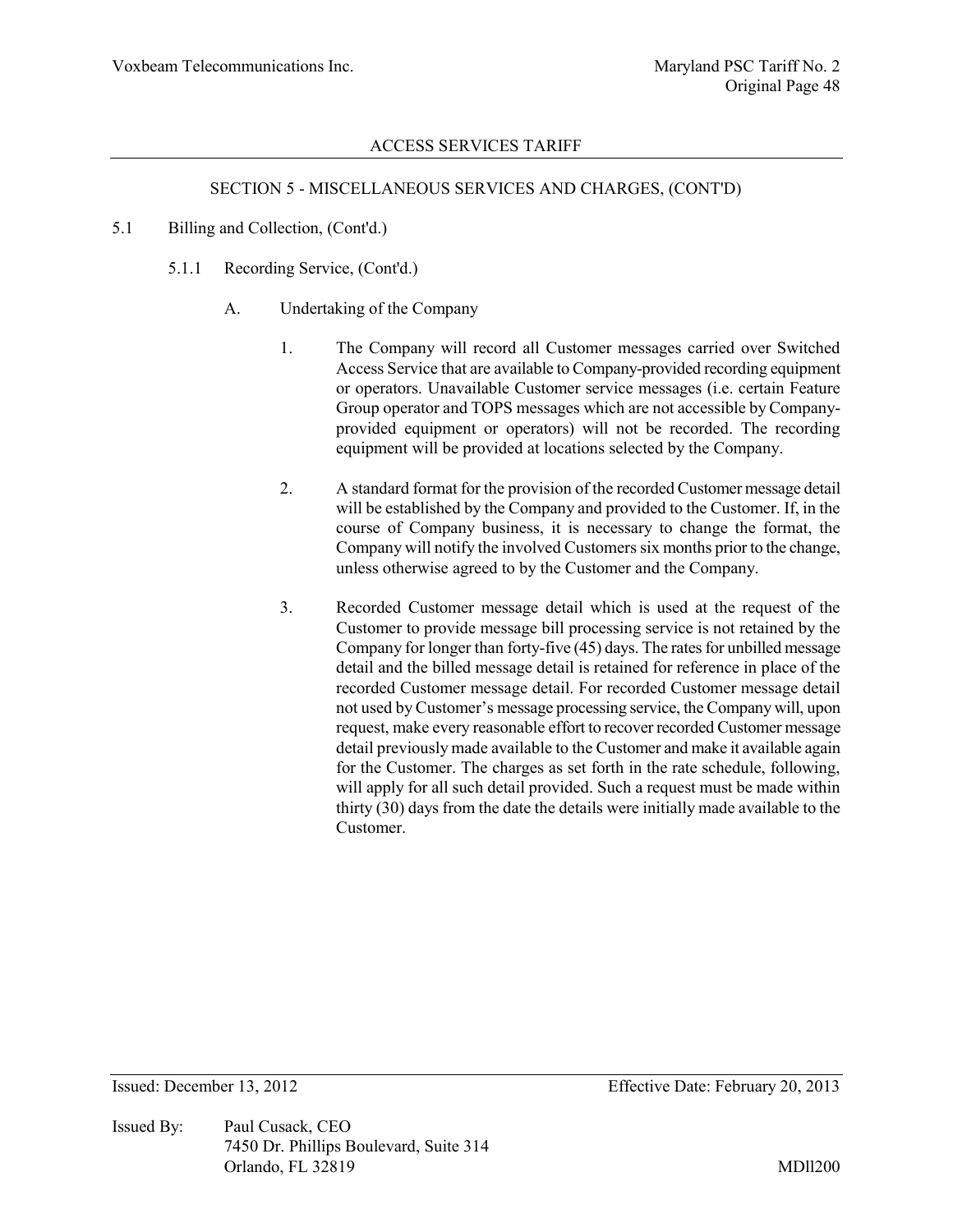ACCESS SERVICES TARIFF

SECTION 5 - MISCELLANEOUS SERVICES AND CHARGES, (CONT'D)

5.1 Billing and Collection, (Cont'd.)

5.1.1 Recording Service, (Cont'd.)

A. Undertaking of the Company

1. The Company will record all Customer messages carried over Switched Access Service that are available to Company-provided recording equipment or operators. Unavailable Customer service messages (i.e. certain Feature Group operator and TOPS messages which are not accessible by Company-provided equipment or operators) will not be recorded. The recording equipment will be provided at locations selected by the Company.

2. A standard format for the provision of the recorded Customer message detail will be established by the Company and provided to the Customer. If, in the course of Company business, it is necessary to change the format, the Company will notify the involved Customers six months prior to the change, unless otherwise agreed to by the Customer and the Company.

3. Recorded Customer message detail which is used at the request of the Customer to provide message bill processing service is not retained by the Company for longer than forty-five (45) days. The rates for unbilled message detail and the billed message detail is retained for reference in place of the recorded Customer message detail. For recorded Customer message detail not used by Customer's message processing service, the Company will, upon request, make every reasonable effort to recover recorded Customer message detail previously made available to the Customer and make it available again for the Customer. The charges as set forth in the rate schedule, following, will apply for all such detail provided. Such a request must be made within thirty (30) days from the date the details were initially made available to the Customer.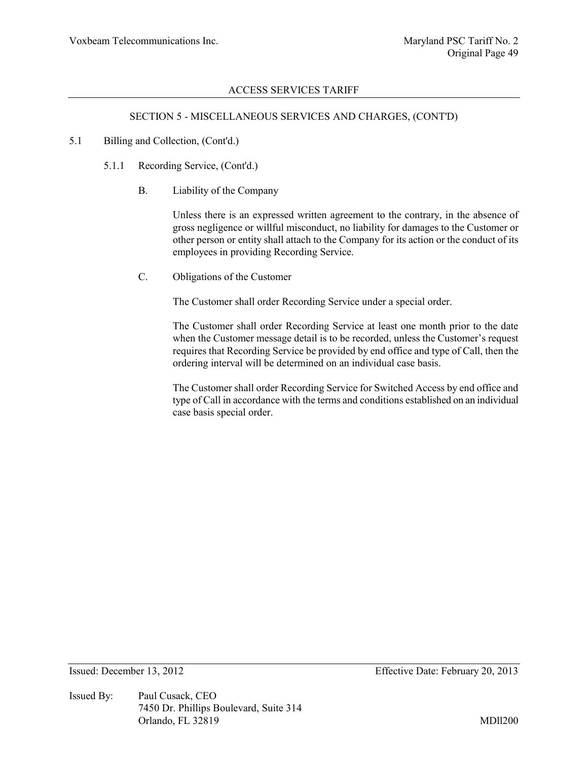## SECTION 5 - MISCELLANEOUS SERVICES AND CHARGES, (CONT'D)

5.1 Billing and Collection, (Cont'd.)

5.1.1 Recording Service, (Cont'd.)

B. Liability of the Company

Unless there is an expressed written agreement to the contrary, in the absence of gross negligence or willful misconduct, no liability for damages to the Customer or other person or entity shall attach to the Company for its action or the conduct of its employees in providing Recording Service.

C. Obligations of the Customer

The Customer shall order Recording Service under a special order.

The Customer shall order Recording Service at least one month prior to the date when the Customer message detail is to be recorded, unless the Customer's request requires that Recording Service be provided by end office and type of Call, then the ordering interval will be determined on an individual case basis.

The Customer shall order Recording Service for Switched Access by end office and type of Call in accordance with the terms and conditions established on an individual case basis special order.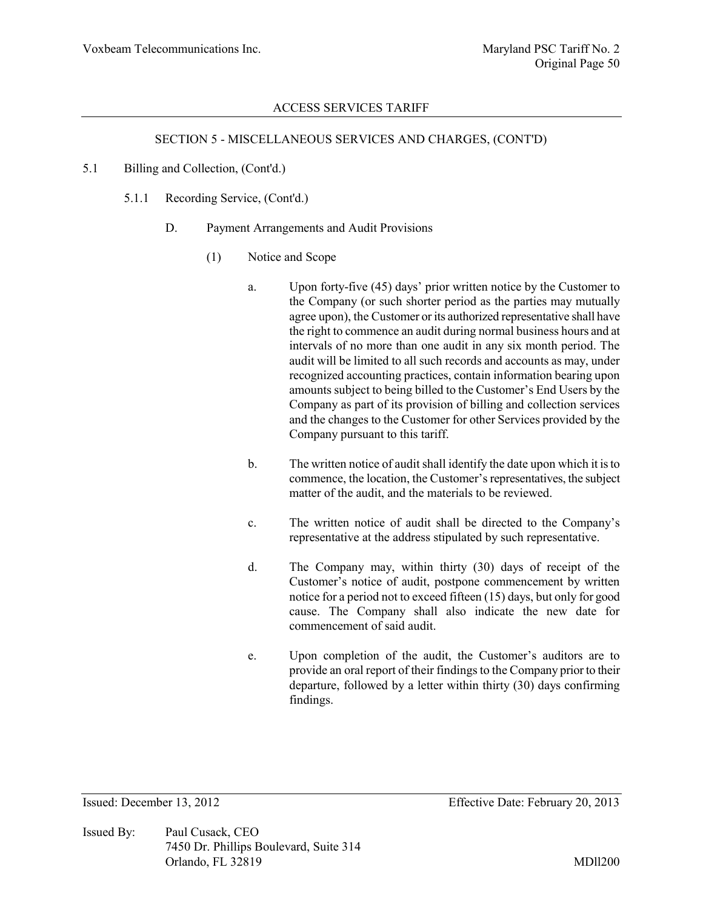## ACCESS SERVICES TARIFF

### SECTION 5 - MISCELLANEOUS SERVICES AND CHARGES, (CONT'D)

5.1 Billing and Collection, (Cont'd.)

5.1.1 Recording Service, (Cont'd.)

D. Payment Arrangements and Audit Provisions

(1) Notice and Scope

a. Upon forty-five (45) days' prior written notice by the Customer to the Company (or such shorter period as the parties may mutually agree upon), the Customer or its authorized representative shall have the right to commence an audit during normal business hours and at intervals of no more than one audit in any six month period. The audit will be limited to all such records and accounts as may, under recognized accounting practices, contain information bearing upon amounts subject to being billed to the Customer's End Users by the Company as part of its provision of billing and collection services and the changes to the Customer for other Services provided by the Company pursuant to this tariff.

b. The written notice of audit shall identify the date upon which it is to commence, the location, the Customer's representatives, the subject matter of the audit, and the materials to be reviewed.

c. The written notice of audit shall be directed to the Company's representative at the address stipulated by such representative.

d. The Company may, within thirty (30) days of receipt of the Customer's notice of audit, postpone commencement by written notice for a period not to exceed fifteen (15) days, but only for good cause. The Company shall also indicate the new date for commencement of said audit.

e. Upon completion of the audit, the Customer's auditors are to provide an oral report of their findings to the Company prior to their departure, followed by a letter within thirty (30) days confirming findings.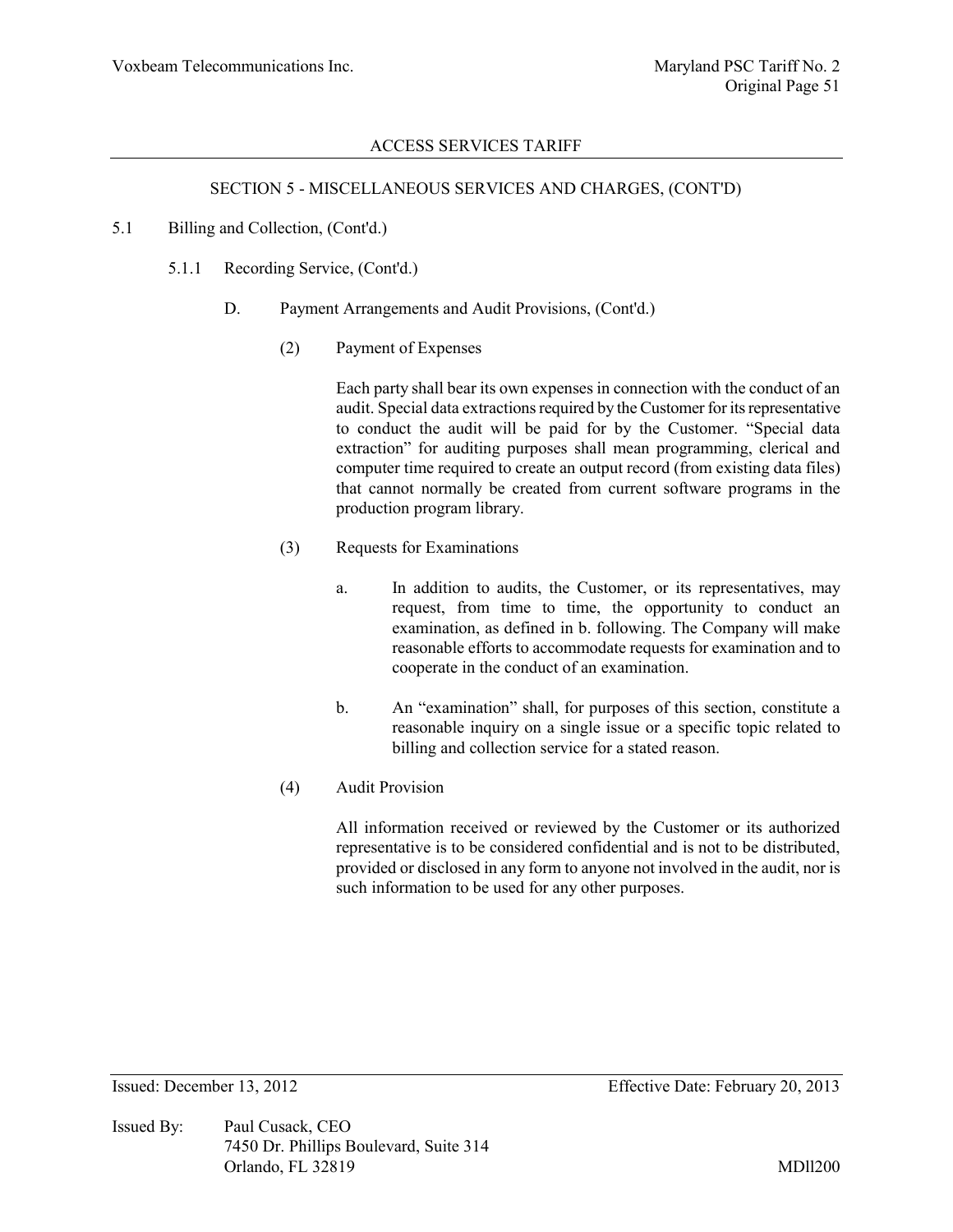## SECTION 5 - MISCELLANEOUS SERVICES AND CHARGES, (CONT'D)

5.1 Billing and Collection, (Cont'd.)

5.1.1 Recording Service, (Cont'd.)

D. Payment Arrangements and Audit Provisions, (Cont'd.)

(2) Payment of Expenses

Each party shall bear its own expenses in connection with the conduct of an audit. Special data extractions required by the Customer for its representative to conduct the audit will be paid for by the Customer. "Special data extraction" for auditing purposes shall mean programming, clerical and computer time required to create an output record (from existing data files) that cannot normally be created from current software programs in the production program library.

(3) Requests for Examinations

a. In addition to audits, the Customer, or its representatives, may request, from time to time, the opportunity to conduct an examination, as defined in b. following. The Company will make reasonable efforts to accommodate requests for examination and to cooperate in the conduct of an examination.

b. An "examination" shall, for purposes of this section, constitute a reasonable inquiry on a single issue or a specific topic related to billing and collection service for a stated reason.

(4) Audit Provision

All information received or reviewed by the Customer or its authorized representative is to be considered confidential and is not to be distributed, provided or disclosed in any form to anyone not involved in the audit, nor is such information to be used for any other purposes.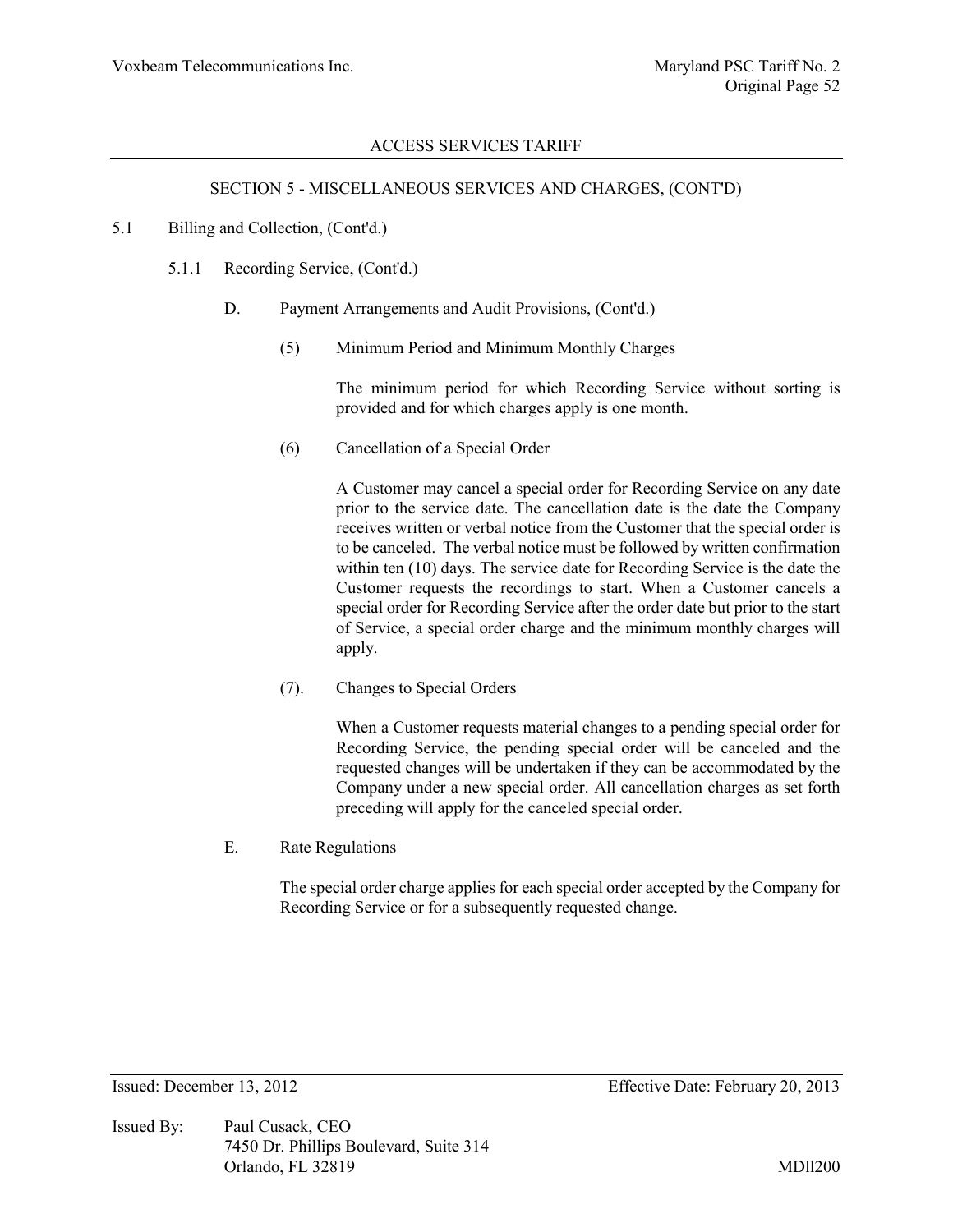## SECTION 5 - MISCELLANEOUS SERVICES AND CHARGES, (CONT'D)

5.1 Billing and Collection, (Cont'd.)

5.1.1 Recording Service, (Cont'd.)

D. Payment Arrangements and Audit Provisions, (Cont'd.)

(5) Minimum Period and Minimum Monthly Charges

The minimum period for which Recording Service without sorting is provided and for which charges apply is one month.

(6) Cancellation of a Special Order

A Customer may cancel a special order for Recording Service on any date prior to the service date. The cancellation date is the date the Company receives written or verbal notice from the Customer that the special order is to be canceled. The verbal notice must be followed by written confirmation within ten (10) days. The service date for Recording Service is the date the Customer requests the recordings to start. When a Customer cancels a special order for Recording Service after the order date but prior to the start of Service, a special order charge and the minimum monthly charges will apply.

(7). Changes to Special Orders

When a Customer requests material changes to a pending special order for Recording Service, the pending special order will be canceled and the requested changes will be undertaken if they can be accommodated by the Company under a new special order. All cancellation charges as set forth preceding will apply for the canceled special order.

E. Rate Regulations

The special order charge applies for each special order accepted by the Company for Recording Service or for a subsequently requested change.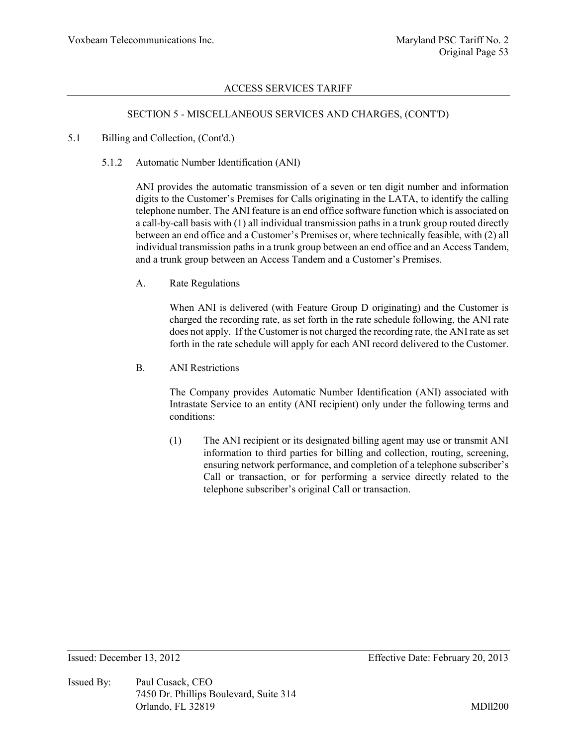## ACCESS SERVICES TARIFF

### SECTION 5 - MISCELLANEOUS SERVICES AND CHARGES, (CONT'D)

5.1 Billing and Collection, (Cont'd.)

5.1.2 Automatic Number Identification (ANI)

ANI provides the automatic transmission of a seven or ten digit number and information digits to the Customer's Premises for Calls originating in the LATA, to identify the calling telephone number. The ANI feature is an end office software function which is associated on a call-by-call basis with (1) all individual transmission paths in a trunk group routed directly between an end office and a Customer's Premises or, where technically feasible, with (2) all individual transmission paths in a trunk group between an end office and an Access Tandem, and a trunk group between an Access Tandem and a Customer's Premises.

A. Rate Regulations

When ANI is delivered (with Feature Group D originating) and the Customer is charged the recording rate, as set forth in the rate schedule following, the ANI rate does not apply. If the Customer is not charged the recording rate, the ANI rate as set forth in the rate schedule will apply for each ANI record delivered to the Customer.

B. ANI Restrictions

The Company provides Automatic Number Identification (ANI) associated with Intrastate Service to an entity (ANI recipient) only under the following terms and conditions:

(1) The ANI recipient or its designated billing agent may use or transmit ANI information to third parties for billing and collection, routing, screening, ensuring network performance, and completion of a telephone subscriber's Call or transaction, or for performing a service directly related to the telephone subscriber's original Call or transaction.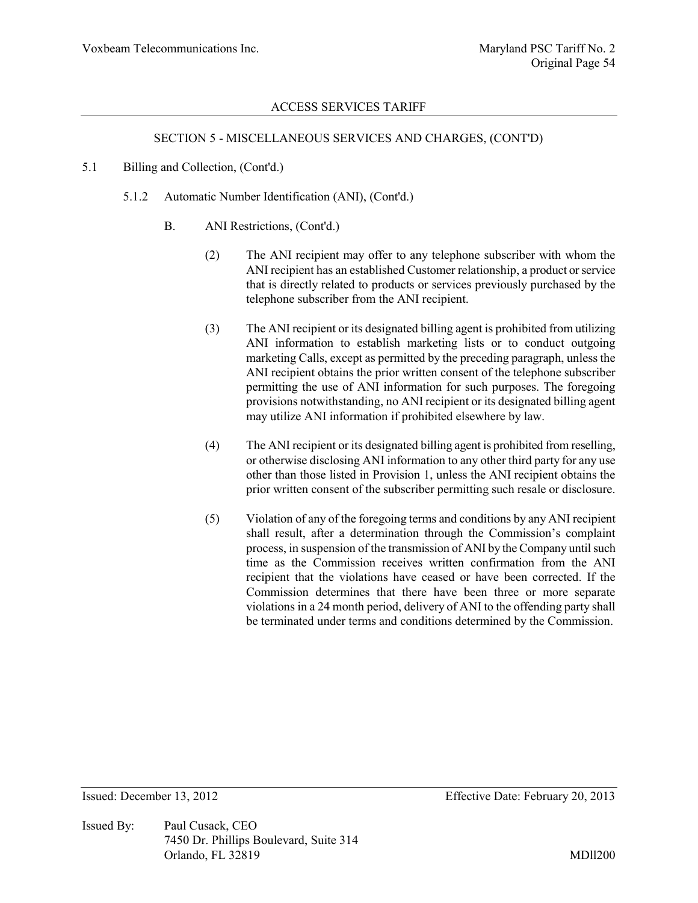## ACCESS SERVICES TARIFF

### SECTION 5 - MISCELLANEOUS SERVICES AND CHARGES, (CONT'D)

5.1 Billing and Collection, (Cont'd.)

5.1.2 Automatic Number Identification (ANI), (Cont'd.)

B. ANI Restrictions, (Cont'd.)

(2) The ANI recipient may offer to any telephone subscriber with whom the ANI recipient has an established Customer relationship, a product or service that is directly related to products or services previously purchased by the telephone subscriber from the ANI recipient.

(3) The ANI recipient or its designated billing agent is prohibited from utilizing ANI information to establish marketing lists or to conduct outgoing marketing Calls, except as permitted by the preceding paragraph, unless the ANI recipient obtains the prior written consent of the telephone subscriber permitting the use of ANI information for such purposes. The foregoing provisions notwithstanding, no ANI recipient or its designated billing agent may utilize ANI information if prohibited elsewhere by law.

(4) The ANI recipient or its designated billing agent is prohibited from reselling, or otherwise disclosing ANI information to any other third party for any use other than those listed in Provision 1, unless the ANI recipient obtains the prior written consent of the subscriber permitting such resale or disclosure.

(5) Violation of any of the foregoing terms and conditions by any ANI recipient shall result, after a determination through the Commission's complaint process, in suspension of the transmission of ANI by the Company until such time as the Commission receives written confirmation from the ANI recipient that the violations have ceased or have been corrected. If the Commission determines that there have been three or more separate violations in a 24 month period, delivery of ANI to the offending party shall be terminated under terms and conditions determined by the Commission.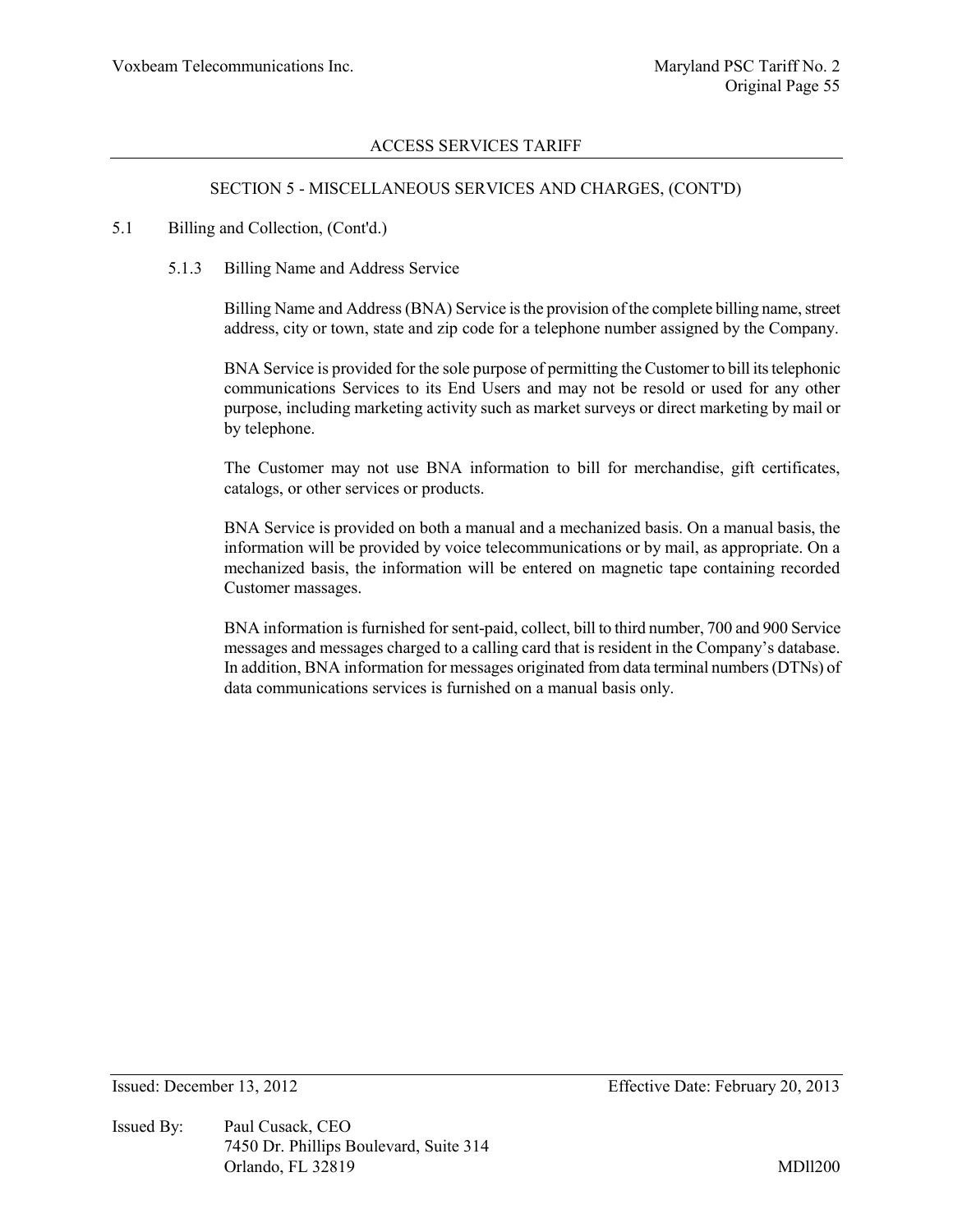## SECTION 5 - MISCELLANEOUS SERVICES AND CHARGES, (CONT'D)

5.1 Billing and Collection, (Cont'd.)

### 5.1.3 Billing Name and Address Service

Billing Name and Address (BNA) Service is the provision of the complete billing name, street address, city or town, state and zip code for a telephone number assigned by the Company.

BNA Service is provided for the sole purpose of permitting the Customer to bill its telephonic communications Services to its End Users and may not be resold or used for any other purpose, including marketing activity such as market surveys or direct marketing by mail or by telephone.

The Customer may not use BNA information to bill for merchandise, gift certificates, catalogs, or other services or products.

BNA Service is provided on both a manual and a mechanized basis. On a manual basis, the information will be provided by voice telecommunications or by mail, as appropriate. On a mechanized basis, the information will be entered on magnetic tape containing recorded Customer massages.

BNA information is furnished for sent-paid, collect, bill to third number, 700 and 900 Service messages and messages charged to a calling card that is resident in the Company's database. In addition, BNA information for messages originated from data terminal numbers (DTNs) of data communications services is furnished on a manual basis only.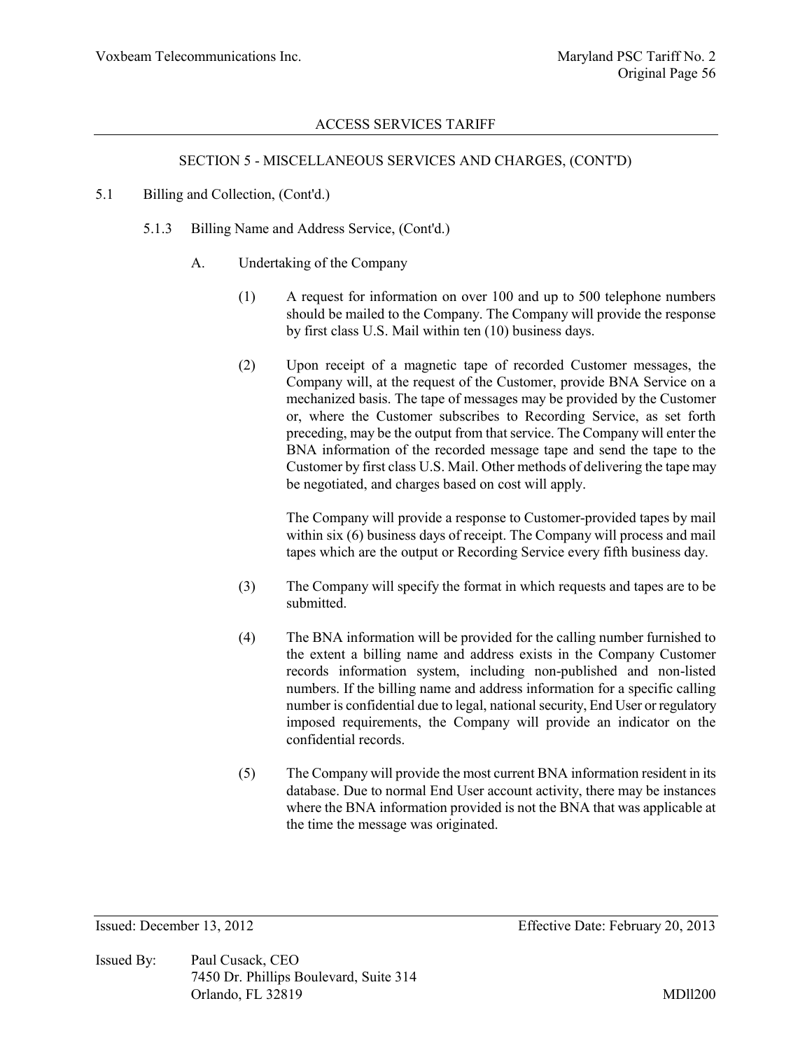## SECTION 5 - MISCELLANEOUS SERVICES AND CHARGES, (CONT'D)

5.1 Billing and Collection, (Cont'd.)

5.1.3 Billing Name and Address Service, (Cont'd.)

A. Undertaking of the Company

(1) A request for information on over 100 and up to 500 telephone numbers should be mailed to the Company. The Company will provide the response by first class U.S. Mail within ten (10) business days.

(2) Upon receipt of a magnetic tape of recorded Customer messages, the Company will, at the request of the Customer, provide BNA Service on a mechanized basis. The tape of messages may be provided by the Customer or, where the Customer subscribes to Recording Service, as set forth preceding, may be the output from that service. The Company will enter the BNA information of the recorded message tape and send the tape to the Customer by first class U.S. Mail. Other methods of delivering the tape may be negotiated, and charges based on cost will apply.

The Company will provide a response to Customer-provided tapes by mail within six (6) business days of receipt. The Company will process and mail tapes which are the output or Recording Service every fifth business day.

(3) The Company will specify the format in which requests and tapes are to be submitted.

(4) The BNA information will be provided for the calling number furnished to the extent a billing name and address exists in the Company Customer records information system, including non-published and non-listed numbers. If the billing name and address information for a specific calling number is confidential due to legal, national security, End User or regulatory imposed requirements, the Company will provide an indicator on the confidential records.

(5) The Company will provide the most current BNA information resident in its database. Due to normal End User account activity, there may be instances where the BNA information provided is not the BNA that was applicable at the time the message was originated.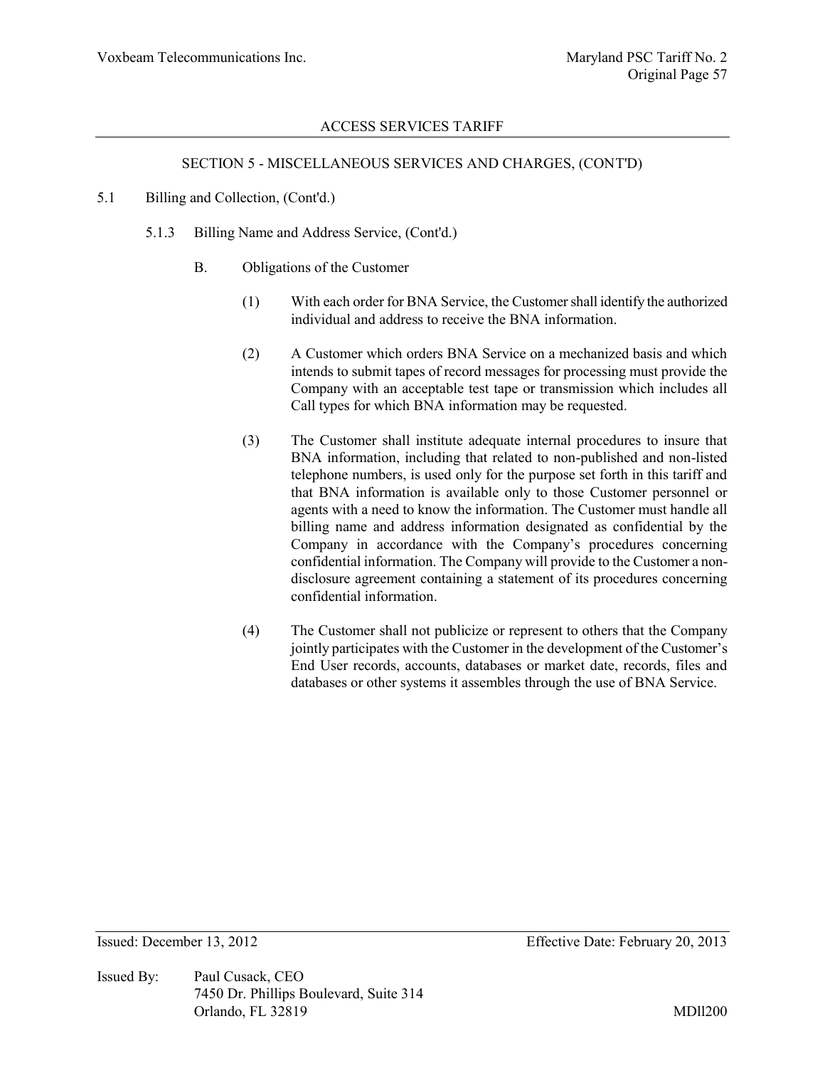ACCESS SERVICES TARIFF

SECTION 5 - MISCELLANEOUS SERVICES AND CHARGES, (CONT'D)

5.1 Billing and Collection, (Cont'd.)

5.1.3 Billing Name and Address Service, (Cont'd.)

B. Obligations of the Customer

(1) With each order for BNA Service, the Customer shall identify the authorized individual and address to receive the BNA information.

(2) A Customer which orders BNA Service on a mechanized basis and which intends to submit tapes of record messages for processing must provide the Company with an acceptable test tape or transmission which includes all Call types for which BNA information may be requested.

(3) The Customer shall institute adequate internal procedures to insure that BNA information, including that related to non-published and non-listed telephone numbers, is used only for the purpose set forth in this tariff and that BNA information is available only to those Customer personnel or agents with a need to know the information. The Customer must handle all billing name and address information designated as confidential by the Company in accordance with the Company's procedures concerning confidential information. The Company will provide to the Customer a non-disclosure agreement containing a statement of its procedures concerning confidential information.

(4) The Customer shall not publicize or represent to others that the Company jointly participates with the Customer in the development of the Customer's End User records, accounts, databases or market date, records, files and databases or other systems it assembles through the use of BNA Service.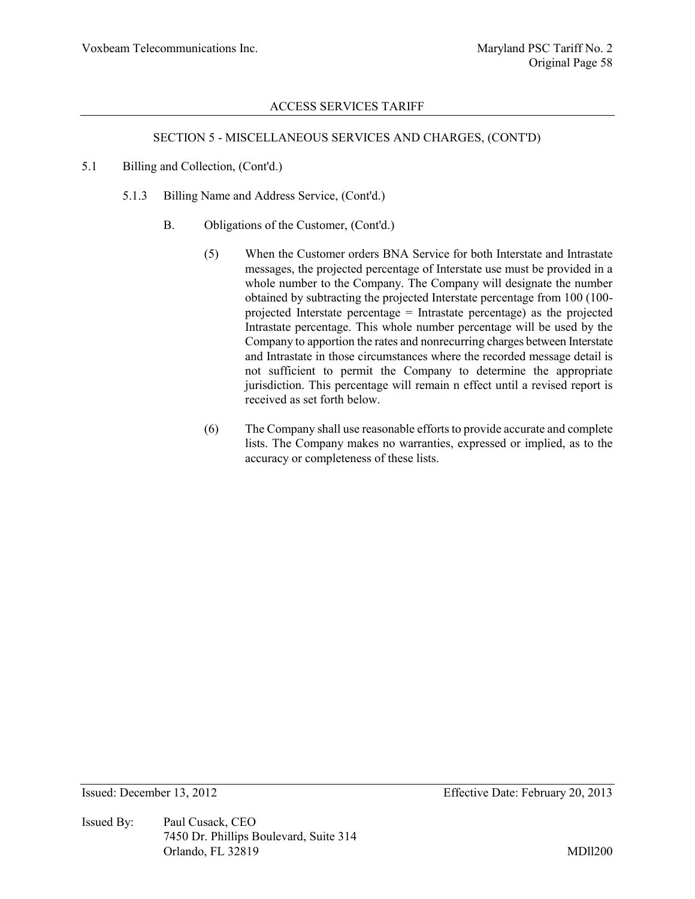## SECTION 5 - MISCELLANEOUS SERVICES AND CHARGES, (CONT'D)

5.1 Billing and Collection, (Cont'd.)

5.1.3 Billing Name and Address Service, (Cont'd.)

B. Obligations of the Customer, (Cont'd.)

(5) When the Customer orders BNA Service for both Interstate and Intrastate messages, the projected percentage of Interstate use must be provided in a whole number to the Company. The Company will designate the number obtained by subtracting the projected Interstate percentage from 100 (100-projected Interstate percentage = Intrastate percentage) as the projected Intrastate percentage. This whole number percentage will be used by the Company to apportion the rates and nonrecurring charges between Interstate and Intrastate in those circumstances where the recorded message detail is not sufficient to permit the Company to determine the appropriate jurisdiction. This percentage will remain n effect until a revised report is received as set forth below.

(6) The Company shall use reasonable efforts to provide accurate and complete lists. The Company makes no warranties, expressed or implied, as to the accuracy or completeness of these lists.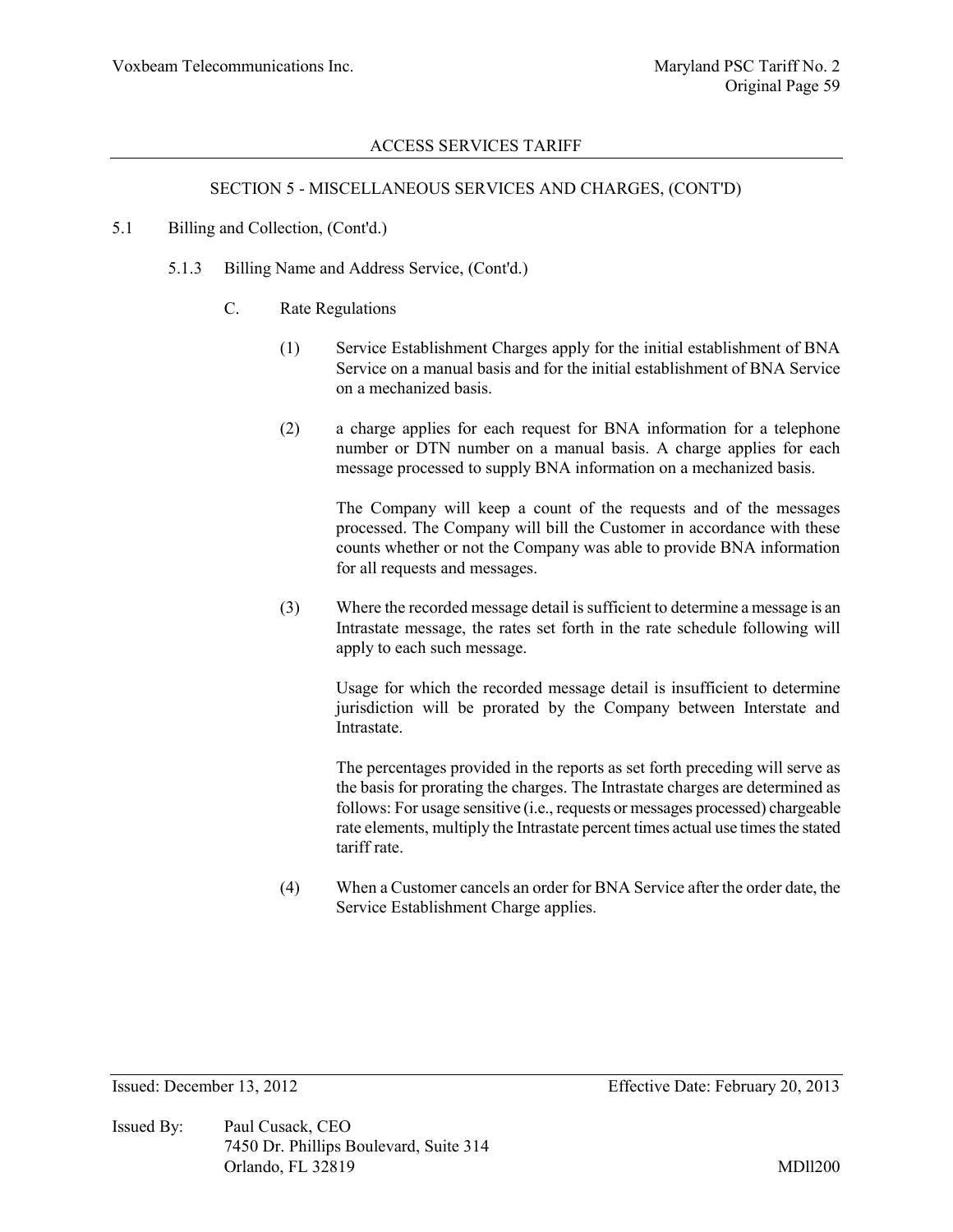## SECTION 5 - MISCELLANEOUS SERVICES AND CHARGES, (CONT'D)

5.1 Billing and Collection, (Cont'd.)

5.1.3 Billing Name and Address Service, (Cont'd.)

C. Rate Regulations

(1) Service Establishment Charges apply for the initial establishment of BNA Service on a manual basis and for the initial establishment of BNA Service on a mechanized basis.

(2) a charge applies for each request for BNA information for a telephone number or DTN number on a manual basis. A charge applies for each message processed to supply BNA information on a mechanized basis.

The Company will keep a count of the requests and of the messages processed. The Company will bill the Customer in accordance with these counts whether or not the Company was able to provide BNA information for all requests and messages.

(3) Where the recorded message detail is sufficient to determine a message is an Intrastate message, the rates set forth in the rate schedule following will apply to each such message.

Usage for which the recorded message detail is insufficient to determine jurisdiction will be prorated by the Company between Interstate and Intrastate.

The percentages provided in the reports as set forth preceding will serve as the basis for prorating the charges. The Intrastate charges are determined as follows: For usage sensitive (i.e., requests or messages processed) chargeable rate elements, multiply the Intrastate percent times actual use times the stated tariff rate.

(4) When a Customer cancels an order for BNA Service after the order date, the Service Establishment Charge applies.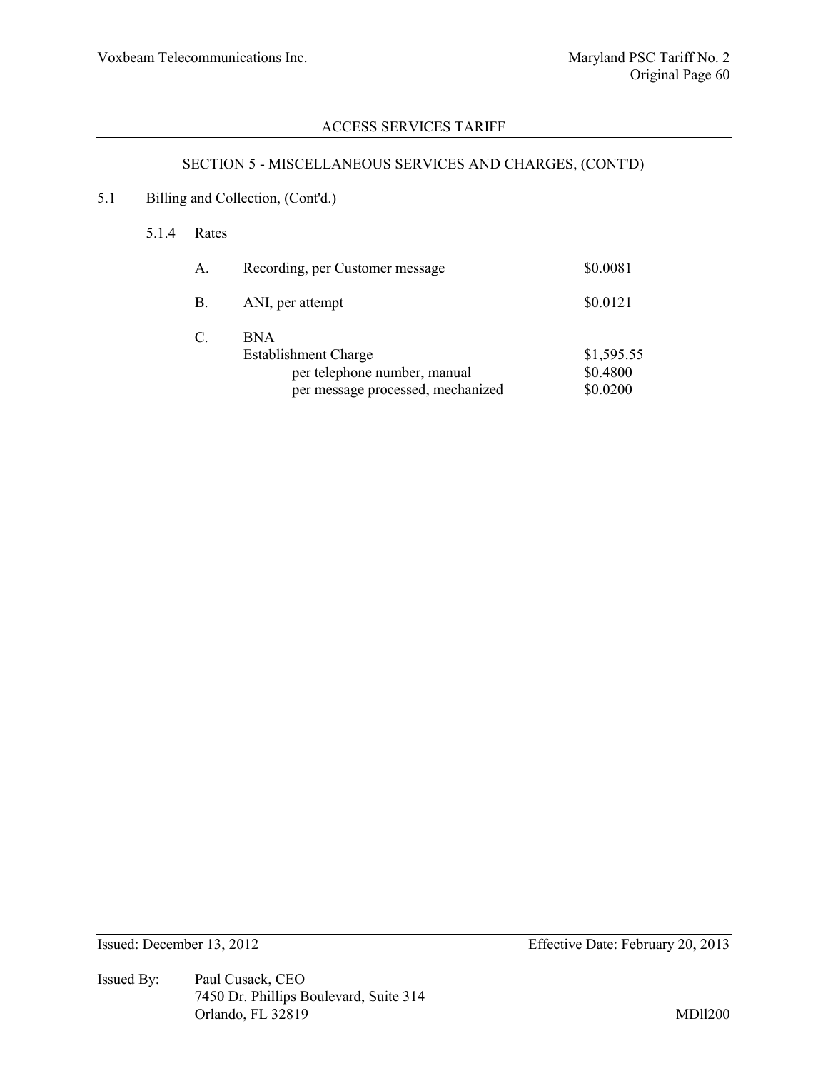ACCESS SERVICES TARIFF

SECTION 5 - MISCELLANEOUS SERVICES AND CHARGES, (CONT'D)

5.1 Billing and Collection, (Cont'd.)

5.1.4 Rates

| | | |
|---|---|---|
| A. | Recording, per Customer message | $0.0081 |
| B. | ANI, per attempt | $0.0121 |
| C. | BNA | |
| | Establishment Charge | $1,595.55 |
| | per telephone number, manual | $0.4800 |
| | per message processed, mechanized | $0.0200 |

Issued: December 13, 2012 Effective Date: February 20, 2013

Issued By: Paul Cusack, CEO
7450 Dr. Phillips Boulevard, Suite 314
Orlando, FL 32819

MDll200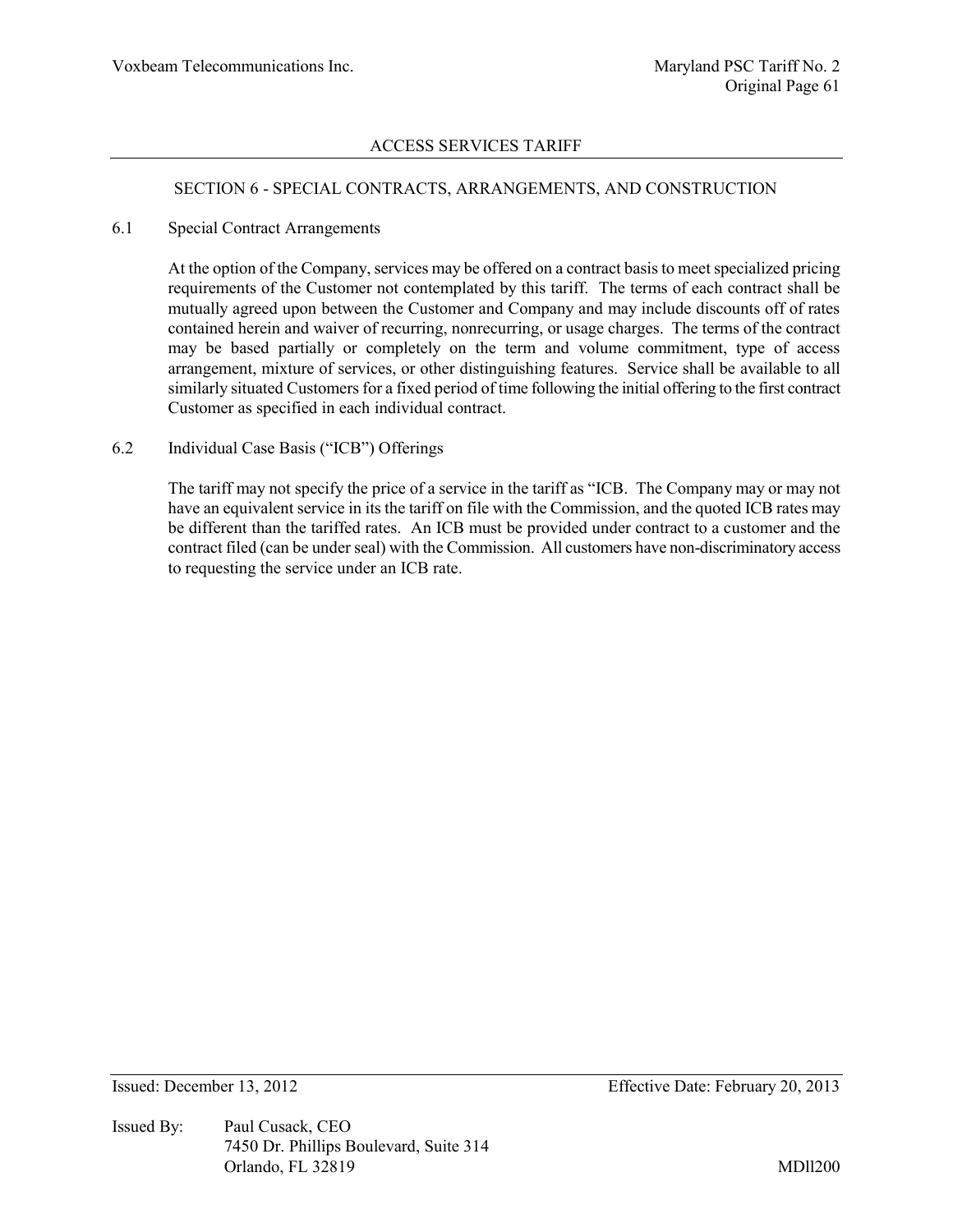ACCESS SERVICES TARIFF

## SECTION 6 - SPECIAL CONTRACTS, ARRANGEMENTS, AND CONSTRUCTION

### 6.1 Special Contract Arrangements

At the option of the Company, services may be offered on a contract basis to meet specialized pricing requirements of the Customer not contemplated by this tariff. The terms of each contract shall be mutually agreed upon between the Customer and Company and may include discounts off of rates contained herein and waiver of recurring, nonrecurring, or usage charges. The terms of the contract may be based partially or completely on the term and volume commitment, type of access arrangement, mixture of services, or other distinguishing features. Service shall be available to all similarly situated Customers for a fixed period of time following the initial offering to the first contract Customer as specified in each individual contract.

### 6.2 Individual Case Basis ("ICB") Offerings

The tariff may not specify the price of a service in the tariff as "ICB. The Company may or may not have an equivalent service in its the tariff on file with the Commission, and the quoted ICB rates may be different than the tariffed rates. An ICB must be provided under contract to a customer and the contract filed (can be under seal) with the Commission. All customers have non-discriminatory access to requesting the service under an ICB rate.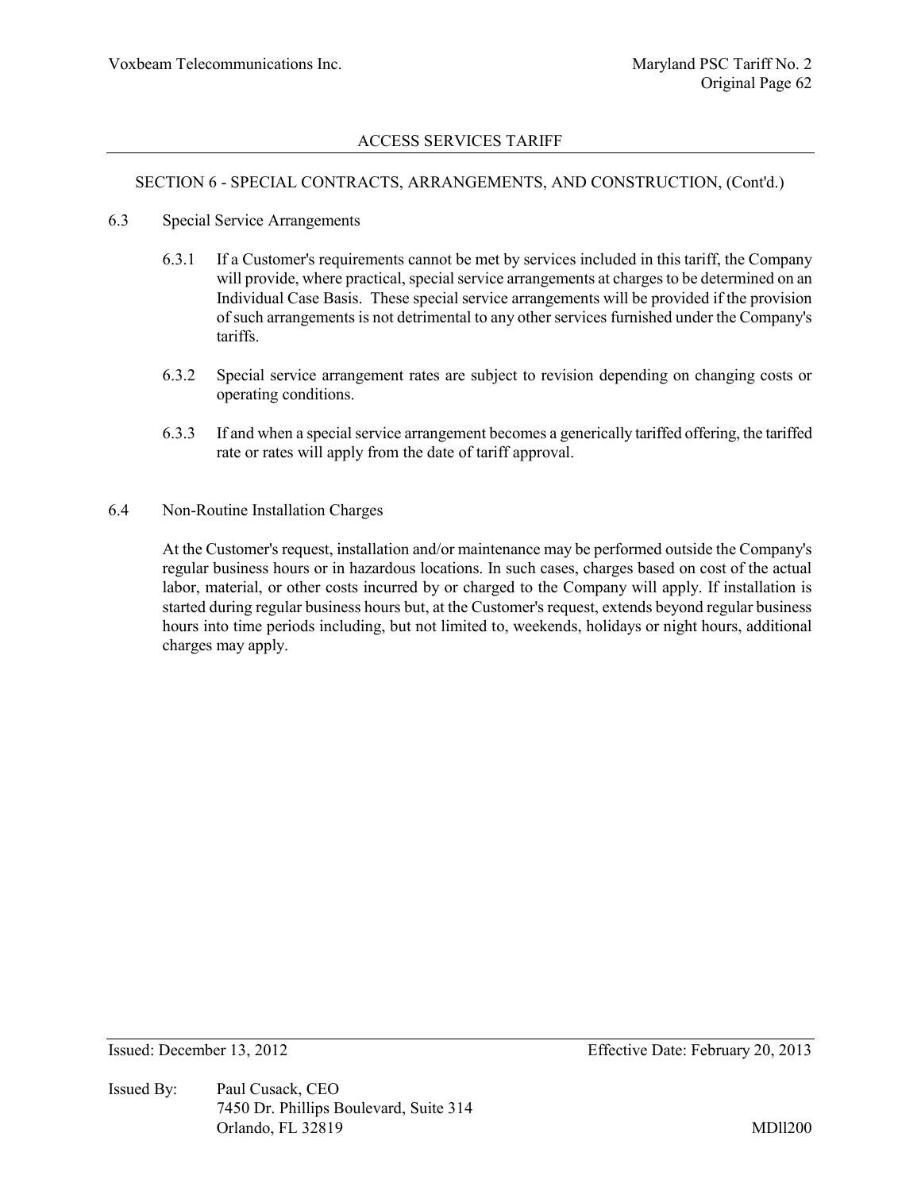## SECTION 6 - SPECIAL CONTRACTS, ARRANGEMENTS, AND CONSTRUCTION, (Cont'd.)

### 6.3 Special Service Arrangements

6.3.1 If a Customer's requirements cannot be met by services included in this tariff, the Company will provide, where practical, special service arrangements at charges to be determined on an Individual Case Basis. These special service arrangements will be provided if the provision of such arrangements is not detrimental to any other services furnished under the Company's tariffs.

6.3.2 Special service arrangement rates are subject to revision depending on changing costs or operating conditions.

6.3.3 If and when a special service arrangement becomes a generically tariffed offering, the tariffed rate or rates will apply from the date of tariff approval.

### 6.4 Non-Routine Installation Charges

At the Customer's request, installation and/or maintenance may be performed outside the Company's regular business hours or in hazardous locations. In such cases, charges based on cost of the actual labor, material, or other costs incurred by or charged to the Company will apply. If installation is started during regular business hours but, at the Customer's request, extends beyond regular business hours into time periods including, but not limited to, weekends, holidays or night hours, additional charges may apply.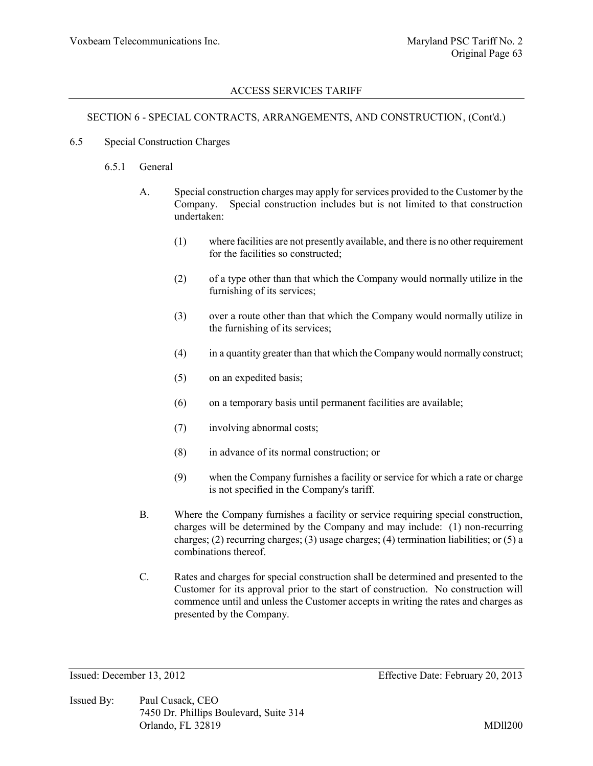ACCESS SERVICES TARIFF

SECTION 6 - SPECIAL CONTRACTS, ARRANGEMENTS, AND CONSTRUCTION, (Cont'd.)

6.5 Special Construction Charges

6.5.1 General

A. Special construction charges may apply for services provided to the Customer by the Company. Special construction includes but is not limited to that construction undertaken:

(1) where facilities are not presently available, and there is no other requirement for the facilities so constructed;

(2) of a type other than that which the Company would normally utilize in the furnishing of its services;

(3) over a route other than that which the Company would normally utilize in the furnishing of its services;

(4) in a quantity greater than that which the Company would normally construct;

(5) on an expedited basis;

(6) on a temporary basis until permanent facilities are available;

(7) involving abnormal costs;

(8) in advance of its normal construction; or

(9) when the Company furnishes a facility or service for which a rate or charge is not specified in the Company's tariff.

B. Where the Company furnishes a facility or service requiring special construction, charges will be determined by the Company and may include: (1) non-recurring charges; (2) recurring charges; (3) usage charges; (4) termination liabilities; or (5) a combinations thereof.

C. Rates and charges for special construction shall be determined and presented to the Customer for its approval prior to the start of construction. No construction will commence until and unless the Customer accepts in writing the rates and charges as presented by the Company.